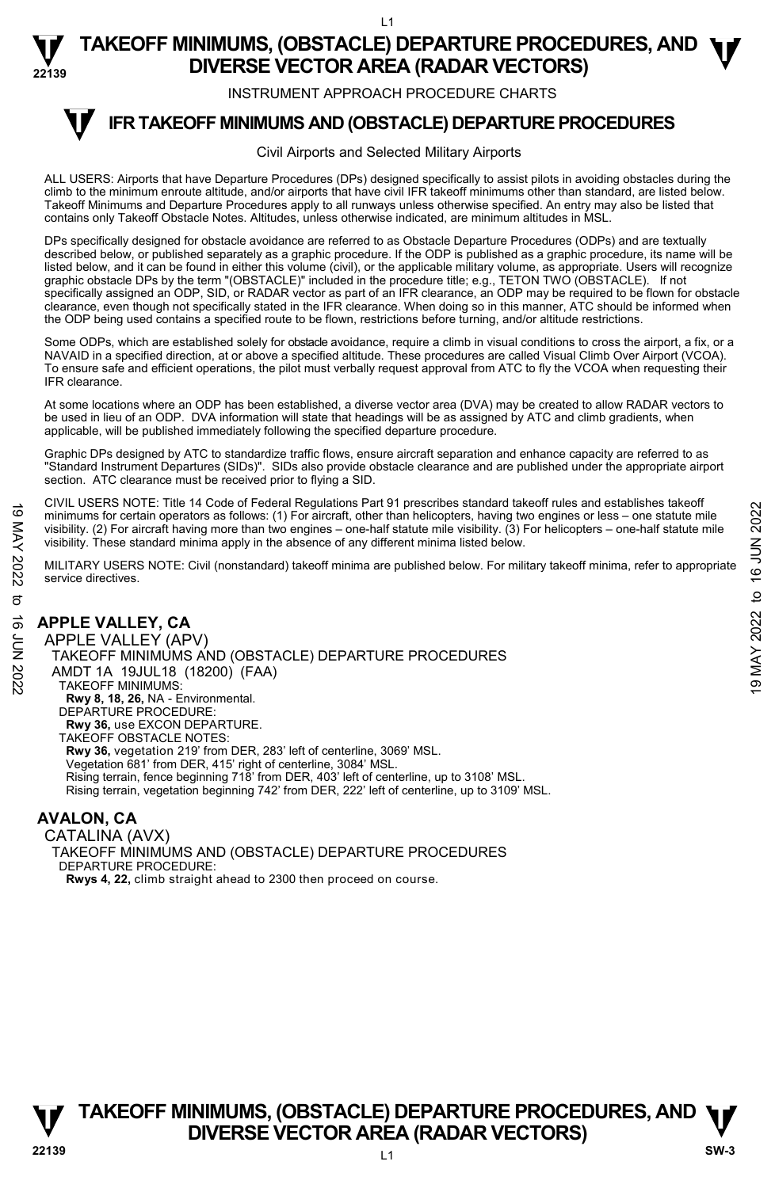# TAKEOFF MINIMUMS, (OBSTACLE) DEPARTURE PROCEDURES, AND DIVERSE VECTOR AREA (RADAR VECTORS)

INSTRUMENT APPROACH PROCEDURE CHARTS

## IFR TAKEOFF MINIMUMS AND (OBSTACLE) DEPARTURE PROCEDURES

Civil Airports and Selected Military Airports

ALL USERS: Airports that have Departure Procedures (DPs) designed specifically to assist pilots in avoiding obstacles during the climb to the minimum enroute altitude, and/or airports that have civil IFR takeoff minimums other than standard, are listed below. Takeoff Minimums and Departure Procedures apply to all runways unless otherwise specified. An entry may also be listed that contains only Takeoff Obstacle Notes. Altitudes, unless otherwise indicated, are minimum altitudes in MSL.

DPs specifically designed for obstacle avoidance are referred to as Obstacle Departure Procedures (ODPs) and are textually described below, or published separately as a graphic procedure. If the ODP is published as a graphic procedure, its name will be listed below, and it can be found in either this volume (civil), or the applicable military volume, as appropriate. Users will recognize graphic obstacle DPs by the term "(OBSTACLE)" included in the procedure title; e.g., TETON TWO (OBSTACLE). If not specifically assigned an ODP, SID, or RADAR vector as part of an IFR clearance, an ODP may be required to be flown for obstacle clearance, even though not specifically stated in the IFR clearance. When doing so in this manner, ATC should be informed when the ODP being used contains a specified route to be flown, restrictions before turning, and/or altitude restrictions.

Some ODPs, which are established solely for obstacle avoidance, require a climb in visual conditions to cross the airport, a fix, or a NAVAID in a specified direction, at or above a specified altitude. These procedures are called Visual Climb Over Airport (VCOA). To ensure safe and efficient operations, the pilot must verbally request approval from ATC to fly the VCOA when requesting their IFR clearance.

At some locations where an ODP has been established, a diverse vector area (DVA) may be created to allow RADAR vectors to be used in lieu of an ODP. DVA information will state that headings will be as assigned by ATC and climb gradients, when applicable, will be published immediately following the specified departure procedure.

Graphic DPs designed by ATC to standardize traffic flows, ensure aircraft separation and enhance capacity are referred to as "Standard Instrument Departures (SIDs)". SIDs also provide obstacle clearance and are published under the appropriate airport section. ATC clearance must be received prior to flying a SID.

CIVIL USERS NOTE: Title 14 Code of Federal Regulations Part 91 prescribes standard takeoff rules and establishes takeoff minimums for certain operators as follows: (1) For aircraft, other than helicopters, having two engines or less – one statute mile visibility. (2) For aircraft having more than two engines – one-half statute mile visibility. (3) For helicopters – one-half statute mile visibility. These standard minima apply in the absence of any different minima listed below.

MILITARY USERS NOTE: Civil (nonstandard) takeoff minima are published below. For military takeoff minima, refer to appropriate service directives.

### APPLE VALLEY, CA

APPLE VALLEY (APV)
TAKEOFF MINIMUMS AND (OBSTACLE) DEPARTURE PROCEDURES
AMDT 1A 19JUL18 (18200) (FAA)
TAKEOFF MINIMUMS:
**Rwy 8, 18, 26,** NA - Environmental.
DEPARTURE PROCEDURE:
**Rwy 36,** use EXCON DEPARTURE.
TAKEOFF OBSTACLE NOTES:
**Rwy 36,** vegetation 219' from DER, 283' left of centerline, 3069' MSL.
Vegetation 681' from DER, 415' right of centerline, 3084' MSL.
Rising terrain, fence beginning 718' from DER, 403' left of centerline, up to 3108' MSL.
Rising terrain, vegetation beginning 742' from DER, 222' left of centerline, up to 3109' MSL.

### AVALON, CA

CATALINA (AVX)
TAKEOFF MINIMUMS AND (OBSTACLE) DEPARTURE PROCEDURES
DEPARTURE PROCEDURE:
**Rwys 4, 22,** climb straight ahead to 2300 then proceed on course.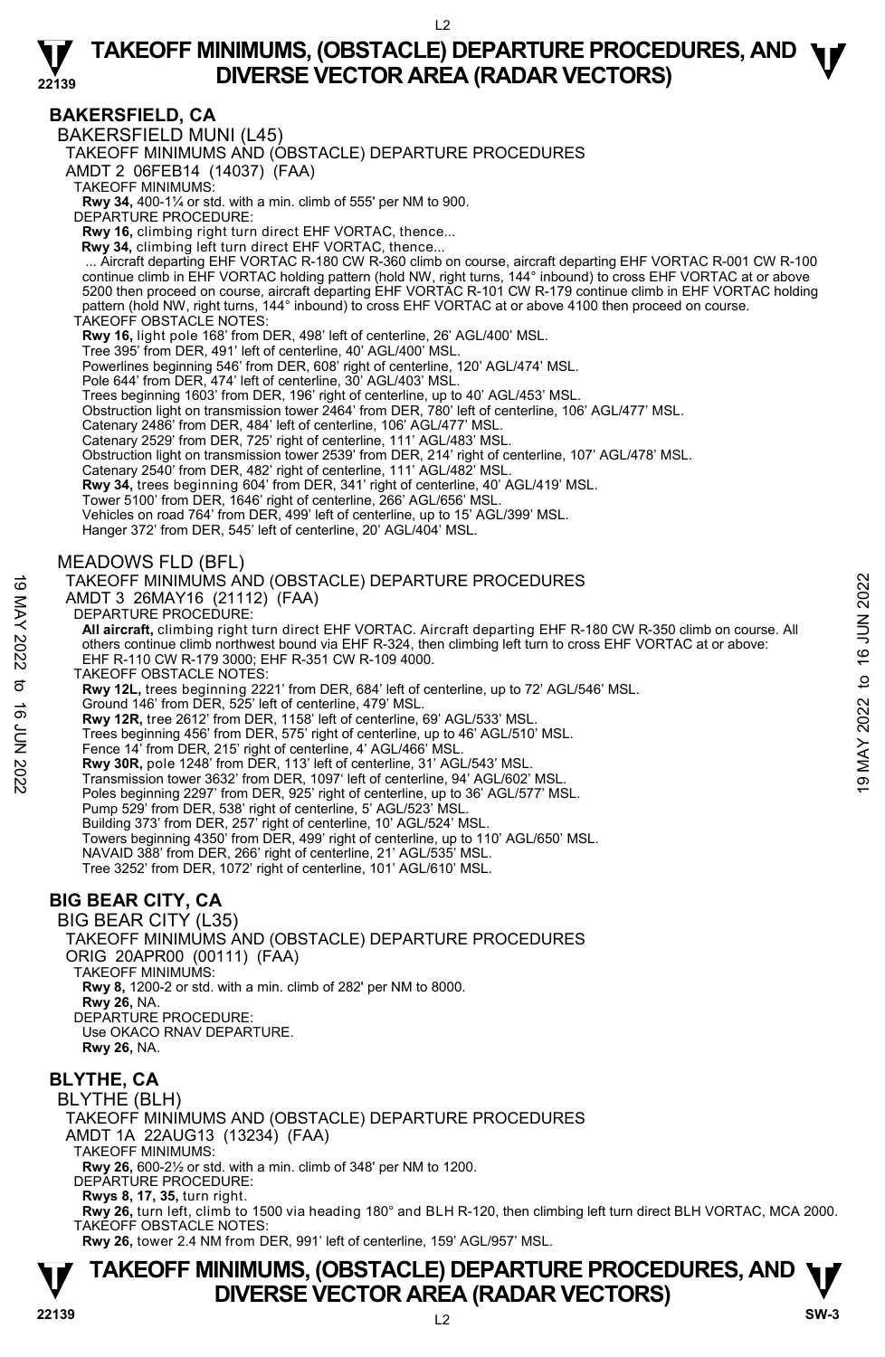## BAKERSFIELD, CA

### BAKERSFIELD MUNI (L45)

TAKEOFF MINIMUMS AND (OBSTACLE) DEPARTURE PROCEDURES
AMDT 2 06FEB14 (14037) (FAA)

TAKEOFF MINIMUMS:
**Rwy 34,** 400-1¼ or std. with a min. climb of 555' per NM to 900.

DEPARTURE PROCEDURE:
**Rwy 16,** climbing right turn direct EHF VORTAC, thence...
**Rwy 34,** climbing left turn direct EHF VORTAC, thence...
... Aircraft departing EHF VORTAC R-180 CW R-360 climb on course, aircraft departing EHF VORTAC R-001 CW R-100 continue climb in EHF VORTAC holding pattern (hold NW, right turns, 144° inbound) to cross EHF VORTAC at or above 5200 then proceed on course, aircraft departing EHF VORTAC R-101 CW R-179 continue climb in EHF VORTAC holding pattern (hold NW, right turns, 144° inbound) to cross EHF VORTAC at or above 4100 then proceed on course.

TAKEOFF OBSTACLE NOTES:
**Rwy 16,** light pole 168' from DER, 498' left of centerline, 26' AGL/400' MSL.
Tree 395' from DER, 491' left of centerline, 40' AGL/400' MSL.
Powerlines beginning 546' from DER, 608' right of centerline, 120' AGL/474' MSL.
Pole 644' from DER, 474' left of centerline, 30' AGL/403' MSL.
Trees beginning 1603' from DER, 196' right of centerline, up to 40' AGL/453' MSL.
Obstruction light on transmission tower 2464' from DER, 780' left of centerline, 106' AGL/477' MSL.
Catenary 2486' from DER, 484' left of centerline, 106' AGL/477' MSL.
Catenary 2529' from DER, 725' right of centerline, 111' AGL/483' MSL.
Obstruction light on transmission tower 2539' from DER, 214' right of centerline, 107' AGL/478' MSL.
Catenary 2540' from DER, 482' right of centerline, 111' AGL/482' MSL.
**Rwy 34,** trees beginning 604' from DER, 341' right of centerline, 40' AGL/419' MSL.
Tower 5100' from DER, 1646' right of centerline, 266' AGL/656' MSL.
Vehicles on road 764' from DER, 499' left of centerline, up to 15' AGL/399' MSL.
Hanger 372' from DER, 545' left of centerline, 20' AGL/404' MSL.

### MEADOWS FLD (BFL)

TAKEOFF MINIMUMS AND (OBSTACLE) DEPARTURE PROCEDURES
AMDT 3 26MAY16 (21112) (FAA)

DEPARTURE PROCEDURE:
**All aircraft,** climbing right turn direct EHF VORTAC. Aircraft departing EHF R-180 CW R-350 climb on course. All others continue climb northwest bound via EHF R-324, then climbing left turn to cross EHF VORTAC at or above: EHF R-110 CW R-179 3000; EHF R-351 CW R-109 4000.

TAKEOFF OBSTACLE NOTES:
**Rwy 12L,** trees beginning 2221' from DER, 684' left of centerline, up to 72' AGL/546' MSL.
Ground 146' from DER, 525' left of centerline, 479' MSL.
**Rwy 12R,** tree 2612' from DER, 1158' left of centerline, 69' AGL/533' MSL.
Trees beginning 456' from DER, 575' right of centerline, up to 46' AGL/510' MSL.
Fence 14' from DER, 215' right of centerline, 4' AGL/466' MSL.
**Rwy 30R,** pole 1248' from DER, 113' left of centerline, 31' AGL/543' MSL.
Transmission tower 3632' from DER, 1097' left of centerline, 94' AGL/602' MSL.
Poles beginning 2297' from DER, 925' right of centerline, up to 36' AGL/577' MSL.
Pump 529' from DER, 538' right of centerline, 5' AGL/523' MSL.
Building 373' from DER, 257' right of centerline, 10' AGL/524' MSL.
Towers beginning 4350' from DER, 499' right of centerline, up to 110' AGL/650' MSL.
NAVAID 388' from DER, 266' right of centerline, 21' AGL/535' MSL.
Tree 3252' from DER, 1072' right of centerline, 101' AGL/610' MSL.

## BIG BEAR CITY, CA

### BIG BEAR CITY (L35)

TAKEOFF MINIMUMS AND (OBSTACLE) DEPARTURE PROCEDURES
ORIG 20APR00 (00111) (FAA)

TAKEOFF MINIMUMS:
**Rwy 8,** 1200-2 or std. with a min. climb of 282' per NM to 8000.
**Rwy 26,** NA.

DEPARTURE PROCEDURE:
Use OKACO RNAV DEPARTURE.
**Rwy 26,** NA.

## BLYTHE, CA

### BLYTHE (BLH)

TAKEOFF MINIMUMS AND (OBSTACLE) DEPARTURE PROCEDURES
AMDT 1A 22AUG13 (13234) (FAA)

TAKEOFF MINIMUMS:
**Rwy 26,** 600-2½ or std. with a min. climb of 348' per NM to 1200.

DEPARTURE PROCEDURE:
**Rwys 8, 17, 35,** turn right.
**Rwy 26,** turn left, climb to 1500 via heading 180° and BLH R-120, then climbing left turn direct BLH VORTAC, MCA 2000.

TAKEOFF OBSTACLE NOTES:
**Rwy 26,** tower 2.4 NM from DER, 991' left of centerline, 159' AGL/957' MSL.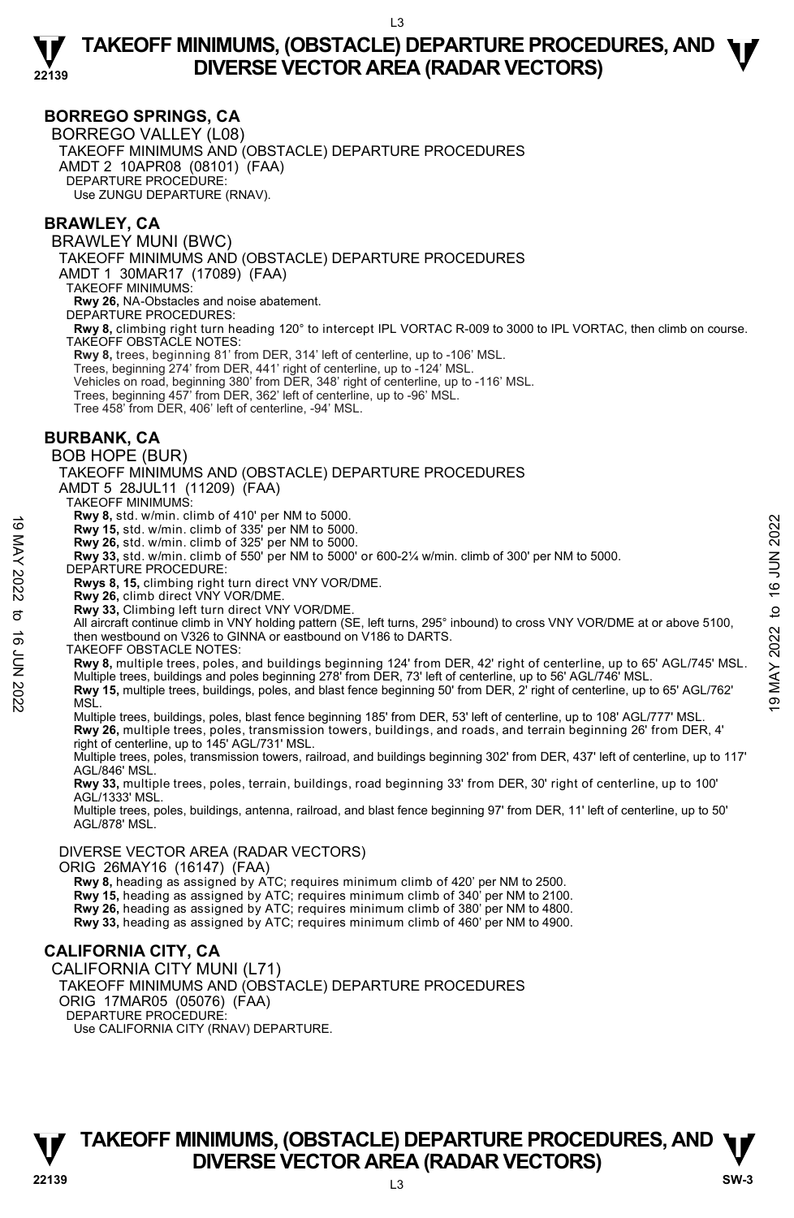## BORREGO SPRINGS, CA

BORREGO VALLEY (L08)

TAKEOFF MINIMUMS AND (OBSTACLE) DEPARTURE PROCEDURES

AMDT 2 10APR08 (08101) (FAA)

DEPARTURE PROCEDURE:

Use ZUNGU DEPARTURE (RNAV).

## BRAWLEY, CA

BRAWLEY MUNI (BWC)

TAKEOFF MINIMUMS AND (OBSTACLE) DEPARTURE PROCEDURES

AMDT 1 30MAR17 (17089) (FAA)

TAKEOFF MINIMUMS:

**Rwy 26,** NA-Obstacles and noise abatement.

DEPARTURE PROCEDURES:

**Rwy 8,** climbing right turn heading 120° to intercept IPL VORTAC R-009 to 3000 to IPL VORTAC, then climb on course.

TAKEOFF OBSTACLE NOTES:

**Rwy 8,** trees, beginning 81' from DER, 314' left of centerline, up to -106' MSL.
Trees, beginning 274' from DER, 441' right of centerline, up to -124' MSL.
Vehicles on road, beginning 380' from DER, 348' right of centerline, up to -116' MSL.
Trees, beginning 457' from DER, 362' left of centerline, up to -96' MSL.
Tree 458' from DER, 406' left of centerline, -94' MSL.

## BURBANK, CA

BOB HOPE (BUR)

TAKEOFF MINIMUMS AND (OBSTACLE) DEPARTURE PROCEDURES

AMDT 5 28JUL11 (11209) (FAA)

TAKEOFF MINIMUMS:

**Rwy 8,** std. w/min. climb of 410' per NM to 5000.
**Rwy 15,** std. w/min. climb of 335' per NM to 5000.
**Rwy 26,** std. w/min. climb of 325' per NM to 5000.
**Rwy 33,** std. w/min. climb of 550' per NM to 5000' or 600-2¼ w/min. climb of 300' per NM to 5000.

DEPARTURE PROCEDURE:

**Rwys 8, 15,** climbing right turn direct VNY VOR/DME.
**Rwy 26,** climb direct VNY VOR/DME.
**Rwy 33,** Climbing left turn direct VNY VOR/DME.
All aircraft continue climb in VNY holding pattern (SE, left turns, 295° inbound) to cross VNY VOR/DME at or above 5100, then westbound on V326 to GINNA or eastbound on V186 to DARTS.

TAKEOFF OBSTACLE NOTES:

**Rwy 8,** multiple trees, poles, and buildings beginning 124' from DER, 42' right of centerline, up to 65' AGL/745' MSL.
Multiple trees, buildings and poles beginning 278' from DER, 73' left of centerline, up to 56' AGL/746' MSL.
**Rwy 15,** multiple trees, buildings, poles, and blast fence beginning 50' from DER, 2' right of centerline, up to 65' AGL/762' MSL.
Multiple trees, buildings, poles, blast fence beginning 185' from DER, 53' left of centerline, up to 108' AGL/777' MSL.
**Rwy 26,** multiple trees, poles, transmission towers, buildings, and roads, and terrain beginning 26' from DER, 4' right of centerline, up to 145' AGL/731' MSL.
Multiple trees, poles, transmission towers, railroad, and buildings beginning 302' from DER, 437' left of centerline, up to 117' AGL/846' MSL.
**Rwy 33,** multiple trees, poles, terrain, buildings, road beginning 33' from DER, 30' right of centerline, up to 100' AGL/1333' MSL.
Multiple trees, poles, buildings, antenna, railroad, and blast fence beginning 97' from DER, 11' left of centerline, up to 50' AGL/878' MSL.

DIVERSE VECTOR AREA (RADAR VECTORS)

ORIG 26MAY16 (16147) (FAA)

**Rwy 8,** heading as assigned by ATC; requires minimum climb of 420' per NM to 2500.
**Rwy 15,** heading as assigned by ATC; requires minimum climb of 340' per NM to 2100.
**Rwy 26,** heading as assigned by ATC; requires minimum climb of 380' per NM to 4800.
**Rwy 33,** heading as assigned by ATC; requires minimum climb of 460' per NM to 4900.

## CALIFORNIA CITY, CA

CALIFORNIA CITY MUNI (L71)

TAKEOFF MINIMUMS AND (OBSTACLE) DEPARTURE PROCEDURES

ORIG 17MAR05 (05076) (FAA)

DEPARTURE PROCEDURE:

Use CALIFORNIA CITY (RNAV) DEPARTURE.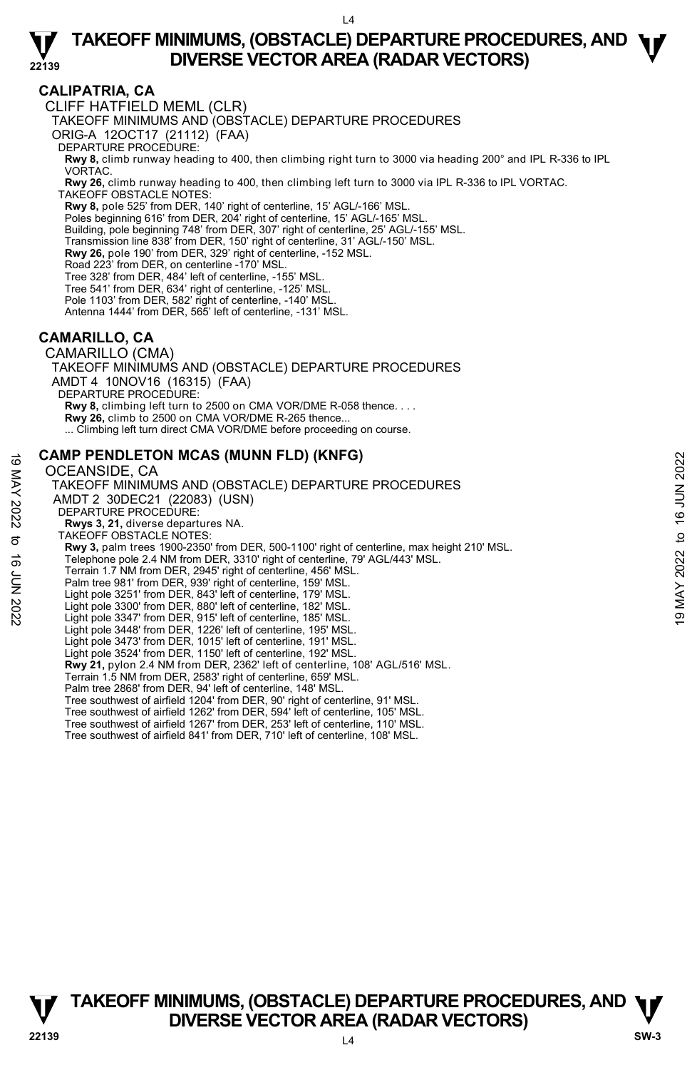# TAKEOFF MINIMUMS, (OBSTACLE) DEPARTURE PROCEDURES, AND DIVERSE VECTOR AREA (RADAR VECTORS)

## CALIPATRIA, CA

CLIFF HATFIELD MEML (CLR)

TAKEOFF MINIMUMS AND (OBSTACLE) DEPARTURE PROCEDURES

ORIG-A 12OCT17 (21112) (FAA)

DEPARTURE PROCEDURE:

**Rwy 8,** climb runway heading to 400, then climbing right turn to 3000 via heading 200° and IPL R-336 to IPL VORTAC.

**Rwy 26,** climb runway heading to 400, then climbing left turn to 3000 via IPL R-336 to IPL VORTAC.

TAKEOFF OBSTACLE NOTES:

**Rwy 8,** pole 525' from DER, 140' right of centerline, 15' AGL/-166' MSL.
Poles beginning 616' from DER, 204' right of centerline, 15' AGL/-165' MSL.
Building, pole beginning 748' from DER, 307' right of centerline, 25' AGL/-155' MSL.
Transmission line 838' from DER, 150' right of centerline, 31' AGL/-150' MSL.
**Rwy 26,** pole 190' from DER, 329' right of centerline, -152 MSL.
Road 223' from DER, on centerline -170' MSL.
Tree 328' from DER, 484' left of centerline, -155' MSL.
Tree 541' from DER, 634' right of centerline, -125' MSL.
Pole 1103' from DER, 582' right of centerline, -140' MSL.
Antenna 1444' from DER, 565' left of centerline, -131' MSL.

## CAMARILLO, CA

CAMARILLO (CMA)

TAKEOFF MINIMUMS AND (OBSTACLE) DEPARTURE PROCEDURES

AMDT 4 10NOV16 (16315) (FAA)

DEPARTURE PROCEDURE:

**Rwy 8,** climbing left turn to 2500 on CMA VOR/DME R-058 thence. . . .
**Rwy 26,** climb to 2500 on CMA VOR/DME R-265 thence...
... Climbing left turn direct CMA VOR/DME before proceeding on course.

## CAMP PENDLETON MCAS (MUNN FLD) (KNFG)

OCEANSIDE, CA

TAKEOFF MINIMUMS AND (OBSTACLE) DEPARTURE PROCEDURES

AMDT 2 30DEC21 (22083) (USN)

DEPARTURE PROCEDURE:

**Rwys 3, 21,** diverse departures NA.

TAKEOFF OBSTACLE NOTES:

**Rwy 3,** palm trees 1900-2350' from DER, 500-1100' right of centerline, max height 210' MSL.
Telephone pole 2.4 NM from DER, 3310' right of centerline, 79' AGL/443' MSL.
Terrain 1.7 NM from DER, 2945' right of centerline, 456' MSL.
Palm tree 981' from DER, 939' right of centerline, 159' MSL.
Light pole 3251' from DER, 843' left of centerline, 179' MSL.
Light pole 3300' from DER, 880' left of centerline, 182' MSL.
Light pole 3347' from DER, 915' left of centerline, 185' MSL.
Light pole 3448' from DER, 1226' left of centerline, 195' MSL.
Light pole 3473' from DER, 1015' left of centerline, 191' MSL.
Light pole 3524' from DER, 1150' left of centerline, 192' MSL.
**Rwy 21,** pylon 2.4 NM from DER, 2362' left of centerline, 108' AGL/516' MSL.
Terrain 1.5 NM from DER, 2583' right of centerline, 659' MSL.
Palm tree 2868' from DER, 94' left of centerline, 148' MSL.
Tree southwest of airfield 1204' from DER, 90' right of centerline, 91' MSL.
Tree southwest of airfield 1262' from DER, 594' left of centerline, 105' MSL.
Tree southwest of airfield 1267' from DER, 253' left of centerline, 110' MSL.
Tree southwest of airfield 841' from DER, 710' left of centerline, 108' MSL.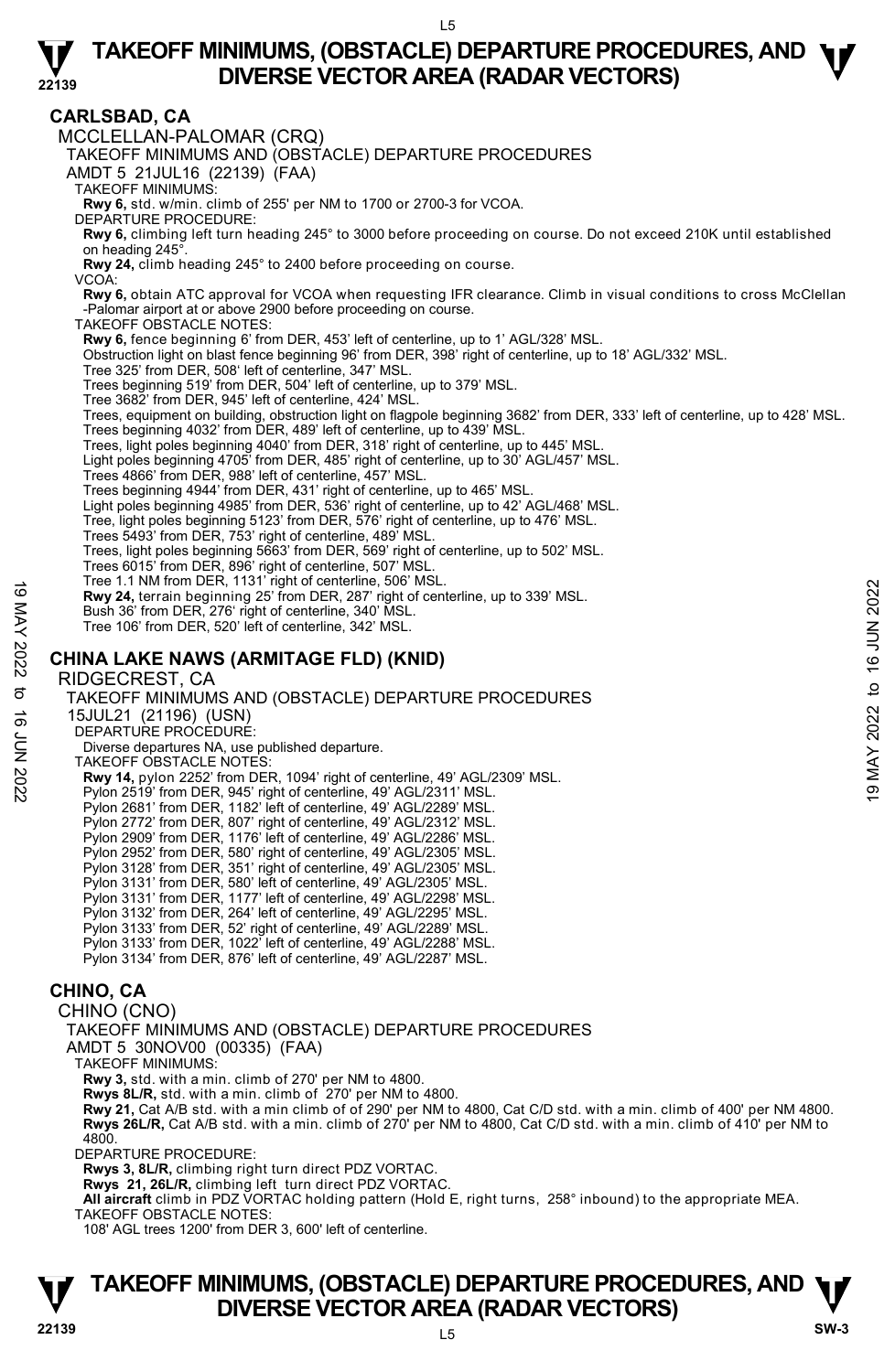## CARLSBAD, CA

MCCLELLAN-PALOMAR (CRQ)

TAKEOFF MINIMUMS AND (OBSTACLE) DEPARTURE PROCEDURES

AMDT 5 21JUL16 (22139) (FAA)

TAKEOFF MINIMUMS:

**Rwy 6,** std. w/min. climb of 255' per NM to 1700 or 2700-3 for VCOA.

DEPARTURE PROCEDURE:

**Rwy 6,** climbing left turn heading 245° to 3000 before proceeding on course. Do not exceed 210K until established on heading 245°.

**Rwy 24,** climb heading 245° to 2400 before proceeding on course.

VCOA:

**Rwy 6,** obtain ATC approval for VCOA when requesting IFR clearance. Climb in visual conditions to cross McClellan -Palomar airport at or above 2900 before proceeding on course.

TAKEOFF OBSTACLE NOTES:

**Rwy 6,** fence beginning 6' from DER, 453' left of centerline, up to 1' AGL/328' MSL.
Obstruction light on blast fence beginning 96' from DER, 398' right of centerline, up to 18' AGL/332' MSL.
Tree 325' from DER, 508' left of centerline, 347' MSL.
Trees beginning 519' from DER, 504' left of centerline, up to 379' MSL.
Tree 3682' from DER, 945' left of centerline, 424' MSL.
Trees, equipment on building, obstruction light on flagpole beginning 3682' from DER, 333' left of centerline, up to 428' MSL.
Trees beginning 4032' from DER, 489' left of centerline, up to 439' MSL.
Trees, light poles beginning 4040' from DER, 318' right of centerline, up to 445' MSL.
Light poles beginning 4705' from DER, 485' right of centerline, up to 30' AGL/457' MSL.
Trees 4866' from DER, 988' left of centerline, 457' MSL.
Trees beginning 4944' from DER, 431' right of centerline, up to 465' MSL.
Light poles beginning 4985' from DER, 536' right of centerline, up to 42' AGL/468' MSL.
Tree, light poles beginning 5123' from DER, 576' right of centerline, up to 476' MSL.
Trees 5493' from DER, 753' right of centerline, 489' MSL.
Trees, light poles beginning 5663' from DER, 569' right of centerline, up to 502' MSL.
Trees 6015' from DER, 896' right of centerline, 507' MSL.
Tree 1.1 NM from DER, 1131' right of centerline, 506' MSL.

**Rwy 24,** terrain beginning 25' from DER, 287' right of centerline, up to 339' MSL.
Bush 36' from DER, 276' right of centerline, 340' MSL.
Tree 106' from DER, 520' left of centerline, 342' MSL.

## CHINA LAKE NAWS (ARMITAGE FLD) (KNID)

RIDGECREST, CA

TAKEOFF MINIMUMS AND (OBSTACLE) DEPARTURE PROCEDURES

15JUL21 (21196) (USN)

DEPARTURE PROCEDURE:

Diverse departures NA, use published departure.

TAKEOFF OBSTACLE NOTES:

**Rwy 14,** pylon 2252' from DER, 1094' right of centerline, 49' AGL/2309' MSL.
Pylon 2519' from DER, 945' right of centerline, 49' AGL/2311' MSL.
Pylon 2681' from DER, 1182' left of centerline, 49' AGL/2289' MSL.
Pylon 2772' from DER, 807' right of centerline, 49' AGL/2312' MSL.
Pylon 2909' from DER, 1176' left of centerline, 49' AGL/2286' MSL.
Pylon 2952' from DER, 580' right of centerline, 49' AGL/2305' MSL.
Pylon 3128' from DER, 351' right of centerline, 49' AGL/2305' MSL.
Pylon 3131' from DER, 580' left of centerline, 49' AGL/2305' MSL.
Pylon 3131' from DER, 1177' left of centerline, 49' AGL/2298' MSL.
Pylon 3132' from DER, 264' left of centerline, 49' AGL/2295' MSL.
Pylon 3133' from DER, 52' right of centerline, 49' AGL/2289' MSL.
Pylon 3133' from DER, 1022' left of centerline, 49' AGL/2288' MSL.
Pylon 3134' from DER, 876' left of centerline, 49' AGL/2287' MSL.

## CHINO, CA

CHINO (CNO)

TAKEOFF MINIMUMS AND (OBSTACLE) DEPARTURE PROCEDURES

AMDT 5 30NOV00 (00335) (FAA)

TAKEOFF MINIMUMS:

**Rwy 3,** std. with a min. climb of 270' per NM to 4800.
**Rwys 8L/R,** std. with a min. climb of 270' per NM to 4800.
**Rwy 21,** Cat A/B std. with a min climb of of 290' per NM to 4800, Cat C/D std. with a min. climb of 400' per NM 4800.
**Rwys 26L/R,** Cat A/B std. with a min. climb of 270' per NM to 4800, Cat C/D std. with a min. climb of 410' per NM to 4800.

DEPARTURE PROCEDURE:

**Rwys 3, 8L/R,** climbing right turn direct PDZ VORTAC.
**Rwys 21, 26L/R,** climbing left turn direct PDZ VORTAC.
**All aircraft** climb in PDZ VORTAC holding pattern (Hold E, right turns, 258° inbound) to the appropriate MEA.

TAKEOFF OBSTACLE NOTES:

108' AGL trees 1200' from DER 3, 600' left of centerline.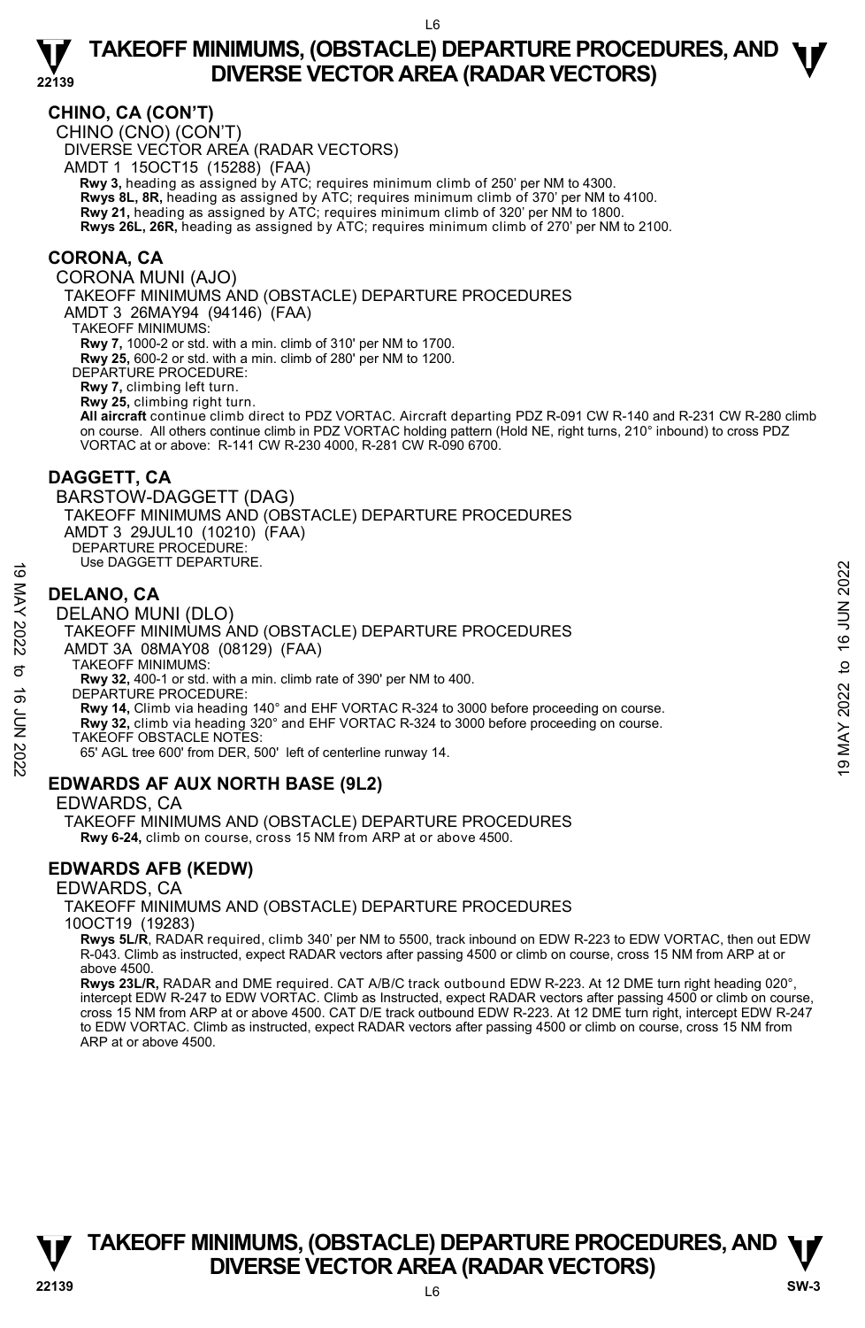## CHINO, CA (CON'T)

CHINO (CNO) (CON'T)

DIVERSE VECTOR AREA (RADAR VECTORS)

AMDT 1 15OCT15 (15288) (FAA)

**Rwy 3,** heading as assigned by ATC; requires minimum climb of 250' per NM to 4300.
**Rwys 8L, 8R,** heading as assigned by ATC; requires minimum climb of 370' per NM to 4100.
**Rwy 21,** heading as assigned by ATC; requires minimum climb of 320' per NM to 1800.
**Rwys 26L, 26R,** heading as assigned by ATC; requires minimum climb of 270' per NM to 2100.

## CORONA, CA

CORONA MUNI (AJO)

TAKEOFF MINIMUMS AND (OBSTACLE) DEPARTURE PROCEDURES

AMDT 3 26MAY94 (94146) (FAA)

TAKEOFF MINIMUMS:
**Rwy 7,** 1000-2 or std. with a min. climb of 310' per NM to 1700.
**Rwy 25,** 600-2 or std. with a min. climb of 280' per NM to 1200.

DEPARTURE PROCEDURE:
**Rwy 7,** climbing left turn.
**Rwy 25,** climbing right turn.
**All aircraft** continue climb direct to PDZ VORTAC. Aircraft departing PDZ R-091 CW R-140 and R-231 CW R-280 climb on course. All others continue climb in PDZ VORTAC holding pattern (Hold NE, right turns, 210° inbound) to cross PDZ VORTAC at or above: R-141 CW R-230 4000, R-281 CW R-090 6700.

## DAGGETT, CA

BARSTOW-DAGGETT (DAG)

TAKEOFF MINIMUMS AND (OBSTACLE) DEPARTURE PROCEDURES

AMDT 3 29JUL10 (10210) (FAA)

DEPARTURE PROCEDURE:
Use DAGGETT DEPARTURE.

## DELANO, CA

DELANO MUNI (DLO)

TAKEOFF MINIMUMS AND (OBSTACLE) DEPARTURE PROCEDURES

AMDT 3A 08MAY08 (08129) (FAA)

TAKEOFF MINIMUMS:
**Rwy 32,** 400-1 or std. with a min. climb rate of 390' per NM to 400.

DEPARTURE PROCEDURE:
**Rwy 14,** Climb via heading 140° and EHF VORTAC R-324 to 3000 before proceeding on course.
**Rwy 32,** climb via heading 320° and EHF VORTAC R-324 to 3000 before proceeding on course.

TAKEOFF OBSTACLE NOTES:
65' AGL tree 600' from DER, 500' left of centerline runway 14.

## EDWARDS AF AUX NORTH BASE (9L2)

EDWARDS, CA

TAKEOFF MINIMUMS AND (OBSTACLE) DEPARTURE PROCEDURES

**Rwy 6-24,** climb on course, cross 15 NM from ARP at or above 4500.

## EDWARDS AFB (KEDW)

EDWARDS, CA

TAKEOFF MINIMUMS AND (OBSTACLE) DEPARTURE PROCEDURES

10OCT19 (19283)

**Rwys 5L/R**, RADAR required, climb 340' per NM to 5500, track inbound on EDW R-223 to EDW VORTAC, then out EDW R-043. Climb as instructed, expect RADAR vectors after passing 4500 or climb on course, cross 15 NM from ARP at or above 4500.

**Rwys 23L/R,** RADAR and DME required. CAT A/B/C track outbound EDW R-223. At 12 DME turn right heading 020°, intercept EDW R-247 to EDW VORTAC. Climb as Instructed, expect RADAR vectors after passing 4500 or climb on course, cross 15 NM from ARP at or above 4500. CAT D/E track outbound EDW R-223. At 12 DME turn right, intercept EDW R-247 to EDW VORTAC. Climb as instructed, expect RADAR vectors after passing 4500 or climb on course, cross 15 NM from ARP at or above 4500.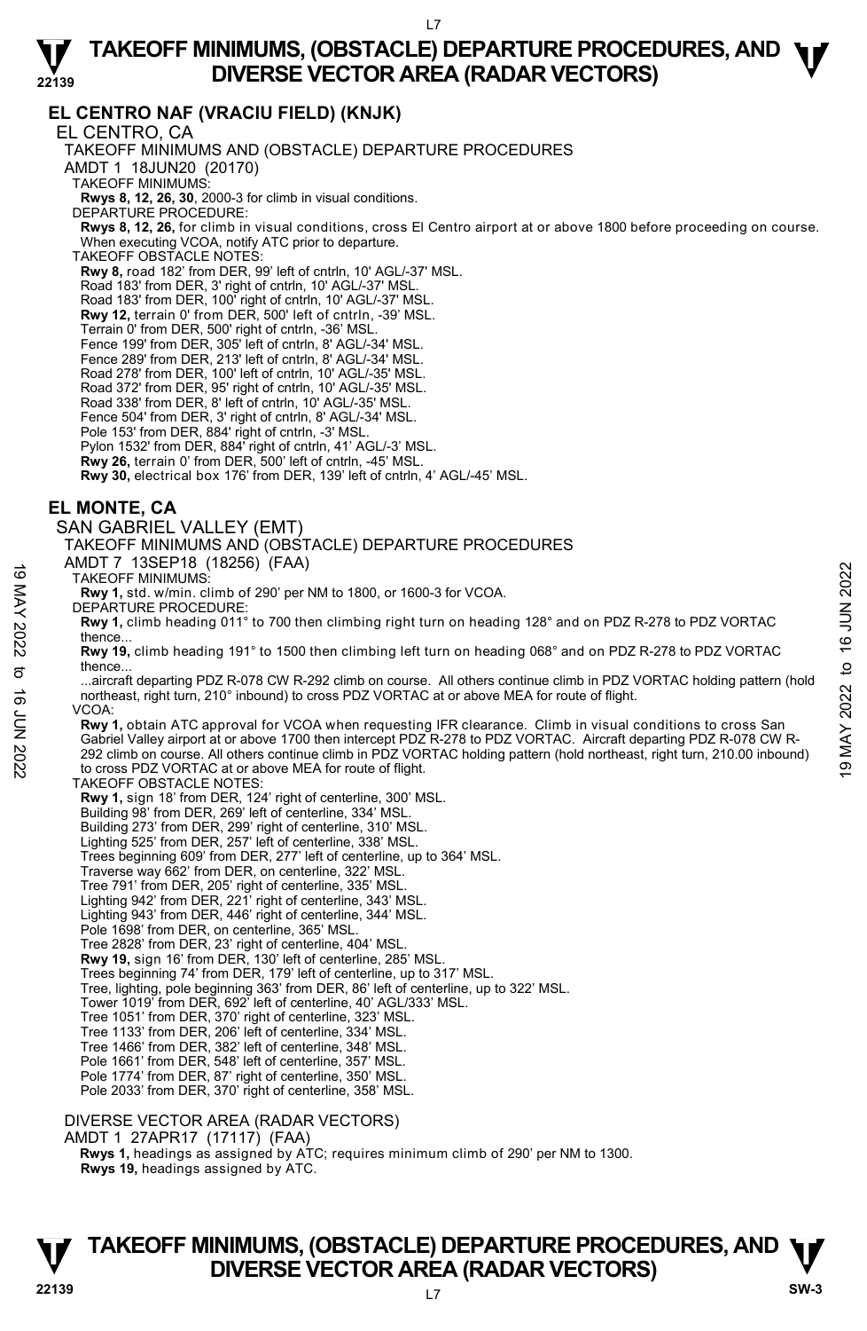## EL CENTRO NAF (VRACIU FIELD) (KNJK)

EL CENTRO, CA

TAKEOFF MINIMUMS AND (OBSTACLE) DEPARTURE PROCEDURES

AMDT 1 18JUN20 (20170)

TAKEOFF MINIMUMS:

**Rwys 8, 12, 26, 30**, 2000-3 for climb in visual conditions.

DEPARTURE PROCEDURE:

**Rwys 8, 12, 26,** for climb in visual conditions, cross El Centro airport at or above 1800 before proceeding on course. When executing VCOA, notify ATC prior to departure.

TAKEOFF OBSTACLE NOTES:

**Rwy 8,** road 182' from DER, 99' left of cntrln, 10' AGL/-37' MSL.
Road 183' from DER, 3' right of cntrln, 10' AGL/-37' MSL.
Road 183' from DER, 100' right of cntrln, 10' AGL/-37' MSL.
**Rwy 12,** terrain 0' from DER, 500' left of cntrln, -39' MSL.
Terrain 0' from DER, 500' right of cntrln, -36' MSL.
Fence 199' from DER, 305' left of cntrln, 8' AGL/-34' MSL.
Fence 289' from DER, 213' left of cntrln, 8' AGL/-34' MSL.
Road 278' from DER, 100' left of cntrln, 10' AGL/-35' MSL.
Road 372' from DER, 95' right of cntrln, 10' AGL/-35' MSL.
Road 338' from DER, 8' left of cntrln, 10' AGL/-35' MSL.
Fence 504' from DER, 3' right of cntrln, 8' AGL/-34' MSL.
Pole 153' from DER, 884' right of cntrln, -3' MSL.
Pylon 1532' from DER, 884' right of cntrln, 41' AGL/-3' MSL.
**Rwy 26,** terrain 0' from DER, 500' left of cntrln, -45' MSL.
**Rwy 30,** electrical box 176' from DER, 139' left of cntrln, 4' AGL/-45' MSL.

## EL MONTE, CA

SAN GABRIEL VALLEY (EMT)

TAKEOFF MINIMUMS AND (OBSTACLE) DEPARTURE PROCEDURES

AMDT 7 13SEP18 (18256) (FAA)

TAKEOFF MINIMUMS:

**Rwy 1,** std. w/min. climb of 290' per NM to 1800, or 1600-3 for VCOA.

DEPARTURE PROCEDURE:

**Rwy 1,** climb heading 011° to 700 then climbing right turn on heading 128° and on PDZ R-278 to PDZ VORTAC thence...

**Rwy 19,** climb heading 191° to 1500 then climbing left turn on heading 068° and on PDZ R-278 to PDZ VORTAC thence...

...aircraft departing PDZ R-078 CW R-292 climb on course. All others continue climb in PDZ VORTAC holding pattern (hold northeast, right turn, 210° inbound) to cross PDZ VORTAC at or above MEA for route of flight.

VCOA:

**Rwy 1,** obtain ATC approval for VCOA when requesting IFR clearance. Climb in visual conditions to cross San Gabriel Valley airport at or above 1700 then intercept PDZ R-278 to PDZ VORTAC. Aircraft departing PDZ R-078 CW R-292 climb on course. All others continue climb in PDZ VORTAC holding pattern (hold northeast, right turn, 210.00 inbound) to cross PDZ VORTAC at or above MEA for route of flight.

TAKEOFF OBSTACLE NOTES:

**Rwy 1,** sign 18' from DER, 124' right of centerline, 300' MSL.
Building 98' from DER, 269' left of centerline, 334' MSL.
Building 273' from DER, 299' right of centerline, 310' MSL.
Lighting 525' from DER, 257' left of centerline, 338' MSL.
Trees beginning 609' from DER, 277' left of centerline, up to 364' MSL.
Traverse way 662' from DER, on centerline, 322' MSL.
Tree 791' from DER, 205' right of centerline, 335' MSL.
Lighting 942' from DER, 221' right of centerline, 343' MSL.
Lighting 943' from DER, 446' right of centerline, 344' MSL.
Pole 1698' from DER, on centerline, 365' MSL.
Tree 2828' from DER, 23' right of centerline, 404' MSL.
**Rwy 19,** sign 16' from DER, 130' left of centerline, 285' MSL.
Trees beginning 74' from DER, 179' left of centerline, up to 317' MSL.
Tree, lighting, pole beginning 363' from DER, 86' left of centerline, up to 322' MSL.
Tower 1019' from DER, 692' left of centerline, 40' AGL/333' MSL.
Tree 1051' from DER, 370' right of centerline, 323' MSL.
Tree 1133' from DER, 206' left of centerline, 334' MSL.
Tree 1466' from DER, 382' left of centerline, 348' MSL.
Pole 1661' from DER, 548' left of centerline, 357' MSL.
Pole 1774' from DER, 87' right of centerline, 350' MSL.
Pole 2033' from DER, 370' right of centerline, 358' MSL.

DIVERSE VECTOR AREA (RADAR VECTORS)

AMDT 1 27APR17 (17117) (FAA)

**Rwys 1,** headings as assigned by ATC; requires minimum climb of 290' per NM to 1300.
**Rwys 19,** headings assigned by ATC.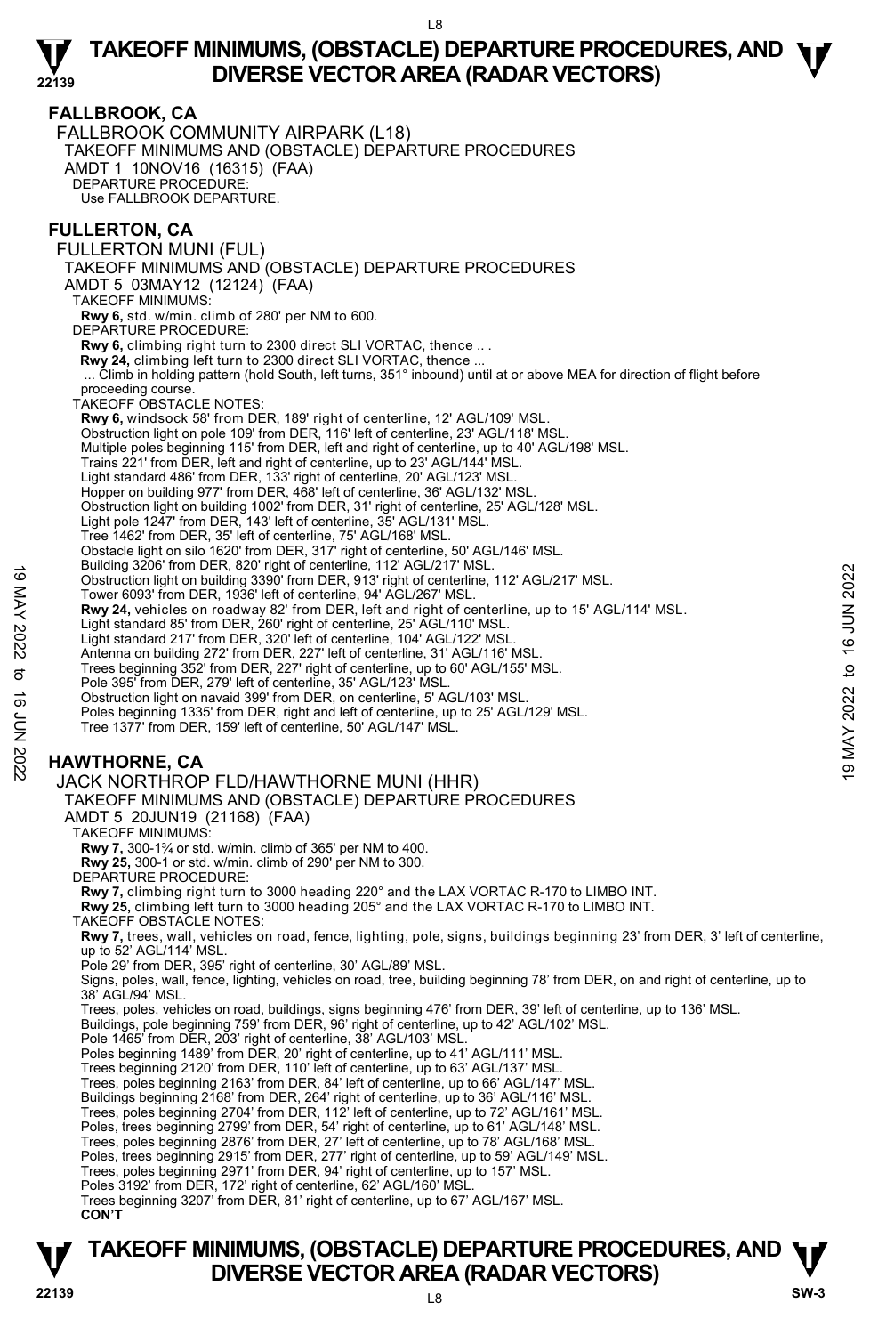## FALLBROOK, CA

FALLBROOK COMMUNITY AIRPARK (L18)

TAKEOFF MINIMUMS AND (OBSTACLE) DEPARTURE PROCEDURES

AMDT 1 10NOV16 (16315) (FAA)

DEPARTURE PROCEDURE:

Use FALLBROOK DEPARTURE.

## FULLERTON, CA

FULLERTON MUNI (FUL)

TAKEOFF MINIMUMS AND (OBSTACLE) DEPARTURE PROCEDURES

AMDT 5 03MAY12 (12124) (FAA)

TAKEOFF MINIMUMS:

**Rwy 6,** std. w/min. climb of 280' per NM to 600.

DEPARTURE PROCEDURE:

**Rwy 6,** climbing right turn to 2300 direct SLI VORTAC, thence .. .

**Rwy 24,** climbing left turn to 2300 direct SLI VORTAC, thence ...

... Climb in holding pattern (hold South, left turns, 351° inbound) until at or above MEA for direction of flight before proceeding course.

TAKEOFF OBSTACLE NOTES:

**Rwy 6,** windsock 58' from DER, 189' right of centerline, 12' AGL/109' MSL.
Obstruction light on pole 109' from DER, 116' left of centerline, 23' AGL/118' MSL.
Multiple poles beginning 115' from DER, left and right of centerline, up to 40' AGL/198' MSL.
Trains 221' from DER, left and right of centerline, up to 23' AGL/144' MSL.
Light standard 486' from DER, 133' right of centerline, 20' AGL/123' MSL.
Hopper on building 977' from DER, 468' left of centerline, 36' AGL/132' MSL.
Obstruction light on building 1002' from DER, 31' right of centerline, 25' AGL/128' MSL.
Light pole 1247' from DER, 143' left of centerline, 35' AGL/131' MSL.
Tree 1462' from DER, 35' left of centerline, 75' AGL/168' MSL.
Obstacle light on silo 1620' from DER, 317' right of centerline, 50' AGL/146' MSL.
Building 3206' from DER, 820' right of centerline, 112' AGL/217' MSL.
Obstruction light on building 3390' from DER, 913' right of centerline, 112' AGL/217' MSL.
Tower 6093' from DER, 1936' left of centerline, 94' AGL/267' MSL.

**Rwy 24,** vehicles on roadway 82' from DER, left and right of centerline, up to 15' AGL/114' MSL.
Light standard 85' from DER, 260' right of centerline, 25' AGL/110' MSL.
Light standard 217' from DER, 320' left of centerline, 104' AGL/122' MSL.
Antenna on building 272' from DER, 227' left of centerline, 31' AGL/116' MSL.
Trees beginning 352' from DER, 227' right of centerline, up to 60' AGL/155' MSL.
Pole 395' from DER, 279' left of centerline, 35' AGL/123' MSL.
Obstruction light on navaid 399' from DER, on centerline, 5' AGL/103' MSL.
Poles beginning 1335' from DER, right and left of centerline, up to 25' AGL/129' MSL.
Tree 1377' from DER, 159' left of centerline, 50' AGL/147' MSL.

## HAWTHORNE, CA

JACK NORTHROP FLD/HAWTHORNE MUNI (HHR)

TAKEOFF MINIMUMS AND (OBSTACLE) DEPARTURE PROCEDURES

AMDT 5 20JUN19 (21168) (FAA)

TAKEOFF MINIMUMS:

**Rwy 7,** 300-1¾ or std. w/min. climb of 365' per NM to 400.

**Rwy 25,** 300-1 or std. w/min. climb of 290' per NM to 300.

DEPARTURE PROCEDURE:

**Rwy 7,** climbing right turn to 3000 heading 220° and the LAX VORTAC R-170 to LIMBO INT.

**Rwy 25,** climbing left turn to 3000 heading 205° and the LAX VORTAC R-170 to LIMBO INT.

TAKEOFF OBSTACLE NOTES:

**Rwy 7,** trees, wall, vehicles on road, fence, lighting, pole, signs, buildings beginning 23' from DER, 3' left of centerline, up to 52' AGL/114' MSL.
Pole 29' from DER, 395' right of centerline, 30' AGL/89' MSL.
Signs, poles, wall, fence, lighting, vehicles on road, tree, building beginning 78' from DER, on and right of centerline, up to 38' AGL/94' MSL.
Trees, poles, vehicles on road, buildings, signs beginning 476' from DER, 39' left of centerline, up to 136' MSL.
Buildings, pole beginning 759' from DER, 96' right of centerline, up to 42' AGL/102' MSL.
Pole 1465' from DER, 203' right of centerline, 38' AGL/103' MSL.
Poles beginning 1489' from DER, 20' right of centerline, up to 41' AGL/111' MSL.
Trees beginning 2120' from DER, 110' left of centerline, up to 63' AGL/137' MSL.
Trees, poles beginning 2163' from DER, 84' left of centerline, up to 66' AGL/147' MSL.
Buildings beginning 2168' from DER, 264' right of centerline, up to 36' AGL/116' MSL.
Trees, poles beginning 2704' from DER, 112' left of centerline, up to 72' AGL/161' MSL.
Poles, trees beginning 2799' from DER, 54' right of centerline, up to 61' AGL/148' MSL.
Trees, poles beginning 2876' from DER, 27' left of centerline, up to 78' AGL/168' MSL.
Poles, trees beginning 2915' from DER, 277' right of centerline, up to 59' AGL/149' MSL.
Trees, poles beginning 2971' from DER, 94' right of centerline, up to 157' MSL.
Poles 3192' from DER, 172' right of centerline, 62' AGL/160' MSL.
Trees beginning 3207' from DER, 81' right of centerline, up to 67' AGL/167' MSL.

**CON'T**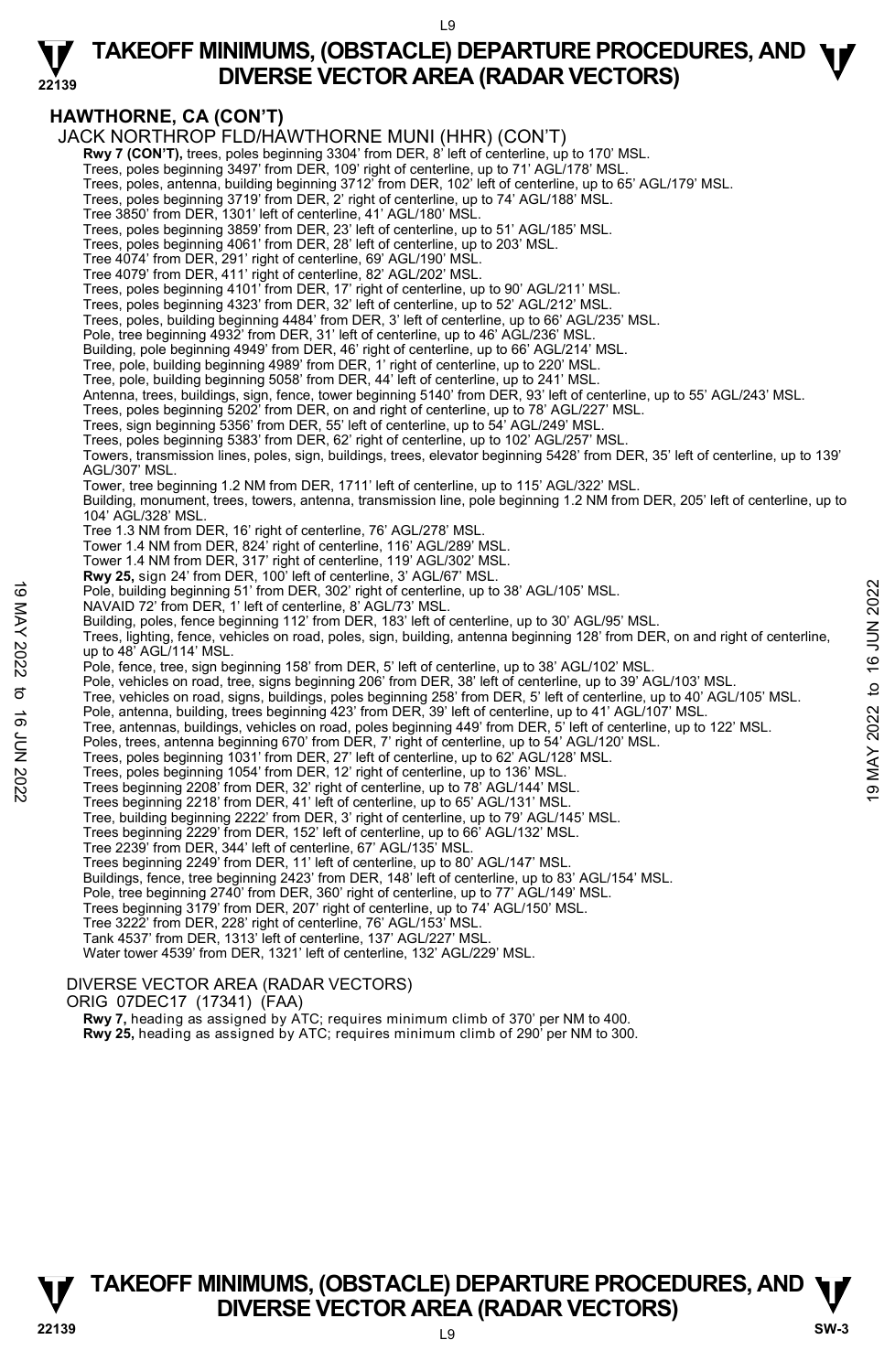## HAWTHORNE, CA (CON'T)

JACK NORTHROP FLD/HAWTHORNE MUNI (HHR) (CON'T)

**Rwy 7 (CON'T),** trees, poles beginning 3304' from DER, 8' left of centerline, up to 170' MSL.
Trees, poles beginning 3497' from DER, 109' right of centerline, up to 71' AGL/178' MSL.
Trees, poles, antenna, building beginning 3712' from DER, 102' left of centerline, up to 65' AGL/179' MSL.
Trees, poles beginning 3719' from DER, 2' right of centerline, up to 74' AGL/188' MSL.
Tree 3850' from DER, 1301' left of centerline, 41' AGL/180' MSL.
Trees, poles beginning 3859' from DER, 23' left of centerline, up to 51' AGL/185' MSL.
Trees, poles beginning 4061' from DER, 28' left of centerline, up to 203' MSL.
Tree 4074' from DER, 291' right of centerline, 69' AGL/190' MSL.
Tree 4079' from DER, 411' right of centerline, 82' AGL/202' MSL.
Trees, poles beginning 4101' from DER, 17' right of centerline, up to 90' AGL/211' MSL.
Trees, poles beginning 4323' from DER, 32' left of centerline, up to 52' AGL/212' MSL.
Trees, poles, building beginning 4484' from DER, 3' left of centerline, up to 66' AGL/235' MSL.
Pole, tree beginning 4932' from DER, 31' left of centerline, up to 46' AGL/236' MSL.
Building, pole beginning 4949' from DER, 46' right of centerline, up to 66' AGL/214' MSL.
Tree, pole, building beginning 4989' from DER, 1' right of centerline, up to 220' MSL.
Tree, pole, building beginning 5058' from DER, 44' left of centerline, up to 241' MSL.
Antenna, trees, buildings, sign, fence, tower beginning 5140' from DER, 93' left of centerline, up to 55' AGL/243' MSL.
Trees, poles beginning 5202' from DER, on and right of centerline, up to 78' AGL/227' MSL.
Trees, sign beginning 5356' from DER, 55' left of centerline, up to 54' AGL/249' MSL.
Trees, poles beginning 5383' from DER, 62' right of centerline, up to 102' AGL/257' MSL.
Towers, transmission lines, poles, sign, buildings, trees, elevator beginning 5428' from DER, 35' left of centerline, up to 139' AGL/307' MSL.
Tower, tree beginning 1.2 NM from DER, 1711' left of centerline, up to 115' AGL/322' MSL.
Building, monument, trees, towers, antenna, transmission line, pole beginning 1.2 NM from DER, 205' left of centerline, up to 104' AGL/328' MSL.
Tree 1.3 NM from DER, 16' right of centerline, 76' AGL/278' MSL.
Tower 1.4 NM from DER, 824' right of centerline, 116' AGL/289' MSL.
Tower 1.4 NM from DER, 317' right of centerline, 119' AGL/302' MSL.

**Rwy 25,** sign 24' from DER, 100' left of centerline, 3' AGL/67' MSL.
Pole, building beginning 51' from DER, 302' right of centerline, up to 38' AGL/105' MSL.
NAVAID 72' from DER, 1' left of centerline, 8' AGL/73' MSL.
Building, poles, fence beginning 112' from DER, 183' left of centerline, up to 30' AGL/95' MSL.
Trees, lighting, fence, vehicles on road, poles, sign, building, antenna beginning 128' from DER, on and right of centerline, up to 48' AGL/114' MSL.
Pole, fence, tree, sign beginning 158' from DER, 5' left of centerline, up to 38' AGL/102' MSL.
Pole, vehicles on road, tree, signs beginning 206' from DER, 38' left of centerline, up to 39' AGL/103' MSL.
Tree, vehicles on road, signs, buildings, poles beginning 258' from DER, 5' left of centerline, up to 40' AGL/105' MSL.
Pole, antenna, building, trees beginning 423' from DER, 39' left of centerline, up to 41' AGL/107' MSL.
Tree, antennas, buildings, vehicles on road, poles beginning 449' from DER, 5' left of centerline, up to 122' MSL.
Poles, trees, antenna beginning 670' from DER, 7' right of centerline, up to 54' AGL/120' MSL.
Trees, poles beginning 1031' from DER, 27' left of centerline, up to 62' AGL/128' MSL.
Trees, poles beginning 1054' from DER, 12' right of centerline, up to 136' MSL.
Trees beginning 2208' from DER, 32' right of centerline, up to 78' AGL/144' MSL.
Trees beginning 2218' from DER, 41' left of centerline, up to 65' AGL/131' MSL.
Tree, building beginning 2222' from DER, 3' right of centerline, up to 79' AGL/145' MSL.
Trees beginning 2229' from DER, 152' left of centerline, up to 66' AGL/132' MSL.
Tree 2239' from DER, 344' left of centerline, 67' AGL/135' MSL.
Trees beginning 2249' from DER, 11' left of centerline, up to 80' AGL/147' MSL.
Buildings, fence, tree beginning 2423' from DER, 148' left of centerline, up to 83' AGL/154' MSL.
Pole, tree beginning 2740' from DER, 360' right of centerline, up to 77' AGL/149' MSL.
Trees beginning 3179' from DER, 207' right of centerline, up to 74' AGL/150' MSL.
Tree 3222' from DER, 228' right of centerline, 76' AGL/153' MSL.
Tank 4537' from DER, 1313' left of centerline, 137' AGL/227' MSL.
Water tower 4539' from DER, 1321' left of centerline, 132' AGL/229' MSL.

DIVERSE VECTOR AREA (RADAR VECTORS)
ORIG 07DEC17 (17341) (FAA)

**Rwy 7,** heading as assigned by ATC; requires minimum climb of 370' per NM to 400.
**Rwy 25,** heading as assigned by ATC; requires minimum climb of 290' per NM to 300.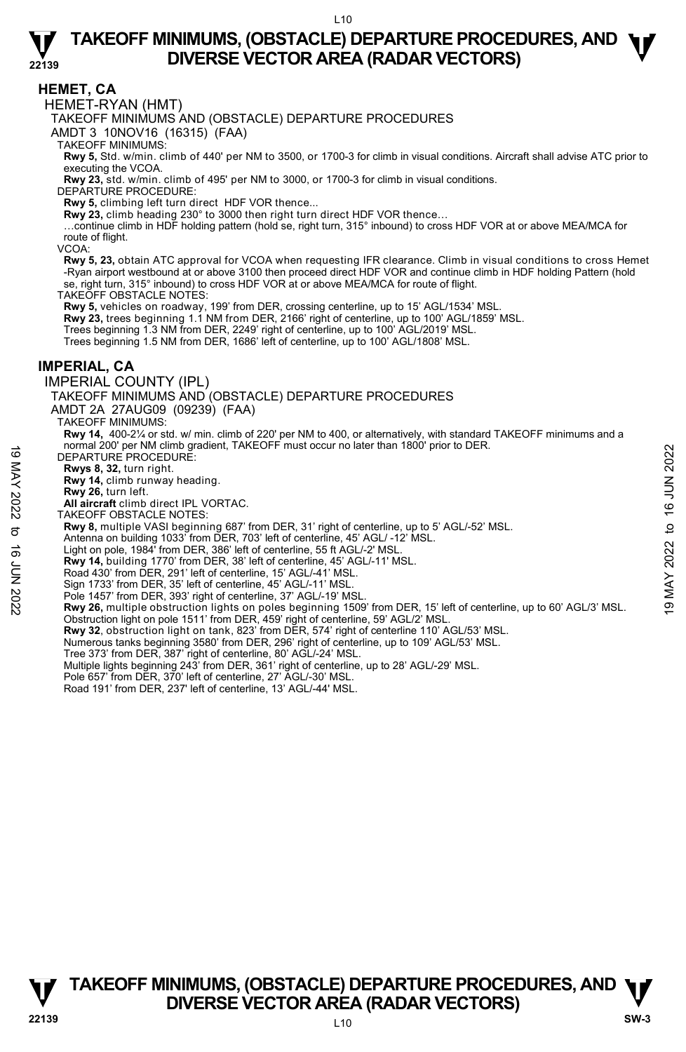## HEMET, CA

### HEMET-RYAN (HMT)

TAKEOFF MINIMUMS AND (OBSTACLE) DEPARTURE PROCEDURES

AMDT 3 10NOV16 (16315) (FAA)

TAKEOFF MINIMUMS:

**Rwy 5,** Std. w/min. climb of 440' per NM to 3500, or 1700-3 for climb in visual conditions. Aircraft shall advise ATC prior to executing the VCOA.

**Rwy 23,** std. w/min. climb of 495' per NM to 3000, or 1700-3 for climb in visual conditions.

DEPARTURE PROCEDURE:

**Rwy 5,** climbing left turn direct HDF VOR thence...

**Rwy 23,** climb heading 230° to 3000 then right turn direct HDF VOR thence…

…continue climb in HDF holding pattern (hold se, right turn, 315° inbound) to cross HDF VOR at or above MEA/MCA for route of flight.

VCOA:

**Rwy 5, 23,** obtain ATC approval for VCOA when requesting IFR clearance. Climb in visual conditions to cross Hemet -Ryan airport westbound at or above 3100 then proceed direct HDF VOR and continue climb in HDF holding Pattern (hold se, right turn, 315° inbound) to cross HDF VOR at or above MEA/MCA for route of flight.

TAKEOFF OBSTACLE NOTES:

**Rwy 5,** vehicles on roadway, 199' from DER, crossing centerline, up to 15' AGL/1534' MSL.

**Rwy 23,** trees beginning 1.1 NM from DER, 2166' right of centerline, up to 100' AGL/1859' MSL.

Trees beginning 1.3 NM from DER, 2249' right of centerline, up to 100' AGL/2019' MSL.

Trees beginning 1.5 NM from DER, 1686' left of centerline, up to 100' AGL/1808' MSL.

## IMPERIAL, CA

### IMPERIAL COUNTY (IPL)

TAKEOFF MINIMUMS AND (OBSTACLE) DEPARTURE PROCEDURES

AMDT 2A 27AUG09 (09239) (FAA)

TAKEOFF MINIMUMS:

**Rwy 14,** 400-2¼ or std. w/ min. climb of 220' per NM to 400, or alternatively, with standard TAKEOFF minimums and a normal 200' per NM climb gradient, TAKEOFF must occur no later than 1800' prior to DER.

DEPARTURE PROCEDURE:

**Rwys 8, 32,** turn right.

**Rwy 14,** climb runway heading.

**Rwy 26,** turn left.

**All aircraft** climb direct IPL VORTAC.

TAKEOFF OBSTACLE NOTES:

**Rwy 8,** multiple VASI beginning 687' from DER, 31' right of centerline, up to 5' AGL/-52' MSL.

Antenna on building 1033' from DER, 703' left of centerline, 45' AGL/ -12' MSL.

Light on pole, 1984' from DER, 386' left of centerline, 55 ft AGL/-2' MSL.

**Rwy 14,** building 1770' from DER, 38' left of centerline, 45' AGL/-11' MSL.

Road 430' from DER, 291' left of centerline, 15' AGL/-41' MSL.

Sign 1733' from DER, 35' left of centerline, 45' AGL/-11' MSL.

Pole 1457' from DER, 393' right of centerline, 37' AGL/-19' MSL.

**Rwy 26,** multiple obstruction lights on poles beginning 1509' from DER, 15' left of centerline, up to 60' AGL/3' MSL.

Obstruction light on pole 1511' from DER, 459' right of centerline, 59' AGL/2' MSL.

**Rwy 32**, obstruction light on tank, 823' from DER, 574' right of centerline 110' AGL/53' MSL.

Numerous tanks beginning 3580' from DER, 296' right of centerline, up to 109' AGL/53' MSL.

Tree 373' from DER, 387' right of centerline, 80' AGL/-24' MSL.

Multiple lights beginning 243' from DER, 361' right of centerline, up to 28' AGL/-29' MSL.

Pole 657' from DER, 370' left of centerline, 27' AGL/-30' MSL.

Road 191' from DER, 237' left of centerline, 13' AGL/-44' MSL.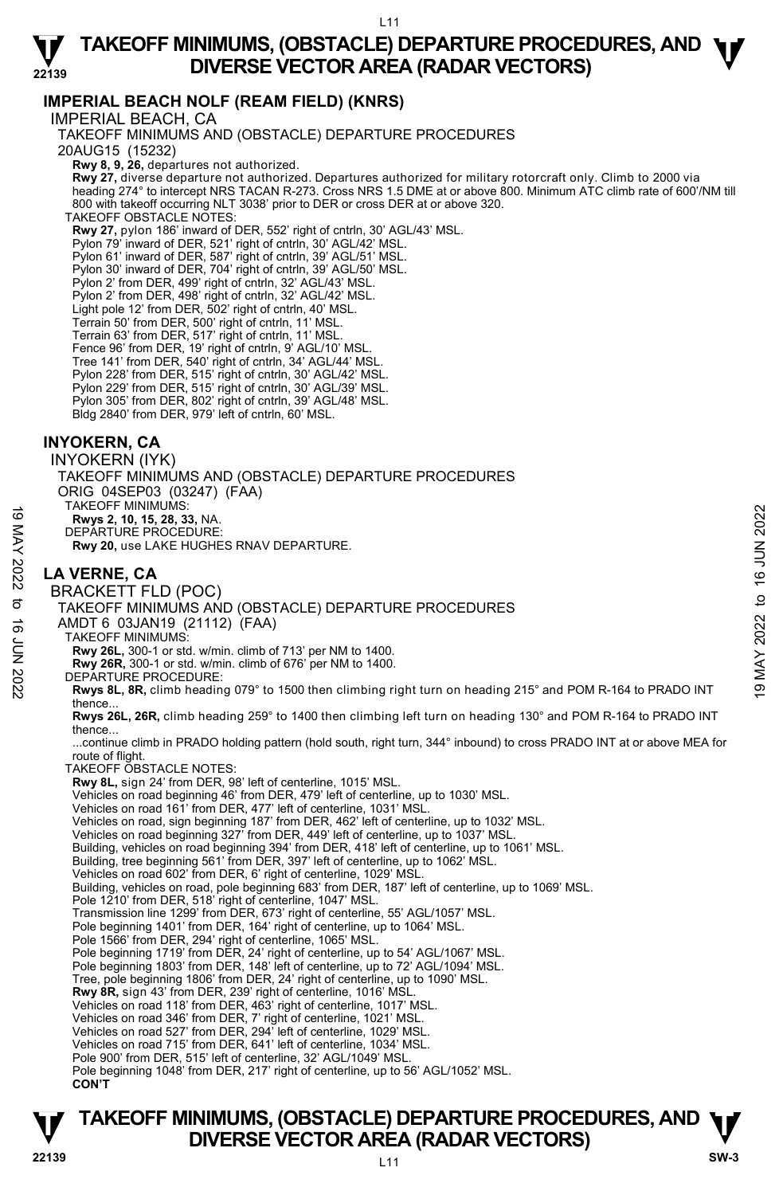## IMPERIAL BEACH NOLF (REAM FIELD) (KNRS)

IMPERIAL BEACH, CA

TAKEOFF MINIMUMS AND (OBSTACLE) DEPARTURE PROCEDURES

20AUG15 (15232)

**Rwy 8, 9, 26,** departures not authorized.

**Rwy 27,** diverse departure not authorized. Departures authorized for military rotorcraft only. Climb to 2000 via heading 274° to intercept NRS TACAN R-273. Cross NRS 1.5 DME at or above 800. Minimum ATC climb rate of 600'/NM till 800 with takeoff occurring NLT 3038' prior to DER or cross DER at or above 320.

TAKEOFF OBSTACLE NOTES:

**Rwy 27,** pylon 186' inward of DER, 552' right of cntrln, 30' AGL/43' MSL.
Pylon 79' inward of DER, 521' right of cntrln, 30' AGL/42' MSL.
Pylon 61' inward of DER, 587' right of cntrln, 39' AGL/51' MSL.
Pylon 30' inward of DER, 704' right of cntrln, 39' AGL/50' MSL.
Pylon 2' from DER, 499' right of cntrln, 32' AGL/43' MSL.
Pylon 2' from DER, 498' right of cntrln, 32' AGL/42' MSL.
Light pole 12' from DER, 502' right of cntrln, 40' MSL.
Terrain 50' from DER, 500' right of cntrln, 11' MSL.
Terrain 63' from DER, 517' right of cntrln, 11' MSL.
Fence 96' from DER, 19' right of cntrln, 9' AGL/10' MSL.
Tree 141' from DER, 540' right of cntrln, 34' AGL/44' MSL.
Pylon 228' from DER, 515' right of cntrln, 30' AGL/42' MSL.
Pylon 229' from DER, 515' right of cntrln, 30' AGL/39' MSL.
Pylon 305' from DER, 802' right of cntrln, 39' AGL/48' MSL.
Bldg 2840' from DER, 979' left of cntrln, 60' MSL.

## INYOKERN, CA

INYOKERN (IYK)

TAKEOFF MINIMUMS AND (OBSTACLE) DEPARTURE PROCEDURES

ORIG 04SEP03 (03247) (FAA)

TAKEOFF MINIMUMS:

**Rwys 2, 10, 15, 28, 33,** NA.

DEPARTURE PROCEDURE:

**Rwy 20,** use LAKE HUGHES RNAV DEPARTURE.

## LA VERNE, CA

BRACKETT FLD (POC)

TAKEOFF MINIMUMS AND (OBSTACLE) DEPARTURE PROCEDURES

AMDT 6 03JAN19 (21112) (FAA)

TAKEOFF MINIMUMS:

**Rwy 26L,** 300-1 or std. w/min. climb of 713' per NM to 1400.
**Rwy 26R,** 300-1 or std. w/min. climb of 676' per NM to 1400.

DEPARTURE PROCEDURE:

**Rwys 8L, 8R,** climb heading 079° to 1500 then climbing right turn on heading 215° and POM R-164 to PRADO INT thence...

**Rwys 26L, 26R,** climb heading 259° to 1400 then climbing left turn on heading 130° and POM R-164 to PRADO INT thence...

...continue climb in PRADO holding pattern (hold south, right turn, 344° inbound) to cross PRADO INT at or above MEA for route of flight.

TAKEOFF OBSTACLE NOTES:

**Rwy 8L,** sign 24' from DER, 98' left of centerline, 1015' MSL.
Vehicles on road beginning 46' from DER, 479' left of centerline, up to 1030' MSL.
Vehicles on road 161' from DER, 477' left of centerline, 1031' MSL.
Vehicles on road, sign beginning 187' from DER, 462' left of centerline, up to 1032' MSL.
Vehicles on road beginning 327' from DER, 449' left of centerline, up to 1037' MSL.
Building, vehicles on road beginning 394' from DER, 418' left of centerline, up to 1061' MSL.
Building, tree beginning 561' from DER, 397' left of centerline, up to 1062' MSL.
Vehicles on road 602' from DER, 6' right of centerline, 1029' MSL.
Building, vehicles on road, pole beginning 683' from DER, 187' left of centerline, up to 1069' MSL.
Pole 1210' from DER, 518' right of centerline, 1047' MSL.
Transmission line 1299' from DER, 673' right of centerline, 55' AGL/1057' MSL.
Pole beginning 1401' from DER, 164' right of centerline, up to 1064' MSL.
Pole 1566' from DER, 294' right of centerline, 1065' MSL.
Pole beginning 1719' from DER, 24' right of centerline, up to 54' AGL/1067' MSL.
Pole beginning 1803' from DER, 148' left of centerline, up to 72' AGL/1094' MSL.
Tree, pole beginning 1806' from DER, 24' right of centerline, up to 1090' MSL.
**Rwy 8R,** sign 43' from DER, 239' right of centerline, 1016' MSL.
Vehicles on road 118' from DER, 463' right of centerline, 1017' MSL.
Vehicles on road 346' from DER, 7' right of centerline, 1021' MSL.
Vehicles on road 527' from DER, 294' left of centerline, 1029' MSL.
Vehicles on road 715' from DER, 641' left of centerline, 1034' MSL.
Pole 900' from DER, 515' left of centerline, 32' AGL/1049' MSL.
Pole beginning 1048' from DER, 217' right of centerline, up to 56' AGL/1052' MSL.

**CON'T**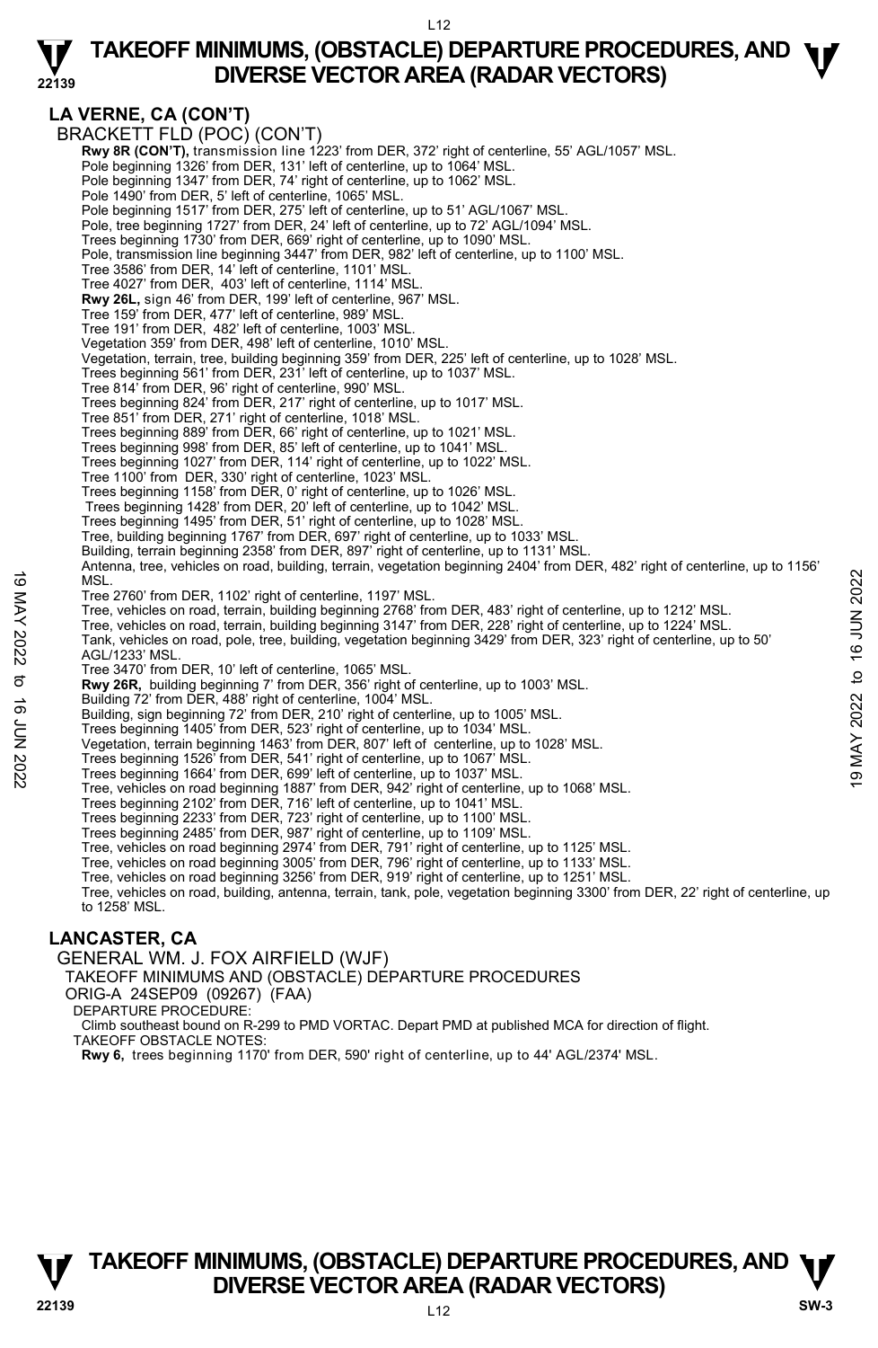## LA VERNE, CA (CON'T)

BRACKETT FLD (POC) (CON'T)

**Rwy 8R (CON'T),** transmission line 1223' from DER, 372' right of centerline, 55' AGL/1057' MSL.
Pole beginning 1326' from DER, 131' left of centerline, up to 1064' MSL.
Pole beginning 1347' from DER, 74' right of centerline, up to 1062' MSL.
Pole 1490' from DER, 5' left of centerline, 1065' MSL.
Pole beginning 1517' from DER, 275' left of centerline, up to 51' AGL/1067' MSL.
Pole, tree beginning 1727' from DER, 24' left of centerline, up to 72' AGL/1094' MSL.
Trees beginning 1730' from DER, 669' right of centerline, up to 1090' MSL.
Pole, transmission line beginning 3447' from DER, 982' left of centerline, up to 1100' MSL.
Tree 3586' from DER, 14' left of centerline, 1101' MSL.
Tree 4027' from DER, 403' left of centerline, 1114' MSL.
**Rwy 26L,** sign 46' from DER, 199' left of centerline, 967' MSL.
Tree 159' from DER, 477' left of centerline, 989' MSL.
Tree 191' from DER, 482' left of centerline, 1003' MSL.
Vegetation 359' from DER, 498' left of centerline, 1010' MSL.
Vegetation, terrain, tree, building beginning 359' from DER, 225' left of centerline, up to 1028' MSL.
Trees beginning 561' from DER, 231' left of centerline, up to 1037' MSL.
Tree 814' from DER, 96' right of centerline, 990' MSL.
Trees beginning 824' from DER, 217' right of centerline, up to 1017' MSL.
Tree 851' from DER, 271' right of centerline, 1018' MSL.
Trees beginning 889' from DER, 66' right of centerline, up to 1021' MSL.
Trees beginning 998' from DER, 85' left of centerline, up to 1041' MSL.
Trees beginning 1027' from DER, 114' right of centerline, up to 1022' MSL.
Tree 1100' from DER, 330' right of centerline, 1023' MSL.
Trees beginning 1158' from DER, 0' right of centerline, up to 1026' MSL.
Trees beginning 1428' from DER, 20' left of centerline, up to 1042' MSL.
Trees beginning 1495' from DER, 51' right of centerline, up to 1028' MSL.
Tree, building beginning 1767' from DER, 697' right of centerline, up to 1033' MSL.
Building, terrain beginning 2358' from DER, 897' right of centerline, up to 1131' MSL.
Antenna, tree, vehicles on road, building, terrain, vegetation beginning 2404' from DER, 482' right of centerline, up to 1156' MSL.
Tree 2760' from DER, 1102' right of centerline, 1197' MSL.
Tree, vehicles on road, terrain, building beginning 2768' from DER, 483' right of centerline, up to 1212' MSL.
Tree, vehicles on road, terrain, building beginning 3147' from DER, 228' right of centerline, up to 1224' MSL.
Tank, vehicles on road, pole, tree, building, vegetation beginning 3429' from DER, 323' right of centerline, up to 50' AGL/1233' MSL.
Tree 3470' from DER, 10' left of centerline, 1065' MSL.
**Rwy 26R,** building beginning 7' from DER, 356' right of centerline, up to 1003' MSL.
Building 72' from DER, 488' right of centerline, 1004' MSL.
Building, sign beginning 72' from DER, 210' right of centerline, up to 1005' MSL.
Trees beginning 1405' from DER, 523' right of centerline, up to 1034' MSL.
Vegetation, terrain beginning 1463' from DER, 807' left of centerline, up to 1028' MSL.
Trees beginning 1526' from DER, 541' right of centerline, up to 1067' MSL.
Trees beginning 1664' from DER, 699' left of centerline, up to 1037' MSL.
Tree, vehicles on road beginning 1887' from DER, 942' right of centerline, up to 1068' MSL.
Trees beginning 2102' from DER, 716' left of centerline, up to 1041' MSL.
Trees beginning 2233' from DER, 723' right of centerline, up to 1100' MSL.
Trees beginning 2485' from DER, 987' right of centerline, up to 1109' MSL.
Tree, vehicles on road beginning 2974' from DER, 791' right of centerline, up to 1125' MSL.
Tree, vehicles on road beginning 3005' from DER, 796' right of centerline, up to 1133' MSL.
Tree, vehicles on road beginning 3256' from DER, 919' right of centerline, up to 1251' MSL.
Tree, vehicles on road, building, antenna, terrain, tank, pole, vegetation beginning 3300' from DER, 22' right of centerline, up to 1258' MSL.

## LANCASTER, CA

GENERAL WM. J. FOX AIRFIELD (WJF)
TAKEOFF MINIMUMS AND (OBSTACLE) DEPARTURE PROCEDURES
ORIG-A 24SEP09 (09267) (FAA)
DEPARTURE PROCEDURE:
Climb southeast bound on R-299 to PMD VORTAC. Depart PMD at published MCA for direction of flight.
TAKEOFF OBSTACLE NOTES:
**Rwy 6,** trees beginning 1170' from DER, 590' right of centerline, up to 44' AGL/2374' MSL.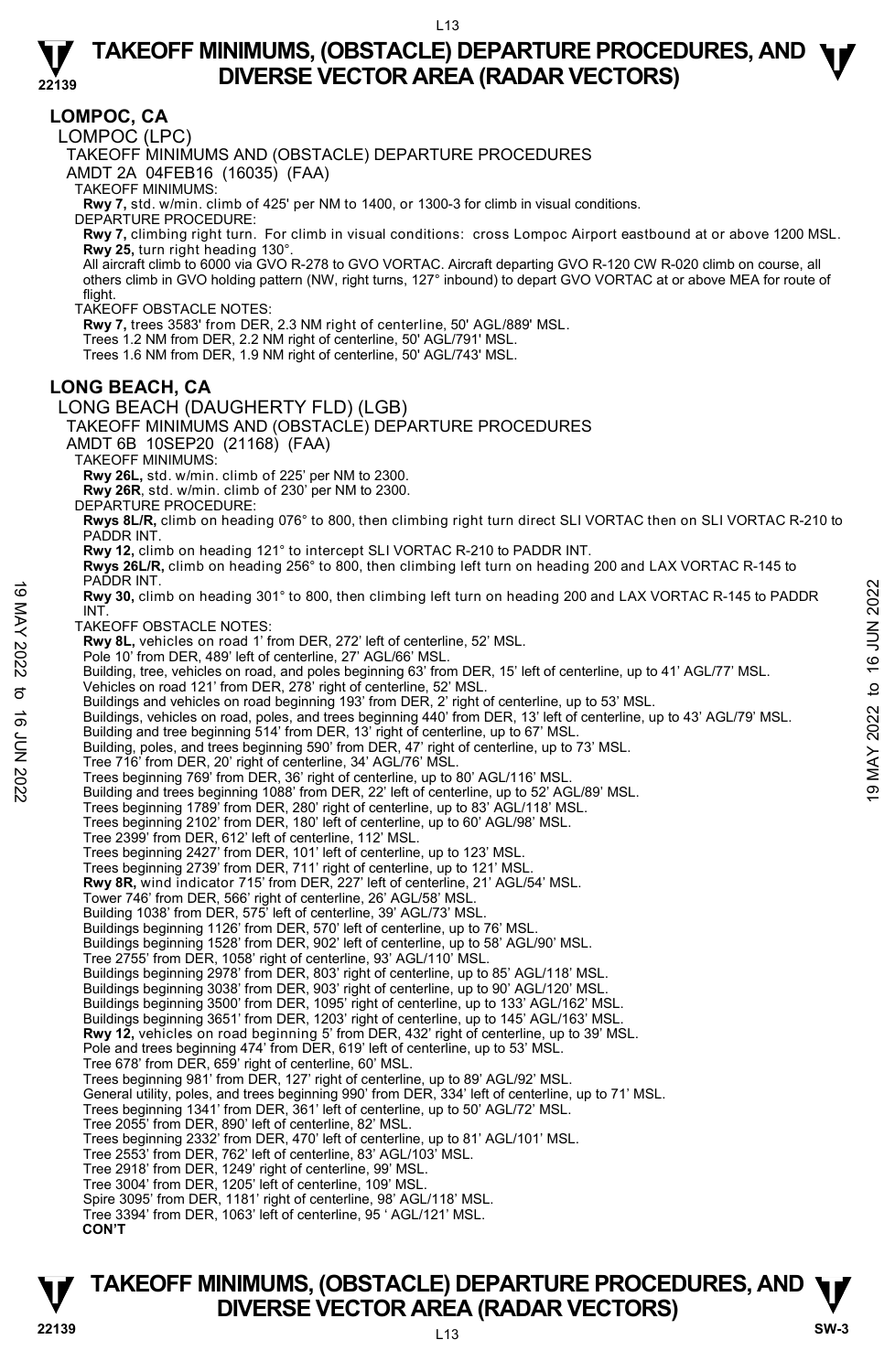## LOMPOC, CA

LOMPOC (LPC)

TAKEOFF MINIMUMS AND (OBSTACLE) DEPARTURE PROCEDURES

AMDT 2A 04FEB16 (16035) (FAA)

TAKEOFF MINIMUMS:

**Rwy 7,** std. w/min. climb of 425' per NM to 1400, or 1300-3 for climb in visual conditions.

DEPARTURE PROCEDURE:

**Rwy 7,** climbing right turn. For climb in visual conditions: cross Lompoc Airport eastbound at or above 1200 MSL.
**Rwy 25,** turn right heading 130°.
All aircraft climb to 6000 via GVO R-278 to GVO VORTAC. Aircraft departing GVO R-120 CW R-020 climb on course, all others climb in GVO holding pattern (NW, right turns, 127° inbound) to depart GVO VORTAC at or above MEA for route of flight.

TAKEOFF OBSTACLE NOTES:

**Rwy 7,** trees 3583' from DER, 2.3 NM right of centerline, 50' AGL/889' MSL.
Trees 1.2 NM from DER, 2.2 NM right of centerline, 50' AGL/791' MSL.
Trees 1.6 NM from DER, 1.9 NM right of centerline, 50' AGL/743' MSL.

## LONG BEACH, CA

LONG BEACH (DAUGHERTY FLD) (LGB)

TAKEOFF MINIMUMS AND (OBSTACLE) DEPARTURE PROCEDURES

AMDT 6B 10SEP20 (21168) (FAA)

TAKEOFF MINIMUMS:

**Rwy 26L,** std. w/min. climb of 225' per NM to 2300.
**Rwy 26R**, std. w/min. climb of 230' per NM to 2300.

DEPARTURE PROCEDURE:

**Rwys 8L/R,** climb on heading 076° to 800, then climbing right turn direct SLI VORTAC then on SLI VORTAC R-210 to PADDR INT.
**Rwy 12,** climb on heading 121° to intercept SLI VORTAC R-210 to PADDR INT.
**Rwys 26L/R,** climb on heading 256° to 800, then climbing left turn on heading 200 and LAX VORTAC R-145 to PADDR INT.
**Rwy 30,** climb on heading 301° to 800, then climbing left turn on heading 200 and LAX VORTAC R-145 to PADDR INT.

TAKEOFF OBSTACLE NOTES:

**Rwy 8L,** vehicles on road 1' from DER, 272' left of centerline, 52' MSL.
Pole 10' from DER, 489' left of centerline, 27' AGL/66' MSL.
Building, tree, vehicles on road, and poles beginning 63' from DER, 15' left of centerline, up to 41' AGL/77' MSL.
Vehicles on road 121' from DER, 278' right of centerline, 52' MSL.
Buildings and vehicles on road beginning 193' from DER, 2' right of centerline, up to 53' MSL.
Buildings, vehicles on road, poles, and trees beginning 440' from DER, 13' left of centerline, up to 43' AGL/79' MSL.
Building and tree beginning 514' from DER, 13' right of centerline, up to 67' MSL.
Building, poles, and trees beginning 590' from DER, 47' right of centerline, up to 73' MSL.
Tree 716' from DER, 20' right of centerline, 34' AGL/76' MSL.
Trees beginning 769' from DER, 36' right of centerline, up to 80' AGL/116' MSL.
Building and trees beginning 1088' from DER, 22' left of centerline, up to 52' AGL/89' MSL.
Trees beginning 1789' from DER, 280' right of centerline, up to 83' AGL/118' MSL.
Trees beginning 2102' from DER, 180' left of centerline, up to 60' AGL/98' MSL.
Tree 2399' from DER, 612' left of centerline, 112' MSL.
Trees beginning 2427' from DER, 101' left of centerline, up to 123' MSL.
Trees beginning 2739' from DER, 711' right of centerline, up to 121' MSL.
**Rwy 8R,** wind indicator 715' from DER, 227' left of centerline, 21' AGL/54' MSL.
Tower 746' from DER, 566' right of centerline, 26' AGL/58' MSL.
Building 1038' from DER, 575' left of centerline, 39' AGL/73' MSL.
Buildings beginning 1126' from DER, 570' left of centerline, up to 76' MSL.
Buildings beginning 1528' from DER, 902' left of centerline, up to 58' AGL/90' MSL.
Tree 2755' from DER, 1058' right of centerline, 93' AGL/110' MSL.
Buildings beginning 2978' from DER, 803' right of centerline, up to 85' AGL/118' MSL.
Buildings beginning 3038' from DER, 903' right of centerline, up to 90' AGL/120' MSL.
Buildings beginning 3500' from DER, 1095' right of centerline, up to 133' AGL/162' MSL.
Buildings beginning 3651' from DER, 1203' right of centerline, up to 145' AGL/163' MSL.
**Rwy 12,** vehicles on road beginning 5' from DER, 432' right of centerline, up to 39' MSL.
Pole and trees beginning 474' from DER, 619' left of centerline, up to 53' MSL.
Tree 678' from DER, 659' right of centerline, 60' MSL.
Trees beginning 981' from DER, 127' right of centerline, up to 89' AGL/92' MSL.
General utility, poles, and trees beginning 990' from DER, 334' left of centerline, up to 71' MSL.
Trees beginning 1341' from DER, 361' left of centerline, up to 50' AGL/72' MSL.
Tree 2055' from DER, 890' left of centerline, 82' MSL.
Trees beginning 2332' from DER, 470' left of centerline, up to 81' AGL/101' MSL.
Tree 2553' from DER, 762' left of centerline, 83' AGL/103' MSL.
Tree 2918' from DER, 1249' right of centerline, 99' MSL.
Tree 3004' from DER, 1205' left of centerline, 109' MSL.
Spire 3095' from DER, 1181' right of centerline, 98' AGL/118' MSL.
Tree 3394' from DER, 1063' left of centerline, 95 ' AGL/121' MSL.

**CON'T**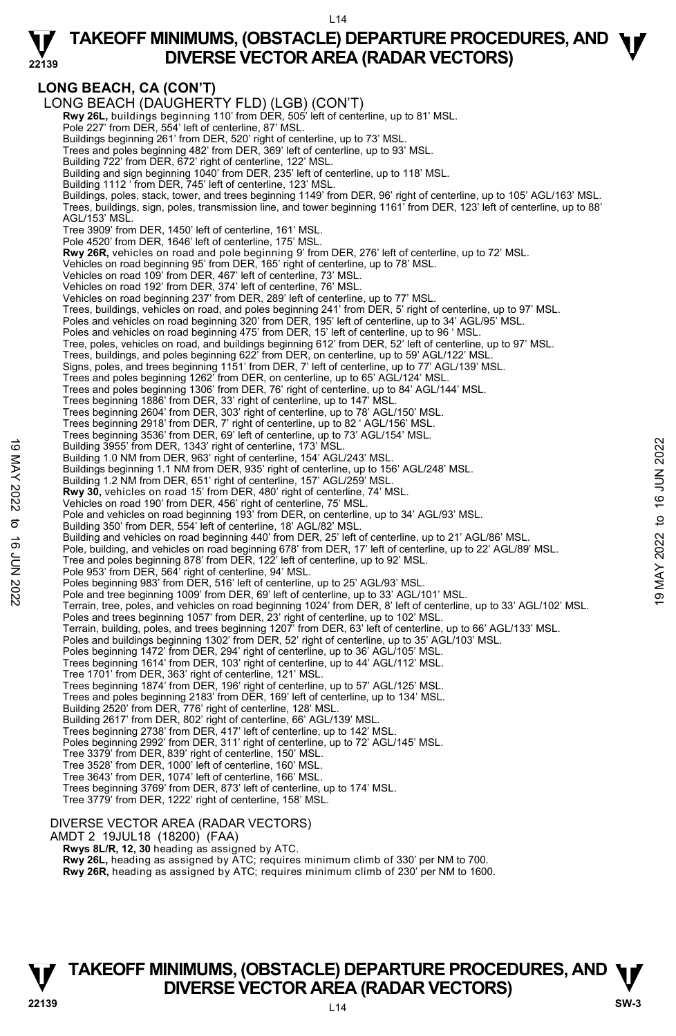## LONG BEACH, CA (CON'T)

LONG BEACH (DAUGHERTY FLD) (LGB) (CON'T)

**Rwy 26L,** buildings beginning 110' from DER, 505' left of centerline, up to 81' MSL.
Pole 227' from DER, 554' left of centerline, 87' MSL.
Buildings beginning 261' from DER, 520' right of centerline, up to 73' MSL.
Trees and poles beginning 482' from DER, 369' left of centerline, up to 93' MSL.
Building 722' from DER, 672' right of centerline, 122' MSL.
Building and sign beginning 1040' from DER, 235' left of centerline, up to 118' MSL.
Building 1112 ' from DER, 745' left of centerline, 123' MSL.
Buildings, poles, stack, tower, and trees beginning 1149' from DER, 96' right of centerline, up to 105' AGL/163' MSL.
Trees, buildings, sign, poles, transmission line, and tower beginning 1161' from DER, 123' left of centerline, up to 88' AGL/153' MSL.
Tree 3909' from DER, 1450' left of centerline, 161' MSL.
Pole 4520' from DER, 1646' left of centerline, 175' MSL.

**Rwy 26R,** vehicles on road and pole beginning 9' from DER, 276' left of centerline, up to 72' MSL.
Vehicles on road beginning 95' from DER, 165' right of centerline, up to 78' MSL.
Vehicles on road 109' from DER, 467' left of centerline, 73' MSL.
Vehicles on road 192' from DER, 374' left of centerline, 76' MSL.
Vehicles on road beginning 237' from DER, 289' left of centerline, up to 77' MSL.
Trees, buildings, vehicles on road, and poles beginning 241' from DER, 5' right of centerline, up to 97' MSL.
Poles and vehicles on road beginning 320' from DER, 195' left of centerline, up to 34' AGL/95' MSL.
Poles and vehicles on road beginning 475' from DER, 15' left of centerline, up to 96 ' MSL.
Tree, poles, vehicles on road, and buildings beginning 612' from DER, 52' left of centerline, up to 97' MSL.
Trees, buildings, and poles beginning 622' from DER, on centerline, up to 59' AGL/122' MSL.
Signs, poles, and trees beginning 1151' from DER, 7' left of centerline, up to 77' AGL/139' MSL.
Trees and poles beginning 1262' from DER, on centerline, up to 65' AGL/124' MSL.
Trees and poles beginning 1306' from DER, 76' right of centerline, up to 84' AGL/144' MSL.
Trees beginning 1886' from DER, 33' right of centerline, up to 147' MSL.
Trees beginning 2604' from DER, 303' right of centerline, up to 78' AGL/150' MSL.
Trees beginning 2918' from DER, 7' right of centerline, up to 82 ' AGL/156' MSL.
Trees beginning 3536' from DER, 69' left of centerline, up to 73' AGL/154' MSL.
Building 3955' from DER, 1343' right of centerline, 173' MSL.
Building 1.0 NM from DER, 963' right of centerline, 154' AGL/243' MSL.
Buildings beginning 1.1 NM from DER, 935' right of centerline, up to 156' AGL/248' MSL.
Building 1.2 NM from DER, 651' right of centerline, 157' AGL/259' MSL.

**Rwy 30,** vehicles on road 15' from DER, 480' right of centerline, 74' MSL.
Vehicles on road 190' from DER, 456' right of centerline, 75' MSL.
Pole and vehicles on road beginning 193' from DER, on centerline, up to 34' AGL/93' MSL.
Building 350' from DER, 554' left of centerline, 18' AGL/82' MSL.
Building and vehicles on road beginning 440' from DER, 25' left of centerline, up to 21' AGL/86' MSL.
Pole, building, and vehicles on road beginning 678' from DER, 17' left of centerline, up to 22' AGL/89' MSL.
Tree and poles beginning 878' from DER, 122' left of centerline, up to 92' MSL.
Pole 953' from DER, 564' right of centerline, 94' MSL.
Poles beginning 983' from DER, 516' left of centerline, up to 25' AGL/93' MSL.
Pole and tree beginning 1009' from DER, 69' left of centerline, up to 33' AGL/101' MSL.
Terrain, tree, poles, and vehicles on road beginning 1024' from DER, 8' left of centerline, up to 33' AGL/102' MSL.
Poles and trees beginning 1057' from DER, 23' right of centerline, up to 102' MSL.
Terrain, building, poles, and trees beginning 1207' from DER, 63' left of centerline, up to 66' AGL/133' MSL.
Poles and buildings beginning 1302' from DER, 52' right of centerline, up to 35' AGL/103' MSL.
Poles beginning 1472' from DER, 294' right of centerline, up to 36' AGL/105' MSL.
Trees beginning 1614' from DER, 103' right of centerline, up to 44' AGL/112' MSL.
Tree 1701' from DER, 363' right of centerline, 121' MSL.
Trees beginning 1874' from DER, 196' right of centerline, up to 57' AGL/125' MSL.
Trees and poles beginning 2183' from DER, 169' left of centerline, up to 134' MSL.
Building 2520' from DER, 776' right of centerline, 128' MSL.
Building 2617' from DER, 802' right of centerline, 66' AGL/139' MSL.
Trees beginning 2738' from DER, 417' left of centerline, up to 142' MSL.
Poles beginning 2992' from DER, 311' right of centerline, up to 72' AGL/145' MSL.
Tree 3379' from DER, 839' right of centerline, 150' MSL.
Tree 3528' from DER, 1000' left of centerline, 160' MSL.
Tree 3643' from DER, 1074' left of centerline, 166' MSL.
Trees beginning 3769' from DER, 873' left of centerline, up to 174' MSL.
Tree 3779' from DER, 1222' right of centerline, 158' MSL.

DIVERSE VECTOR AREA (RADAR VECTORS)
AMDT 2 19JUL18 (18200) (FAA)
**Rwys 8L/R, 12, 30** heading as assigned by ATC.
**Rwy 26L,** heading as assigned by ATC; requires minimum climb of 330' per NM to 700.
**Rwy 26R,** heading as assigned by ATC; requires minimum climb of 230' per NM to 1600.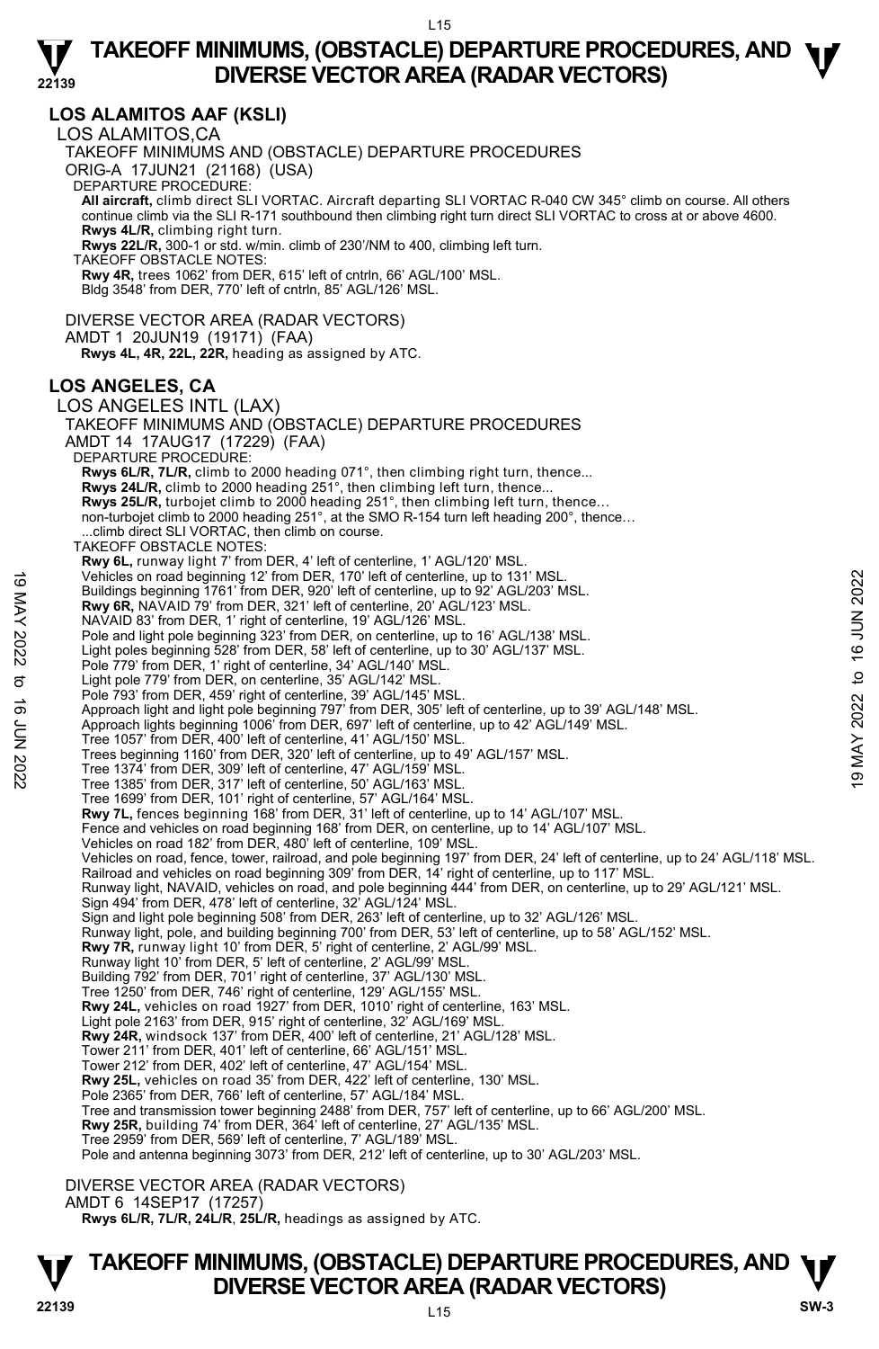## LOS ALAMITOS AAF (KSLI)

LOS ALAMITOS,CA

TAKEOFF MINIMUMS AND (OBSTACLE) DEPARTURE PROCEDURES

ORIG-A 17JUN21 (21168) (USA)

DEPARTURE PROCEDURE:

**All aircraft,** climb direct SLI VORTAC. Aircraft departing SLI VORTAC R-040 CW 345° climb on course. All others continue climb via the SLI R-171 southbound then climbing right turn direct SLI VORTAC to cross at or above 4600.
**Rwys 4L/R,** climbing right turn.
**Rwys 22L/R,** 300-1 or std. w/min. climb of 230'/NM to 400, climbing left turn.

TAKEOFF OBSTACLE NOTES:

**Rwy 4R,** trees 1062' from DER, 615' left of cntrln, 66' AGL/100' MSL.
Bldg 3548' from DER, 770' left of cntrln, 85' AGL/126' MSL.

DIVERSE VECTOR AREA (RADAR VECTORS)

AMDT 1 20JUN19 (19171) (FAA)

**Rwys 4L, 4R, 22L, 22R,** heading as assigned by ATC.

## LOS ANGELES, CA

LOS ANGELES INTL (LAX)

TAKEOFF MINIMUMS AND (OBSTACLE) DEPARTURE PROCEDURES

AMDT 14 17AUG17 (17229) (FAA)

DEPARTURE PROCEDURE:

**Rwys 6L/R, 7L/R,** climb to 2000 heading 071°, then climbing right turn, thence...
**Rwys 24L/R,** climb to 2000 heading 251°, then climbing left turn, thence...
**Rwys 25L/R,** turbojet climb to 2000 heading 251°, then climbing left turn, thence...
non-turbojet climb to 2000 heading 251°, at the SMO R-154 turn left heading 200°, thence...
...climb direct SLI VORTAC, then climb on course.

TAKEOFF OBSTACLE NOTES:

**Rwy 6L,** runway light 7' from DER, 4' left of centerline, 1' AGL/120' MSL.
Vehicles on road beginning 12' from DER, 170' left of centerline, up to 131' MSL.
Buildings beginning 1761' from DER, 920' left of centerline, up to 92' AGL/203' MSL.
**Rwy 6R,** NAVAID 79' from DER, 321' left of centerline, 20' AGL/123' MSL.
NAVAID 83' from DER, 1' right of centerline, 19' AGL/126' MSL.
Pole and light pole beginning 323' from DER, on centerline, up to 16' AGL/138' MSL.
Light poles beginning 528' from DER, 58' left of centerline, up to 30' AGL/137' MSL.
Pole 779' from DER, 1' right of centerline, 34' AGL/140' MSL.
Light pole 779' from DER, on centerline, 35' AGL/142' MSL.
Pole 793' from DER, 459' right of centerline, 39' AGL/145' MSL.
Approach light and light pole beginning 797' from DER, 305' left of centerline, up to 39' AGL/148' MSL.
Approach lights beginning 1006' from DER, 697' left of centerline, up to 42' AGL/149' MSL.
Tree 1057' from DER, 400' left of centerline, 41' AGL/150' MSL.
Trees beginning 1160' from DER, 320' left of centerline, up to 49' AGL/157' MSL.
Tree 1374' from DER, 309' left of centerline, 47' AGL/159' MSL.
Tree 1385' from DER, 317' left of centerline, 50' AGL/163' MSL.
Tree 1699' from DER, 101' right of centerline, 57' AGL/164' MSL.
**Rwy 7L,** fences beginning 168' from DER, 31' left of centerline, up to 14' AGL/107' MSL.
Fence and vehicles on road beginning 168' from DER, on centerline, up to 14' AGL/107' MSL.
Vehicles on road 182' from DER, 480' left of centerline, 109' MSL.
Vehicles on road, fence, tower, railroad, and pole beginning 197' from DER, 24' left of centerline, up to 24' AGL/118' MSL.
Railroad and vehicles on road beginning 309' from DER, 14' right of centerline, up to 117' MSL.
Runway light, NAVAID, vehicles on road, and pole beginning 444' from DER, on centerline, up to 29' AGL/121' MSL.
Sign 494' from DER, 478' left of centerline, 32' AGL/124' MSL.
Sign and light pole beginning 508' from DER, 263' left of centerline, up to 32' AGL/126' MSL.
Runway light, pole, and building beginning 700' from DER, 53' left of centerline, up to 58' AGL/152' MSL.
**Rwy 7R,** runway light 10' from DER, 5' right of centerline, 2' AGL/99' MSL.
Runway light 10' from DER, 5' left of centerline, 2' AGL/99' MSL.
Building 792' from DER, 701' right of centerline, 37' AGL/130' MSL.
Tree 1250' from DER, 746' right of centerline, 129' AGL/155' MSL.
**Rwy 24L,** vehicles on road 1927' from DER, 1010' right of centerline, 163' MSL.
Light pole 2163' from DER, 915' right of centerline, 32' AGL/169' MSL.
**Rwy 24R,** windsock 137' from DER, 400' left of centerline, 21' AGL/128' MSL.
Tower 211' from DER, 401' left of centerline, 66' AGL/151' MSL.
Tower 212' from DER, 402' left of centerline, 47' AGL/154' MSL.
**Rwy 25L,** vehicles on road 35' from DER, 422' left of centerline, 130' MSL.
Pole 2365' from DER, 766' left of centerline, 57' AGL/184' MSL.
Tree and transmission tower beginning 2488' from DER, 757' left of centerline, up to 66' AGL/200' MSL.
**Rwy 25R,** building 74' from DER, 364' left of centerline, 27' AGL/135' MSL.
Tree 2959' from DER, 569' left of centerline, 7' AGL/189' MSL.
Pole and antenna beginning 3073' from DER, 212' left of centerline, up to 30' AGL/203' MSL.

DIVERSE VECTOR AREA (RADAR VECTORS)

AMDT 6 14SEP17 (17257)

**Rwys 6L/R, 7L/R, 24L/R, 25L/R,** headings as assigned by ATC.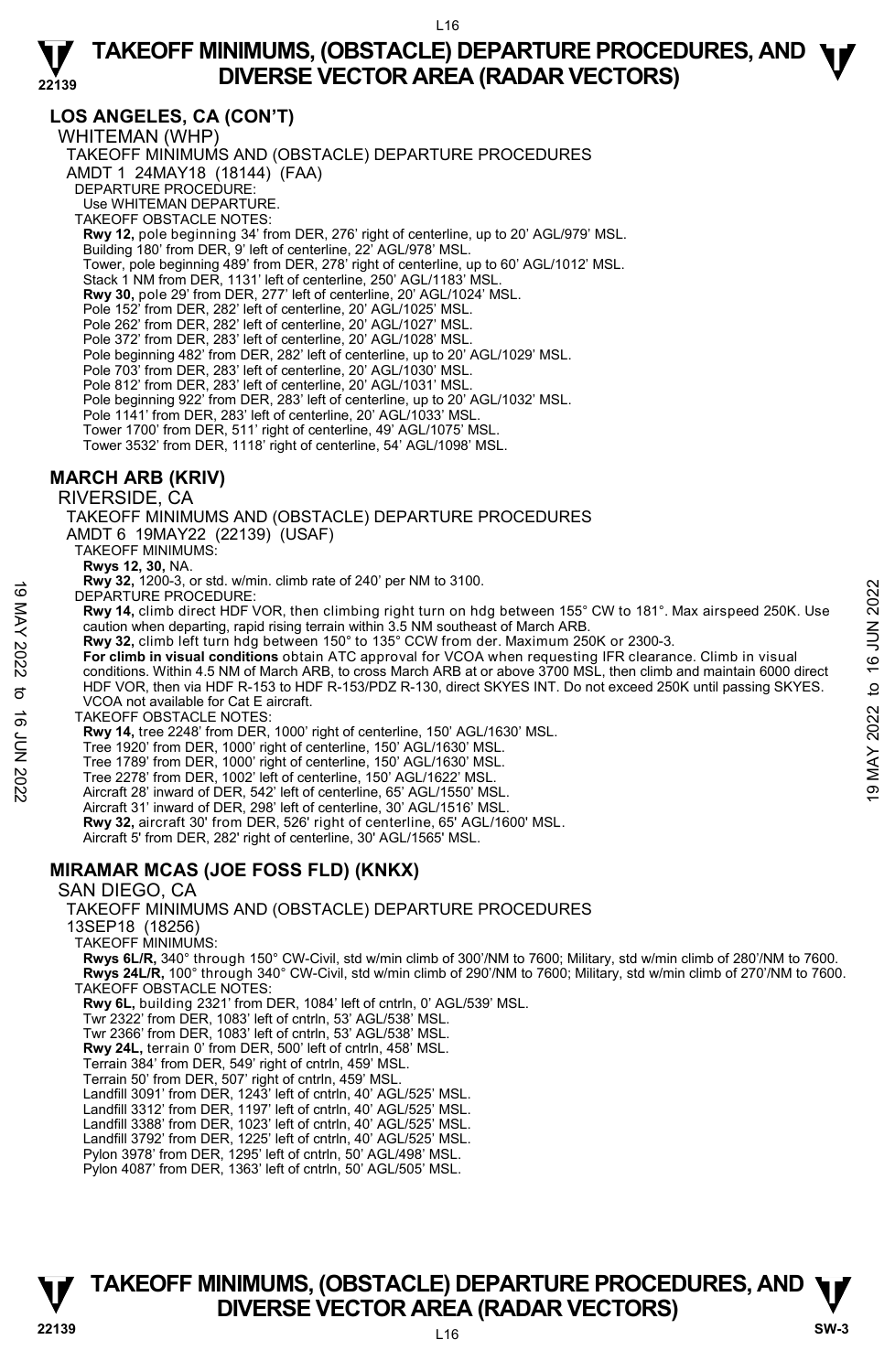## LOS ANGELES, CA (CON'T)

WHITEMAN (WHP)

TAKEOFF MINIMUMS AND (OBSTACLE) DEPARTURE PROCEDURES

AMDT 1 24MAY18 (18144) (FAA)

DEPARTURE PROCEDURE:

Use WHITEMAN DEPARTURE.

TAKEOFF OBSTACLE NOTES:

**Rwy 12,** pole beginning 34' from DER, 276' right of centerline, up to 20' AGL/979' MSL.
Building 180' from DER, 9' left of centerline, 22' AGL/978' MSL.
Tower, pole beginning 489' from DER, 278' right of centerline, up to 60' AGL/1012' MSL.
Stack 1 NM from DER, 1131' left of centerline, 250' AGL/1183' MSL.
**Rwy 30,** pole 29' from DER, 277' left of centerline, 20' AGL/1024' MSL.
Pole 152' from DER, 282' left of centerline, 20' AGL/1025' MSL.
Pole 262' from DER, 282' left of centerline, 20' AGL/1027' MSL.
Pole 372' from DER, 283' left of centerline, 20' AGL/1028' MSL.
Pole beginning 482' from DER, 282' left of centerline, up to 20' AGL/1029' MSL.
Pole 703' from DER, 283' left of centerline, 20' AGL/1030' MSL.
Pole 812' from DER, 283' left of centerline, 20' AGL/1031' MSL.
Pole beginning 922' from DER, 283' left of centerline, up to 20' AGL/1032' MSL.
Pole 1141' from DER, 283' left of centerline, 20' AGL/1033' MSL.
Tower 1700' from DER, 511' right of centerline, 49' AGL/1075' MSL.
Tower 3532' from DER, 1118' right of centerline, 54' AGL/1098' MSL.

## MARCH ARB (KRIV)

RIVERSIDE, CA

TAKEOFF MINIMUMS AND (OBSTACLE) DEPARTURE PROCEDURES

AMDT 6 19MAY22 (22139) (USAF)

TAKEOFF MINIMUMS:

**Rwys 12, 30,** NA.
**Rwy 32,** 1200-3, or std. w/min. climb rate of 240' per NM to 3100.

DEPARTURE PROCEDURE:

**Rwy 14,** climb direct HDF VOR, then climbing right turn on hdg between 155° CW to 181°. Max airspeed 250K. Use caution when departing, rapid rising terrain within 3.5 NM southeast of March ARB.
**Rwy 32,** climb left turn hdg between 150° to 135° CCW from der. Maximum 250K or 2300-3.
**For climb in visual conditions** obtain ATC approval for VCOA when requesting IFR clearance. Climb in visual conditions. Within 4.5 NM of March ARB, to cross March ARB at or above 3700 MSL, then climb and maintain 6000 direct HDF VOR, then via HDF R-153 to HDF R-153/PDZ R-130, direct SKYES INT. Do not exceed 250K until passing SKYES. VCOA not available for Cat E aircraft.

TAKEOFF OBSTACLE NOTES:

**Rwy 14,** tree 2248' from DER, 1000' right of centerline, 150' AGL/1630' MSL.
Tree 1920' from DER, 1000' right of centerline, 150' AGL/1630' MSL.
Tree 1789' from DER, 1000' right of centerline, 150' AGL/1630' MSL.
Tree 2278' from DER, 1002' left of centerline, 150' AGL/1622' MSL.
Aircraft 28' inward of DER, 542' left of centerline, 65' AGL/1550' MSL.
Aircraft 31' inward of DER, 298' left of centerline, 30' AGL/1516' MSL.
**Rwy 32,** aircraft 30' from DER, 526' right of centerline, 65' AGL/1600' MSL.
Aircraft 5' from DER, 282' right of centerline, 30' AGL/1565' MSL.

## MIRAMAR MCAS (JOE FOSS FLD) (KNKX)

SAN DIEGO, CA

TAKEOFF MINIMUMS AND (OBSTACLE) DEPARTURE PROCEDURES

13SEP18 (18256)

TAKEOFF MINIMUMS:

**Rwys 6L/R,** 340° through 150° CW-Civil, std w/min climb of 300'/NM to 7600; Military, std w/min climb of 280'/NM to 7600.
**Rwys 24L/R,** 100° through 340° CW-Civil, std w/min climb of 290'/NM to 7600; Military, std w/min climb of 270'/NM to 7600.

TAKEOFF OBSTACLE NOTES:

**Rwy 6L,** building 2321' from DER, 1084' left of cntrln, 0' AGL/539' MSL.
Twr 2322' from DER, 1083' left of cntrln, 53' AGL/538' MSL.
Twr 2366' from DER, 1083' left of cntrln, 53' AGL/538' MSL.
**Rwy 24L,** terrain 0' from DER, 500' left of cntrln, 458' MSL.
Terrain 384' from DER, 549' right of cntrln, 459' MSL.
Terrain 50' from DER, 507' right of cntrln, 459' MSL.
Landfill 3091' from DER, 1243' left of cntrln, 40' AGL/525' MSL.
Landfill 3312' from DER, 1197' left of cntrln, 40' AGL/525' MSL.
Landfill 3388' from DER, 1023' left of cntrln, 40' AGL/525' MSL.
Landfill 3792' from DER, 1225' left of cntrln, 40' AGL/525' MSL.
Pylon 3978' from DER, 1295' left of cntrln, 50' AGL/498' MSL.
Pylon 4087' from DER, 1363' left of cntrln, 50' AGL/505' MSL.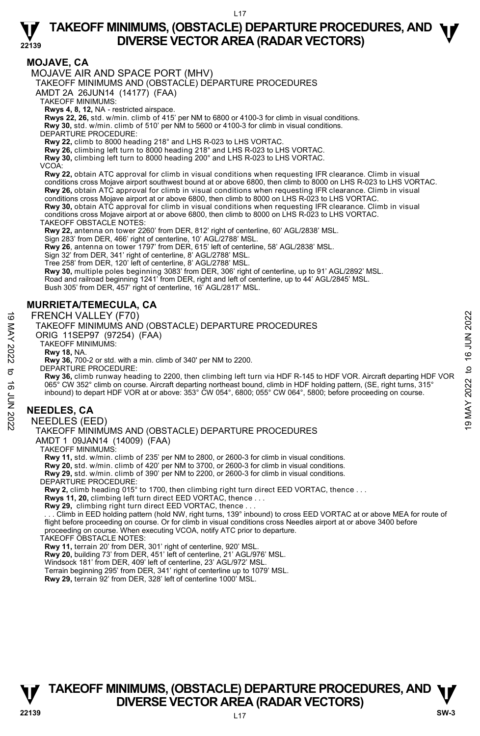## MOJAVE, CA

MOJAVE AIR AND SPACE PORT (MHV)

TAKEOFF MINIMUMS AND (OBSTACLE) DEPARTURE PROCEDURES

AMDT 2A 26JUN14 (14177) (FAA)

TAKEOFF MINIMUMS:

**Rwys 4, 8, 12,** NA - restricted airspace.

**Rwys 22, 26,** std. w/min. climb of 415' per NM to 6800 or 4100-3 for climb in visual conditions.

**Rwy 30,** std. w/min. climb of 510' per NM to 5600 or 4100-3 for climb in visual conditions.

DEPARTURE PROCEDURE:

**Rwy 22,** climb to 8000 heading 218° and LHS R-023 to LHS VORTAC.

**Rwy 26,** climbing left turn to 8000 heading 218° and LHS R-023 to LHS VORTAC.

**Rwy 30,** climbing left turn to 8000 heading 200° and LHS R-023 to LHS VORTAC.

VCOA:

**Rwy 22,** obtain ATC approval for climb in visual conditions when requesting IFR clearance. Climb in visual conditions cross Mojave airport southwest bound at or above 6800, then climb to 8000 on LHS R-023 to LHS VORTAC.

**Rwy 26,** obtain ATC approval for climb in visual conditions when requesting IFR clearance. Climb in visual conditions cross Mojave airport at or above 6800, then climb to 8000 on LHS R-023 to LHS VORTAC.

**Rwy 30,** obtain ATC approval for climb in visual conditions when requesting IFR clearance. Climb in visual conditions cross Mojave airport at or above 6800, then climb to 8000 on LHS R-023 to LHS VORTAC.

TAKEOFF OBSTACLE NOTES:

**Rwy 22,** antenna on tower 2260' from DER, 812' right of centerline, 60' AGL/2838' MSL.
Sign 283' from DER, 466' right of centerline, 10' AGL/2788' MSL.

**Rwy 26**, antenna on tower 1797' from DER, 615' left of centerline, 58' AGL/2838' MSL.
Sign 32' from DER, 341' right of centerline, 8' AGL/2788' MSL.
Tree 258' from DER, 120' left of centerline, 8' AGL/2788' MSL.

**Rwy 30,** multiple poles beginning 3083' from DER, 306' right of centerline, up to 91' AGL/2892' MSL.
Road and railroad beginning 1241' from DER, right and left of centerline, up to 44' AGL/2845' MSL.
Bush 305' from DER, 457' right of centerline, 16' AGL/2817' MSL.

## MURRIETA/TEMECULA, CA

FRENCH VALLEY (F70)

TAKEOFF MINIMUMS AND (OBSTACLE) DEPARTURE PROCEDURES

ORIG 11SEP97 (97254) (FAA)

TAKEOFF MINIMUMS:

**Rwy 18,** NA.

**Rwy 36,** 700-2 or std. with a min. climb of 340' per NM to 2200.

DEPARTURE PROCEDURE:

**Rwy 36,** climb runway heading to 2200, then climbing left turn via HDF R-145 to HDF VOR. Aircraft departing HDF VOR 065° CW 352° climb on course. Aircraft departing northeast bound, climb in HDF holding pattern, (SE, right turns, 315° inbound) to depart HDF VOR at or above: 353° CW 054°, 6800; 055° CW 064°, 5800; before proceeding on course.

## NEEDLES, CA

NEEDLES (EED)

TAKEOFF MINIMUMS AND (OBSTACLE) DEPARTURE PROCEDURES

AMDT 1 09JAN14 (14009) (FAA)

TAKEOFF MINIMUMS:

**Rwy 11,** std. w/min. climb of 235' per NM to 2800, or 2600-3 for climb in visual conditions.

**Rwy 20,** std. w/min. climb of 420' per NM to 3700, or 2600-3 for climb in visual conditions.

**Rwy 29,** std. w/min. climb of 390' per NM to 2200, or 2600-3 for climb in visual conditions.

DEPARTURE PROCEDURE:

**Rwy 2,** climb heading 015° to 1700, then climbing right turn direct EED VORTAC, thence . . .

**Rwys 11, 20,** climbing left turn direct EED VORTAC, thence . . .

**Rwy 29,** climbing right turn direct EED VORTAC, thence . . .

. . . Climb in EED holding pattern (hold NW, right turns, 139° inbound) to cross EED VORTAC at or above MEA for route of flight before proceeding on course. Or for climb in visual conditions cross Needles airport at or above 3400 before proceeding on course. When executing VCOA, notify ATC prior to departure.

TAKEOFF OBSTACLE NOTES:

**Rwy 11,** terrain 20' from DER, 301' right of centerline, 920' MSL.

**Rwy 20,** building 73' from DER, 451' left of centerline, 21' AGL/976' MSL.
Windsock 181' from DER, 409' left of centerline, 23' AGL/972' MSL.
Terrain beginning 295' from DER, 341' right of centerline up to 1079' MSL.

**Rwy 29,** terrain 92' from DER, 328' left of centerline 1000' MSL.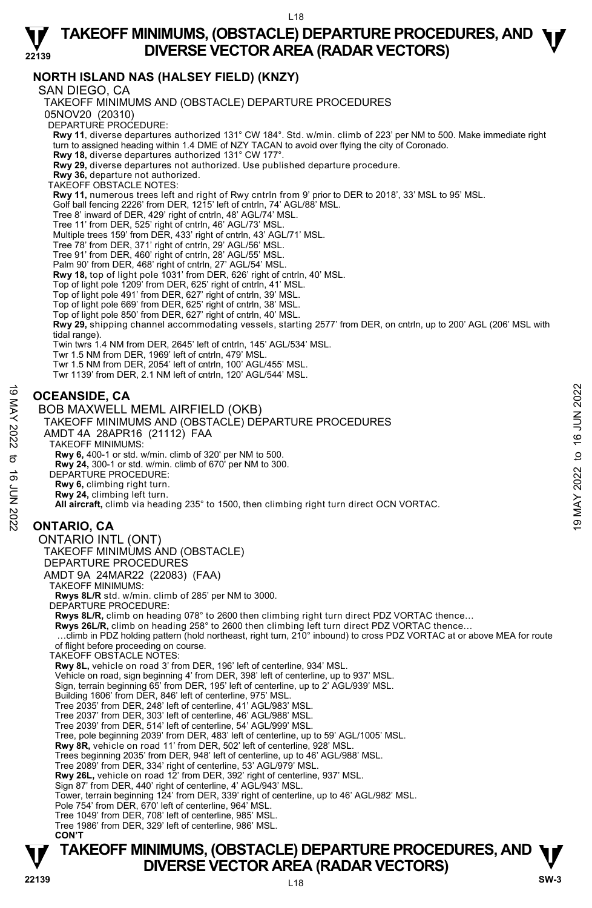## NORTH ISLAND NAS (HALSEY FIELD) (KNZY)

SAN DIEGO, CA

TAKEOFF MINIMUMS AND (OBSTACLE) DEPARTURE PROCEDURES

05NOV20 (20310)

DEPARTURE PROCEDURE:

**Rwy 11**, diverse departures authorized 131° CW 184°. Std. w/min. climb of 223' per NM to 500. Make immediate right turn to assigned heading within 1.4 DME of NZY TACAN to avoid over flying the city of Coronado.
**Rwy 18,** diverse departures authorized 131° CW 177°.
**Rwy 29,** diverse departures not authorized. Use published departure procedure.
**Rwy 36,** departure not authorized.

TAKEOFF OBSTACLE NOTES:

**Rwy 11,** numerous trees left and right of Rwy cntrln from 9' prior to DER to 2018', 33' MSL to 95' MSL.
Golf ball fencing 2226' from DER, 1215' left of cntrln, 74' AGL/88' MSL.
Tree 8' inward of DER, 429' right of cntrln, 48' AGL/74' MSL.
Tree 11' from DER, 525' right of cntrln, 46' AGL/73' MSL.
Multiple trees 159' from DER, 433' right of cntrln, 43' AGL/71' MSL.
Tree 78' from DER, 371' right of cntrln, 29' AGL/56' MSL.
Tree 91' from DER, 460' right of cntrln, 28' AGL/55' MSL.
Palm 90' from DER, 468' right of cntrln, 27' AGL/54' MSL.
**Rwy 18,** top of light pole 1031' from DER, 626' right of cntrln, 40' MSL.
Top of light pole 1209' from DER, 625' right of cntrln, 41' MSL.
Top of light pole 491' from DER, 627' right of cntrln, 39' MSL.
Top of light pole 669' from DER, 625' right of cntrln, 38' MSL.
Top of light pole 850' from DER, 627' right of cntrln, 40' MSL.
**Rwy 29,** shipping channel accommodating vessels, starting 2577' from DER, on cntrln, up to 200' AGL (206' MSL with tidal range).
Twin twrs 1.4 NM from DER, 2645' left of cntrln, 145' AGL/534' MSL.
Twr 1.5 NM from DER, 1969' left of cntrln, 479' MSL.
Twr 1.5 NM from DER, 2054' left of cntrln, 100' AGL/455' MSL.
Twr 1139' from DER, 2.1 NM left of cntrln, 120' AGL/544' MSL.

## OCEANSIDE, CA

BOB MAXWELL MEML AIRFIELD (OKB)

TAKEOFF MINIMUMS AND (OBSTACLE) DEPARTURE PROCEDURES

AMDT 4A 28APR16 (21112) FAA

TAKEOFF MINIMUMS:

**Rwy 6,** 400-1 or std. w/min. climb of 320' per NM to 500.
**Rwy 24,** 300-1 or std. w/min. climb of 670' per NM to 300.

DEPARTURE PROCEDURE:

**Rwy 6,** climbing right turn.
**Rwy 24,** climbing left turn.
**All aircraft,** climb via heading 235° to 1500, then climbing right turn direct OCN VORTAC.

## ONTARIO, CA

ONTARIO INTL (ONT)

TAKEOFF MINIMUMS AND (OBSTACLE) DEPARTURE PROCEDURES

AMDT 9A 24MAR22 (22083) (FAA)

TAKEOFF MINIMUMS:

**Rwys 8L/R** std. w/min. climb of 285' per NM to 3000.

DEPARTURE PROCEDURE:

**Rwys 8L/R,** climb on heading 078° to 2600 then climbing right turn direct PDZ VORTAC thence…
**Rwys 26L/R,** climb on heading 258° to 2600 then climbing left turn direct PDZ VORTAC thence…
…climb in PDZ holding pattern (hold northeast, right turn, 210° inbound) to cross PDZ VORTAC at or above MEA for route of flight before proceeding on course.

TAKEOFF OBSTACLE NOTES:

**Rwy 8L,** vehicle on road 3' from DER, 196' left of centerline, 934' MSL.
Vehicle on road, sign beginning 4' from DER, 398' left of centerline, up to 937' MSL.
Sign, terrain beginning 65' from DER, 195' left of centerline, up to 2' AGL/939' MSL.
Building 1606' from DER, 846' left of centerline, 975' MSL.
Tree 2035' from DER, 248' left of centerline, 41' AGL/983' MSL.
Tree 2037' from DER, 303' left of centerline, 46' AGL/988' MSL.
Tree 2039' from DER, 514' left of centerline, 54' AGL/999' MSL.
Tree, pole beginning 2039' from DER, 483' left of centerline, up to 59' AGL/1005' MSL.
**Rwy 8R,** vehicle on road 11' from DER, 502' left of centerline, 928' MSL.
Trees beginning 2035' from DER, 948' left of centerline, up to 46' AGL/988' MSL.
Tree 2089' from DER, 334' right of centerline, 53' AGL/979' MSL.
**Rwy 26L,** vehicle on road 12' from DER, 392' right of centerline, 937' MSL.
Sign 87' from DER, 440' right of centerline, 4' AGL/943' MSL.
Tower, terrain beginning 124' from DER, 339' right of centerline, up to 46' AGL/982' MSL.
Pole 754' from DER, 670' left of centerline, 964' MSL.
Tree 1049' from DER, 708' left of centerline, 985' MSL.
Tree 1986' from DER, 329' left of centerline, 986' MSL.

**CON'T**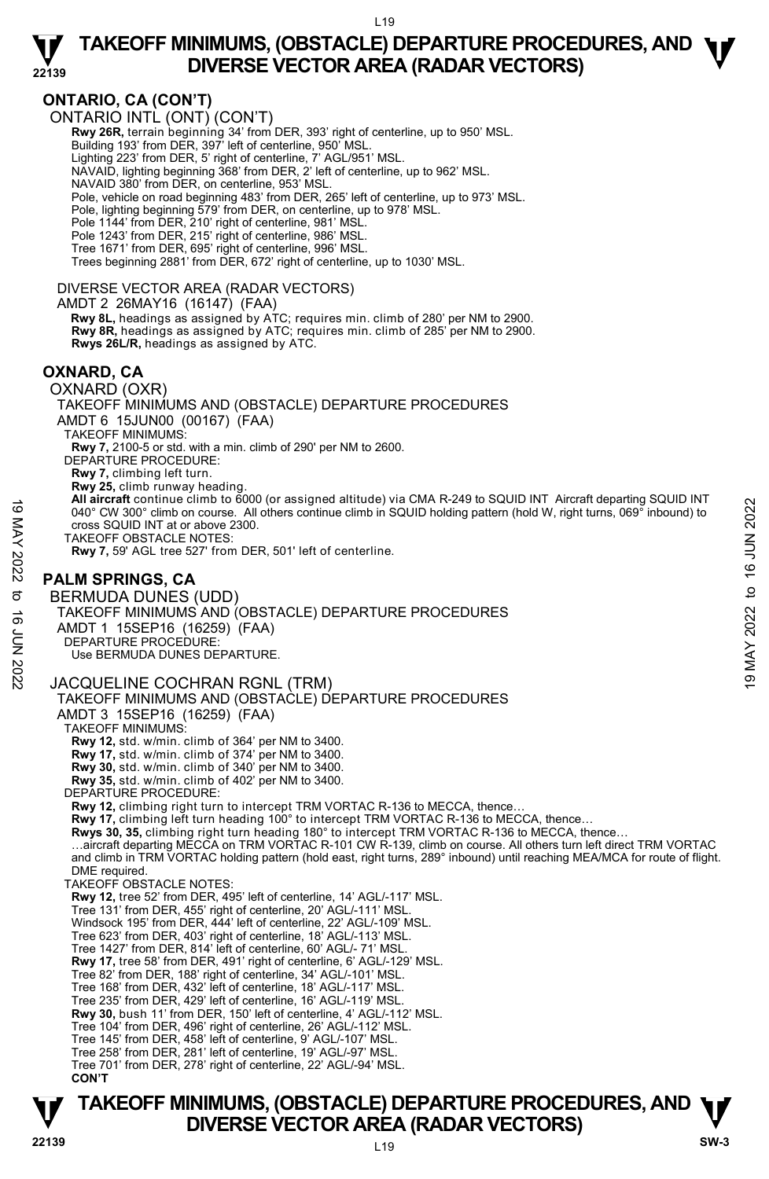## ONTARIO, CA (CON'T)

ONTARIO INTL (ONT) (CON'T)

**Rwy 26R,** terrain beginning 34' from DER, 393' right of centerline, up to 950' MSL.
Building 193' from DER, 397' left of centerline, 950' MSL.
Lighting 223' from DER, 5' right of centerline, 7' AGL/951' MSL.
NAVAID, lighting beginning 368' from DER, 2' left of centerline, up to 962' MSL.
NAVAID 380' from DER, on centerline, 953' MSL.
Pole, vehicle on road beginning 483' from DER, 265' left of centerline, up to 973' MSL.
Pole, lighting beginning 579' from DER, on centerline, up to 978' MSL.
Pole 1144' from DER, 210' right of centerline, 981' MSL.
Pole 1243' from DER, 215' right of centerline, 986' MSL.
Tree 1671' from DER, 695' right of centerline, 996' MSL.
Trees beginning 2881' from DER, 672' right of centerline, up to 1030' MSL.

DIVERSE VECTOR AREA (RADAR VECTORS)
AMDT 2 26MAY16 (16147) (FAA)
**Rwy 8L,** headings as assigned by ATC; requires min. climb of 280' per NM to 2900.
**Rwy 8R,** headings as assigned by ATC; requires min. climb of 285' per NM to 2900.
**Rwys 26L/R,** headings as assigned by ATC.

## OXNARD, CA

OXNARD (OXR)
TAKEOFF MINIMUMS AND (OBSTACLE) DEPARTURE PROCEDURES
AMDT 6 15JUN00 (00167) (FAA)
TAKEOFF MINIMUMS:
**Rwy 7,** 2100-5 or std. with a min. climb of 290' per NM to 2600.
DEPARTURE PROCEDURE:
**Rwy 7,** climbing left turn.
**Rwy 25,** climb runway heading.
**All aircraft** continue climb to 6000 (or assigned altitude) via CMA R-249 to SQUID INT Aircraft departing SQUID INT 040° CW 300° climb on course. All others continue climb in SQUID holding pattern (hold W, right turns, 069° inbound) to cross SQUID INT at or above 2300.
TAKEOFF OBSTACLE NOTES:
**Rwy 7,** 59' AGL tree 527' from DER, 501' left of centerline.

## PALM SPRINGS, CA

BERMUDA DUNES (UDD)
TAKEOFF MINIMUMS AND (OBSTACLE) DEPARTURE PROCEDURES
AMDT 1 15SEP16 (16259) (FAA)
DEPARTURE PROCEDURE:
Use BERMUDA DUNES DEPARTURE.

JACQUELINE COCHRAN RGNL (TRM)
TAKEOFF MINIMUMS AND (OBSTACLE) DEPARTURE PROCEDURES
AMDT 3 15SEP16 (16259) (FAA)
TAKEOFF MINIMUMS:
**Rwy 12,** std. w/min. climb of 364' per NM to 3400.
**Rwy 17,** std. w/min. climb of 374' per NM to 3400.
**Rwy 30,** std. w/min. climb of 340' per NM to 3400.
**Rwy 35,** std. w/min. climb of 402' per NM to 3400.
DEPARTURE PROCEDURE:
**Rwy 12,** climbing right turn to intercept TRM VORTAC R-136 to MECCA, thence…
**Rwy 17,** climbing left turn heading 100° to intercept TRM VORTAC R-136 to MECCA, thence…
**Rwys 30, 35,** climbing right turn heading 180° to intercept TRM VORTAC R-136 to MECCA, thence…
…aircraft departing MECCA on TRM VORTAC R-101 CW R-139, climb on course. All others turn left direct TRM VORTAC and climb in TRM VORTAC holding pattern (hold east, right turns, 289° inbound) until reaching MEA/MCA for route of flight. DME required.
TAKEOFF OBSTACLE NOTES:
**Rwy 12,** tree 52' from DER, 495' left of centerline, 14' AGL/-117' MSL.
Tree 131' from DER, 455' right of centerline, 20' AGL/-111' MSL.
Windsock 195' from DER, 444' left of centerline, 22' AGL/-109' MSL.
Tree 623' from DER, 403' right of centerline, 18' AGL/-113' MSL.
Tree 1427' from DER, 814' left of centerline, 60' AGL/- 71' MSL.
**Rwy 17,** tree 58' from DER, 491' right of centerline, 6' AGL/-129' MSL.
Tree 82' from DER, 188' right of centerline, 34' AGL/-101' MSL.
Tree 168' from DER, 432' left of centerline, 18' AGL/-117' MSL.
Tree 235' from DER, 429' left of centerline, 16' AGL/-119' MSL.
**Rwy 30,** bush 11' from DER, 150' left of centerline, 4' AGL/-112' MSL.
Tree 104' from DER, 496' right of centerline, 26' AGL/-112' MSL.
Tree 145' from DER, 458' left of centerline, 9' AGL/-107' MSL.
Tree 258' from DER, 281' left of centerline, 19' AGL/-97' MSL.
Tree 701' from DER, 278' right of centerline, 22' AGL/-94' MSL.
**CON'T**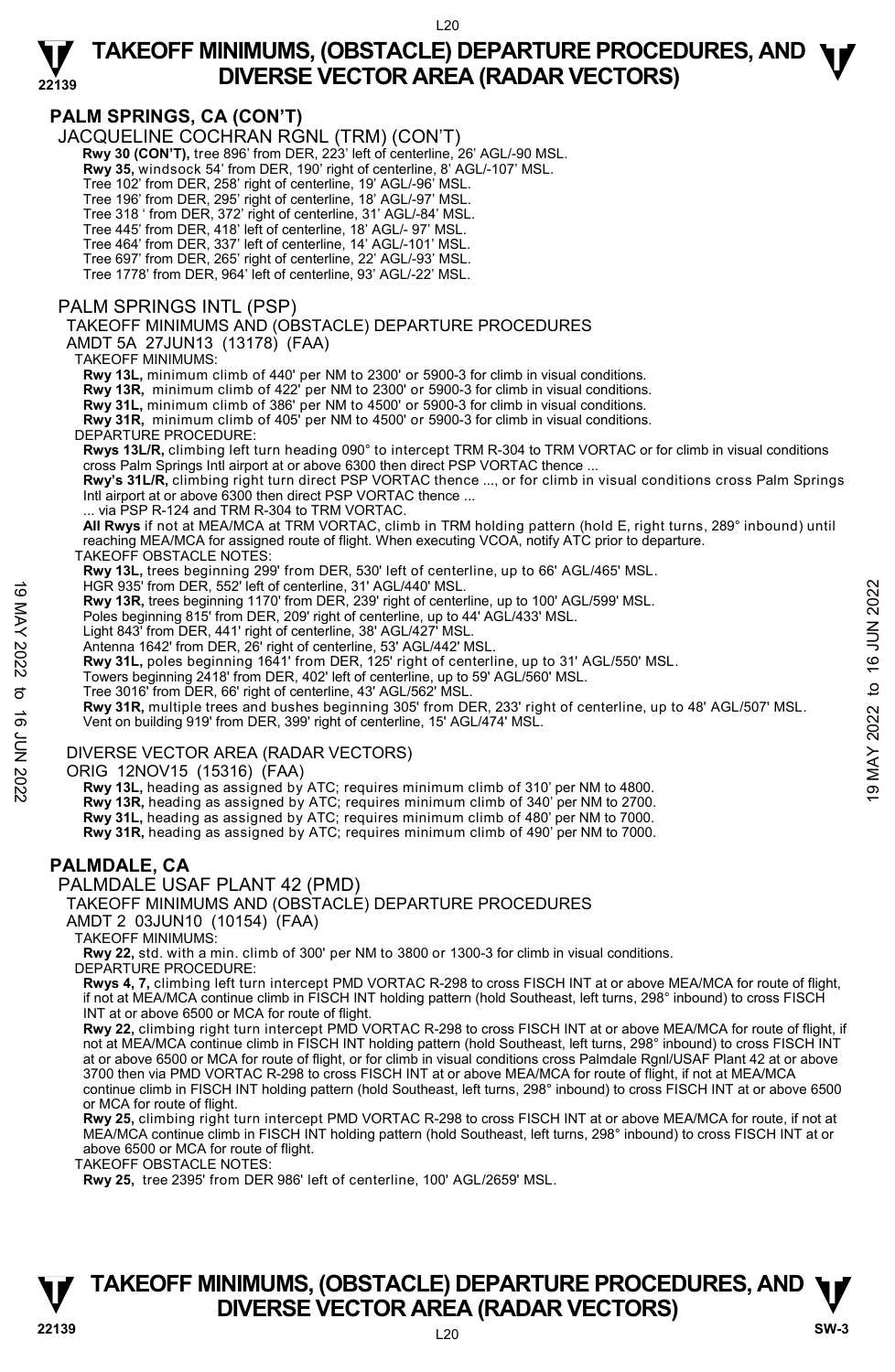## PALM SPRINGS, CA (CON'T)

JACQUELINE COCHRAN RGNL (TRM) (CON'T)

**Rwy 30 (CON'T),** tree 896' from DER, 223' left of centerline, 26' AGL/-90 MSL.
**Rwy 35,** windsock 54' from DER, 190' right of centerline, 8' AGL/-107' MSL.
Tree 102' from DER, 258' right of centerline, 19' AGL/-96' MSL.
Tree 196' from DER, 295' right of centerline, 18' AGL/-97' MSL.
Tree 318 ' from DER, 372' right of centerline, 31' AGL/-84' MSL.
Tree 445' from DER, 418' left of centerline, 18' AGL/- 97' MSL.
Tree 464' from DER, 337' left of centerline, 14' AGL/-101' MSL.
Tree 697' from DER, 265' right of centerline, 22' AGL/-93' MSL.
Tree 1778' from DER, 964' left of centerline, 93' AGL/-22' MSL.

PALM SPRINGS INTL (PSP)

TAKEOFF MINIMUMS AND (OBSTACLE) DEPARTURE PROCEDURES

AMDT 5A 27JUN13 (13178) (FAA)

TAKEOFF MINIMUMS:

**Rwy 13L,** minimum climb of 440' per NM to 2300' or 5900-3 for climb in visual conditions.
**Rwy 13R,** minimum climb of 422' per NM to 2300' or 5900-3 for climb in visual conditions.
**Rwy 31L,** minimum climb of 386' per NM to 4500' or 5900-3 for climb in visual conditions.
**Rwy 31R,** minimum climb of 405' per NM to 4500' or 5900-3 for climb in visual conditions.

DEPARTURE PROCEDURE:

**Rwys 13L/R,** climbing left turn heading 090° to intercept TRM R-304 to TRM VORTAC or for climb in visual conditions cross Palm Springs Intl airport at or above 6300 then direct PSP VORTAC thence ...
**Rwy's 31L/R,** climbing right turn direct PSP VORTAC thence ..., or for climb in visual conditions cross Palm Springs Intl airport at or above 6300 then direct PSP VORTAC thence ...
... via PSP R-124 and TRM R-304 to TRM VORTAC.
**All Rwys** if not at MEA/MCA at TRM VORTAC, climb in TRM holding pattern (hold E, right turns, 289° inbound) until reaching MEA/MCA for assigned route of flight. When executing VCOA, notify ATC prior to departure.

TAKEOFF OBSTACLE NOTES:

**Rwy 13L,** trees beginning 299' from DER, 530' left of centerline, up to 66' AGL/465' MSL.
HGR 935' from DER, 552' left of centerline, 31' AGL/440' MSL.
**Rwy 13R,** trees beginning 1170' from DER, 239' right of centerline, up to 100' AGL/599' MSL.
Poles beginning 815' from DER, 209' right of centerline, up to 44' AGL/433' MSL.
Light 843' from DER, 441' right of centerline, 38' AGL/427' MSL.
Antenna 1642' from DER, 26' right of centerline, 53' AGL/442' MSL.
**Rwy 31L,** poles beginning 1641' from DER, 125' right of centerline, up to 31' AGL/550' MSL.
Towers beginning 2418' from DER, 402' left of centerline, up to 59' AGL/560' MSL.
Tree 3016' from DER, 66' right of centerline, 43' AGL/562' MSL.
**Rwy 31R,** multiple trees and bushes beginning 305' from DER, 233' right of centerline, up to 48' AGL/507' MSL.
Vent on building 919' from DER, 399' right of centerline, 15' AGL/474' MSL.

DIVERSE VECTOR AREA (RADAR VECTORS)

ORIG 12NOV15 (15316) (FAA)

**Rwy 13L,** heading as assigned by ATC; requires minimum climb of 310' per NM to 4800.
**Rwy 13R,** heading as assigned by ATC; requires minimum climb of 340' per NM to 2700.
**Rwy 31L,** heading as assigned by ATC; requires minimum climb of 480' per NM to 7000.
**Rwy 31R,** heading as assigned by ATC; requires minimum climb of 490' per NM to 7000.

## PALMDALE, CA

PALMDALE USAF PLANT 42 (PMD)

TAKEOFF MINIMUMS AND (OBSTACLE) DEPARTURE PROCEDURES

AMDT 2 03JUN10 (10154) (FAA)

TAKEOFF MINIMUMS:

**Rwy 22,** std. with a min. climb of 300' per NM to 3800 or 1300-3 for climb in visual conditions.

DEPARTURE PROCEDURE:

**Rwys 4, 7,** climbing left turn intercept PMD VORTAC R-298 to cross FISCH INT at or above MEA/MCA for route of flight, if not at MEA/MCA continue climb in FISCH INT holding pattern (hold Southeast, left turns, 298° inbound) to cross FISCH INT at or above 6500 or MCA for route of flight.
**Rwy 22,** climbing right turn intercept PMD VORTAC R-298 to cross FISCH INT at or above MEA/MCA for route of flight, if not at MEA/MCA continue climb in FISCH INT holding pattern (hold Southeast, left turns, 298° inbound) to cross FISCH INT at or above 6500 or MCA for route of flight, or for climb in visual conditions cross Palmdale Rgnl/USAF Plant 42 at or above 3700 then via PMD VORTAC R-298 to cross FISCH INT at or above MEA/MCA for route of flight, if not at MEA/MCA continue climb in FISCH INT holding pattern (hold Southeast, left turns, 298° inbound) to cross FISCH INT at or above 6500 or MCA for route of flight.
**Rwy 25,** climbing right turn intercept PMD VORTAC R-298 to cross FISCH INT at or above MEA/MCA for route, if not at MEA/MCA continue climb in FISCH INT holding pattern (hold Southeast, left turns, 298° inbound) to cross FISCH INT at or above 6500 or MCA for route of flight.

TAKEOFF OBSTACLE NOTES:

**Rwy 25,** tree 2395' from DER 986' left of centerline, 100' AGL/2659' MSL.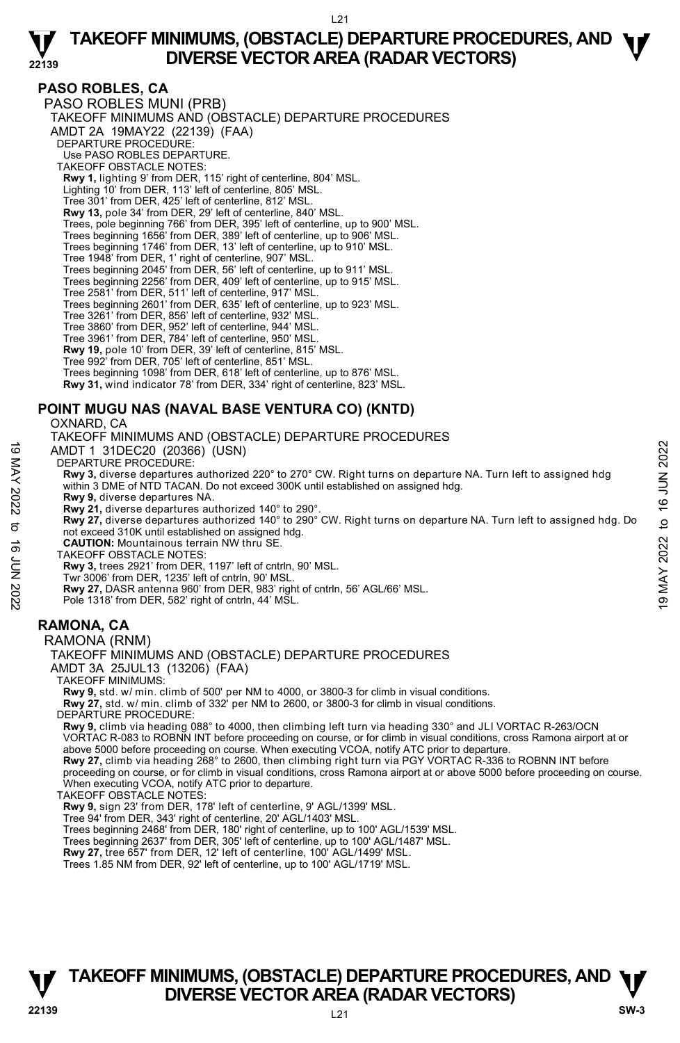## PASO ROBLES, CA

PASO ROBLES MUNI (PRB)

TAKEOFF MINIMUMS AND (OBSTACLE) DEPARTURE PROCEDURES

AMDT 2A 19MAY22 (22139) (FAA)

DEPARTURE PROCEDURE:

Use PASO ROBLES DEPARTURE.

TAKEOFF OBSTACLE NOTES:

**Rwy 1,** lighting 9' from DER, 115' right of centerline, 804' MSL.
Lighting 10' from DER, 113' left of centerline, 805' MSL.
Tree 301' from DER, 425' left of centerline, 812' MSL.
**Rwy 13,** pole 34' from DER, 29' left of centerline, 840' MSL.
Trees, pole beginning 766' from DER, 395' left of centerline, up to 900' MSL.
Trees beginning 1656' from DER, 389' left of centerline, up to 906' MSL.
Trees beginning 1746' from DER, 13' left of centerline, up to 910' MSL.
Tree 1948' from DER, 1' right of centerline, 907' MSL.
Trees beginning 2045' from DER, 56' left of centerline, up to 911' MSL.
Trees beginning 2256' from DER, 409' left of centerline, up to 915' MSL.
Tree 2581' from DER, 511' left of centerline, 917' MSL.
Trees beginning 2601' from DER, 635' left of centerline, up to 923' MSL.
Tree 3261' from DER, 856' left of centerline, 932' MSL.
Tree 3860' from DER, 952' left of centerline, 944' MSL.
Tree 3961' from DER, 784' left of centerline, 950' MSL.
**Rwy 19,** pole 10' from DER, 39' left of centerline, 815' MSL.
Tree 992' from DER, 705' left of centerline, 851' MSL.
Trees beginning 1098' from DER, 618' left of centerline, up to 876' MSL.
**Rwy 31,** wind indicator 78' from DER, 334' right of centerline, 823' MSL.

## POINT MUGU NAS (NAVAL BASE VENTURA CO) (KNTD)

OXNARD, CA

TAKEOFF MINIMUMS AND (OBSTACLE) DEPARTURE PROCEDURES

AMDT 1 31DEC20 (20366) (USN)

DEPARTURE PROCEDURE:

**Rwy 3,** diverse departures authorized 220° to 270° CW. Right turns on departure NA. Turn left to assigned hdg within 3 DME of NTD TACAN. Do not exceed 300K until established on assigned hdg.
**Rwy 9,** diverse departures NA.
**Rwy 21,** diverse departures authorized 140° to 290°.
**Rwy 27,** diverse departures authorized 140° to 290° CW. Right turns on departure NA. Turn left to assigned hdg. Do not exceed 310K until established on assigned hdg.
**CAUTION:** Mountainous terrain NW thru SE.

TAKEOFF OBSTACLE NOTES:

**Rwy 3,** trees 2921' from DER, 1197' left of cntrln, 90' MSL.
Twr 3006' from DER, 1235' left of cntrln, 90' MSL.
**Rwy 27,** DASR antenna 960' from DER, 983' right of cntrln, 56' AGL/66' MSL.
Pole 1318' from DER, 582' right of cntrln, 44' MSL.

## RAMONA, CA

RAMONA (RNM)

TAKEOFF MINIMUMS AND (OBSTACLE) DEPARTURE PROCEDURES

AMDT 3A 25JUL13 (13206) (FAA)

TAKEOFF MINIMUMS:

**Rwy 9,** std. w/ min. climb of 500' per NM to 4000, or 3800-3 for climb in visual conditions.
**Rwy 27,** std. w/ min. climb of 332' per NM to 2600, or 3800-3 for climb in visual conditions.

DEPARTURE PROCEDURE:

**Rwy 9,** climb via heading 088° to 4000, then climbing left turn via heading 330° and JLI VORTAC R-263/OCN VORTAC R-083 to ROBNN INT before proceeding on course, or for climb in visual conditions, cross Ramona airport at or above 5000 before proceeding on course. When executing VCOA, notify ATC prior to departure.
**Rwy 27,** climb via heading 268° to 2600, then climbing right turn via PGY VORTAC R-336 to ROBNN INT before proceeding on course, or for climb in visual conditions, cross Ramona airport at or above 5000 before proceeding on course. When executing VCOA, notify ATC prior to departure.

TAKEOFF OBSTACLE NOTES:

**Rwy 9,** sign 23' from DER, 178' left of centerline, 9' AGL/1399' MSL.
Tree 94' from DER, 343' right of centerline, 20' AGL/1403' MSL.
Trees beginning 2468' from DER, 180' right of centerline, up to 100' AGL/1539' MSL.
Trees beginning 2637' from DER, 305' left of centerline, up to 100' AGL/1487' MSL.
**Rwy 27,** tree 657' from DER, 12' left of centerline, 100' AGL/1499' MSL.
Trees 1.85 NM from DER, 92' left of centerline, up to 100' AGL/1719' MSL.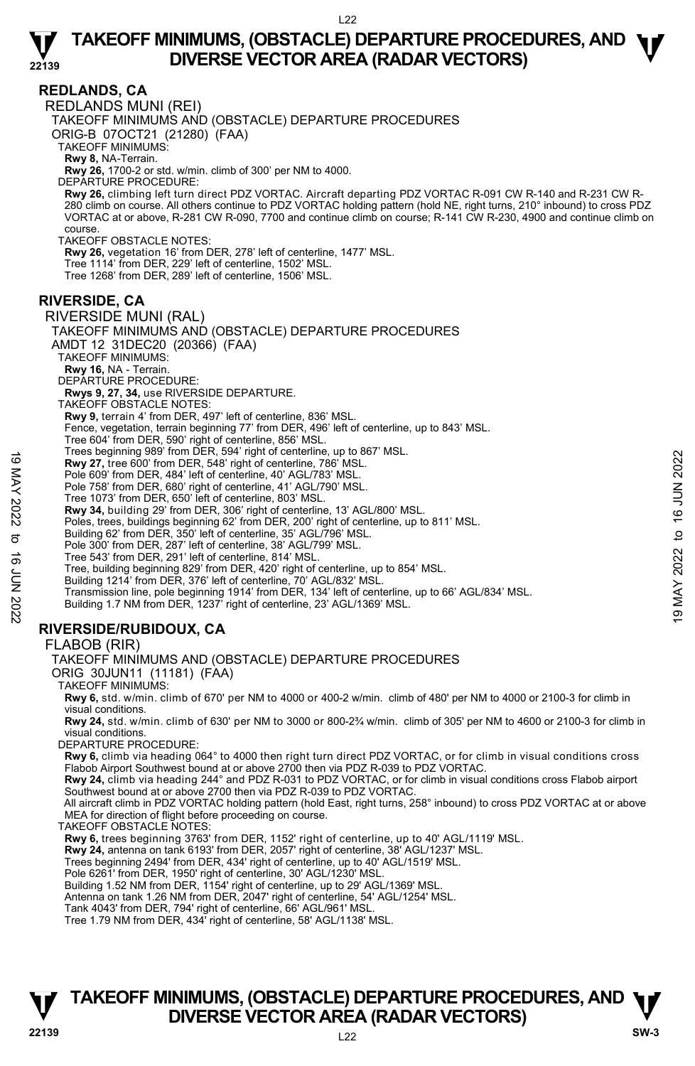## REDLANDS, CA

REDLANDS MUNI (REI)

TAKEOFF MINIMUMS AND (OBSTACLE) DEPARTURE PROCEDURES

ORIG-B 07OCT21 (21280) (FAA)

TAKEOFF MINIMUMS:

**Rwy 8,** NA-Terrain.

**Rwy 26,** 1700-2 or std. w/min. climb of 300' per NM to 4000.

DEPARTURE PROCEDURE:

**Rwy 26,** climbing left turn direct PDZ VORTAC. Aircraft departing PDZ VORTAC R-091 CW R-140 and R-231 CW R-280 climb on course. All others continue to PDZ VORTAC holding pattern (hold NE, right turns, 210° inbound) to cross PDZ VORTAC at or above, R-281 CW R-090, 7700 and continue climb on course; R-141 CW R-230, 4900 and continue climb on course.

TAKEOFF OBSTACLE NOTES:

**Rwy 26,** vegetation 16' from DER, 278' left of centerline, 1477' MSL.
Tree 1114' from DER, 229' left of centerline, 1502' MSL.
Tree 1268' from DER, 289' left of centerline, 1506' MSL.

## RIVERSIDE, CA

RIVERSIDE MUNI (RAL)

TAKEOFF MINIMUMS AND (OBSTACLE) DEPARTURE PROCEDURES

AMDT 12 31DEC20 (20366) (FAA)

TAKEOFF MINIMUMS:

**Rwy 16,** NA - Terrain.

DEPARTURE PROCEDURE:

**Rwys 9, 27, 34,** use RIVERSIDE DEPARTURE.

TAKEOFF OBSTACLE NOTES:

**Rwy 9,** terrain 4' from DER, 497' left of centerline, 836' MSL.
Fence, vegetation, terrain beginning 77' from DER, 496' left of centerline, up to 843' MSL.
Tree 604' from DER, 590' right of centerline, 856' MSL.
Trees beginning 989' from DER, 594' right of centerline, up to 867' MSL.
**Rwy 27,** tree 600' from DER, 548' right of centerline, 786' MSL.
Pole 609' from DER, 484' left of centerline, 40' AGL/783' MSL.
Pole 758' from DER, 680' right of centerline, 41' AGL/790' MSL.
Tree 1073' from DER, 650' left of centerline, 803' MSL.
**Rwy 34,** building 29' from DER, 306' right of centerline, 13' AGL/800' MSL.
Poles, trees, buildings beginning 62' from DER, 200' right of centerline, up to 811' MSL.
Building 62' from DER, 350' left of centerline, 35' AGL/796' MSL.
Pole 300' from DER, 287' left of centerline, 38' AGL/799' MSL.
Tree 543' from DER, 291' left of centerline, 814' MSL.
Tree, building beginning 829' from DER, 420' right of centerline, up to 854' MSL.
Building 1214' from DER, 376' left of centerline, 70' AGL/832' MSL.
Transmission line, pole beginning 1914' from DER, 134' left of centerline, up to 66' AGL/834' MSL.
Building 1.7 NM from DER, 1237' right of centerline, 23' AGL/1369' MSL.

## RIVERSIDE/RUBIDOUX, CA

FLABOB (RIR)

TAKEOFF MINIMUMS AND (OBSTACLE) DEPARTURE PROCEDURES

ORIG 30JUN11 (11181) (FAA)

TAKEOFF MINIMUMS:

**Rwy 6,** std. w/min. climb of 670' per NM to 4000 or 400-2 w/min. climb of 480' per NM to 4000 or 2100-3 for climb in visual conditions.

**Rwy 24,** std. w/min. climb of 630' per NM to 3000 or 800-2¾ w/min. climb of 305' per NM to 4600 or 2100-3 for climb in visual conditions.

DEPARTURE PROCEDURE:

**Rwy 6,** climb via heading 064° to 4000 then right turn direct PDZ VORTAC, or for climb in visual conditions cross Flabob Airport Southwest bound at or above 2700 then via PDZ R-039 to PDZ VORTAC.

**Rwy 24,** climb via heading 244° and PDZ R-031 to PDZ VORTAC, or for climb in visual conditions cross Flabob airport Southwest bound at or above 2700 then via PDZ R-039 to PDZ VORTAC.

All aircraft climb in PDZ VORTAC holding pattern (hold East, right turns, 258° inbound) to cross PDZ VORTAC at or above MEA for direction of flight before proceeding on course.

TAKEOFF OBSTACLE NOTES:

**Rwy 6,** trees beginning 3763' from DER, 1152' right of centerline, up to 40' AGL/1119' MSL.
**Rwy 24,** antenna on tank 6193' from DER, 2057' right of centerline, 38' AGL/1237' MSL.
Trees beginning 2494' from DER, 434' right of centerline, up to 40' AGL/1519' MSL.
Pole 6261' from DER, 1950' right of centerline, 30' AGL/1230' MSL.
Building 1.52 NM from DER, 1154' right of centerline, up to 29' AGL/1369' MSL.
Antenna on tank 1.26 NM from DER, 2047' right of centerline, 54' AGL/1254' MSL.
Tank 4043' from DER, 794' right of centerline, 66' AGL/961' MSL.
Tree 1.79 NM from DER, 434' right of centerline, 58' AGL/1138' MSL.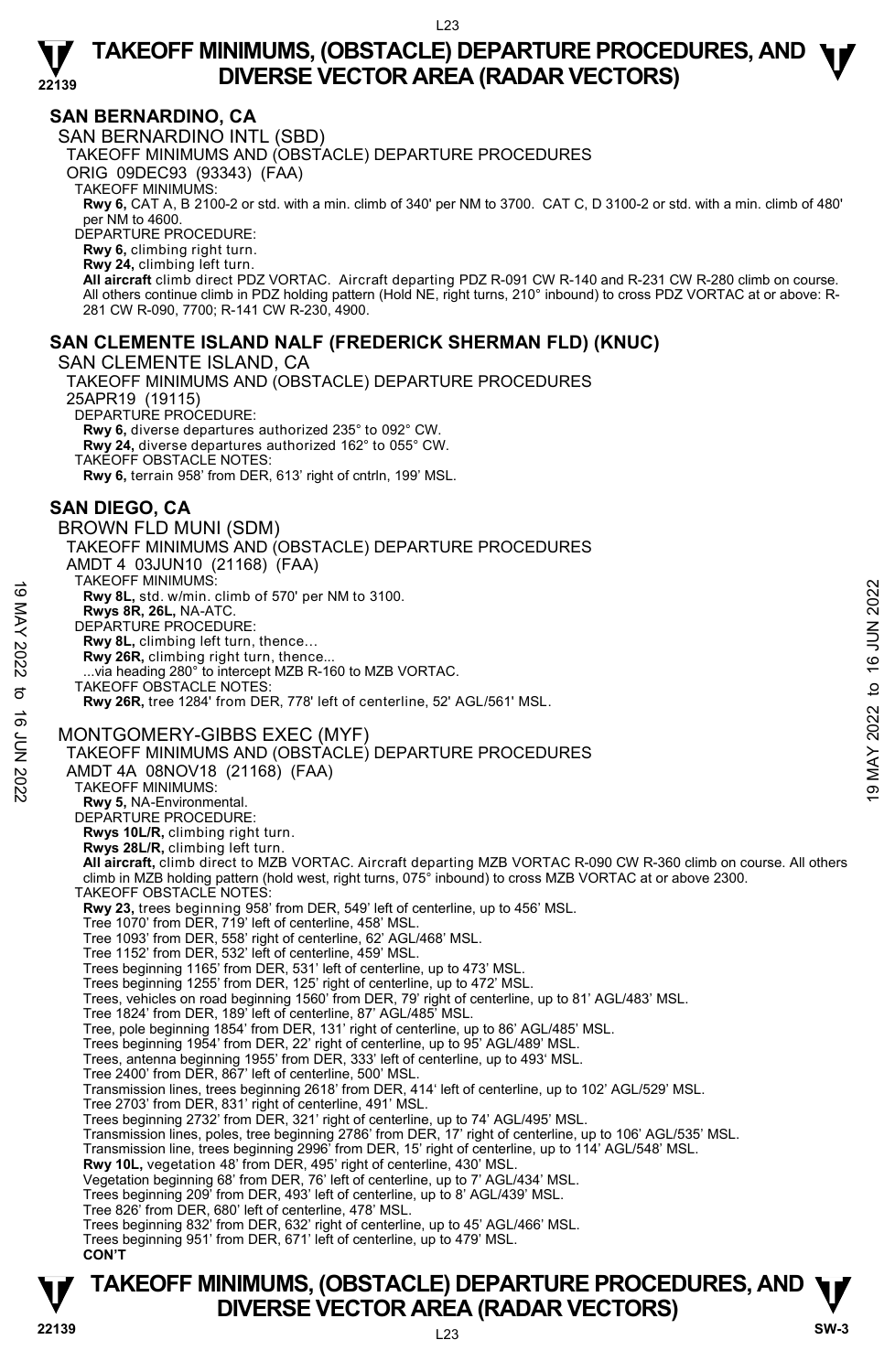## SAN BERNARDINO, CA

SAN BERNARDINO INTL (SBD)

TAKEOFF MINIMUMS AND (OBSTACLE) DEPARTURE PROCEDURES

ORIG 09DEC93 (93343) (FAA)

TAKEOFF MINIMUMS:

**Rwy 6,** CAT A, B 2100-2 or std. with a min. climb of 340' per NM to 3700. CAT C, D 3100-2 or std. with a min. climb of 480' per NM to 4600.

DEPARTURE PROCEDURE:

**Rwy 6,** climbing right turn.

**Rwy 24,** climbing left turn.

**All aircraft** climb direct PDZ VORTAC. Aircraft departing PDZ R-091 CW R-140 and R-231 CW R-280 climb on course. All others continue climb in PDZ holding pattern (Hold NE, right turns, 210° inbound) to cross PDZ VORTAC at or above: R-281 CW R-090, 7700; R-141 CW R-230, 4900.

## SAN CLEMENTE ISLAND NALF (FREDERICK SHERMAN FLD) (KNUC)

SAN CLEMENTE ISLAND, CA

TAKEOFF MINIMUMS AND (OBSTACLE) DEPARTURE PROCEDURES

25APR19 (19115)

DEPARTURE PROCEDURE:

**Rwy 6,** diverse departures authorized 235° to 092° CW.

**Rwy 24,** diverse departures authorized 162° to 055° CW.

TAKEOFF OBSTACLE NOTES:

**Rwy 6,** terrain 958' from DER, 613' right of cntrln, 199' MSL.

## SAN DIEGO, CA

BROWN FLD MUNI (SDM)

TAKEOFF MINIMUMS AND (OBSTACLE) DEPARTURE PROCEDURES

AMDT 4 03JUN10 (21168) (FAA)

TAKEOFF MINIMUMS:

**Rwy 8L,** std. w/min. climb of 570' per NM to 3100.

**Rwys 8R, 26L,** NA-ATC.

DEPARTURE PROCEDURE:

**Rwy 8L,** climbing left turn, thence...

**Rwy 26R,** climbing right turn, thence...

...via heading 280° to intercept MZB R-160 to MZB VORTAC.

TAKEOFF OBSTACLE NOTES:

**Rwy 26R,** tree 1284' from DER, 778' left of centerline, 52' AGL/561' MSL.

MONTGOMERY-GIBBS EXEC (MYF)

TAKEOFF MINIMUMS AND (OBSTACLE) DEPARTURE PROCEDURES

AMDT 4A 08NOV18 (21168) (FAA)

TAKEOFF MINIMUMS:

**Rwy 5,** NA-Environmental.

DEPARTURE PROCEDURE:

**Rwys 10L/R,** climbing right turn.

**Rwys 28L/R,** climbing left turn.

**All aircraft,** climb direct to MZB VORTAC. Aircraft departing MZB VORTAC R-090 CW R-360 climb on course. All others climb in MZB holding pattern (hold west, right turns, 075° inbound) to cross MZB VORTAC at or above 2300.

TAKEOFF OBSTACLE NOTES:

**Rwy 23,** trees beginning 958' from DER, 549' left of centerline, up to 456' MSL.
Tree 1070' from DER, 719' left of centerline, 458' MSL.
Tree 1093' from DER, 558' right of centerline, 62' AGL/468' MSL.
Tree 1152' from DER, 532' left of centerline, 459' MSL.
Trees beginning 1165' from DER, 531' left of centerline, up to 473' MSL.
Trees beginning 1255' from DER, 125' right of centerline, up to 472' MSL.
Trees, vehicles on road beginning 1560' from DER, 79' right of centerline, up to 81' AGL/483' MSL.
Tree 1824' from DER, 189' left of centerline, 87' AGL/485' MSL.
Tree, pole beginning 1854' from DER, 131' right of centerline, up to 86' AGL/485' MSL.
Trees beginning 1954' from DER, 22' right of centerline, up to 95' AGL/489' MSL.
Trees, antenna beginning 1955' from DER, 333' left of centerline, up to 493' MSL.
Tree 2400' from DER, 867' left of centerline, 500' MSL.
Transmission lines, trees beginning 2618' from DER, 414' left of centerline, up to 102' AGL/529' MSL.
Tree 2703' from DER, 831' right of centerline, 491' MSL.
Trees beginning 2732' from DER, 321' right of centerline, up to 74' AGL/495' MSL.
Transmission lines, poles, tree beginning 2786' from DER, 17' right of centerline, up to 106' AGL/535' MSL.
Transmission line, trees beginning 2996' from DER, 15' right of centerline, up to 114' AGL/548' MSL.

**Rwy 10L,** vegetation 48' from DER, 495' right of centerline, 430' MSL.
Vegetation beginning 68' from DER, 76' left of centerline, up to 7' AGL/434' MSL.
Trees beginning 209' from DER, 493' left of centerline, up to 8' AGL/439' MSL.
Tree 826' from DER, 680' left of centerline, 478' MSL.
Trees beginning 832' from DER, 632' right of centerline, up to 45' AGL/466' MSL.
Trees beginning 951' from DER, 671' left of centerline, up to 479' MSL.

**CON'T**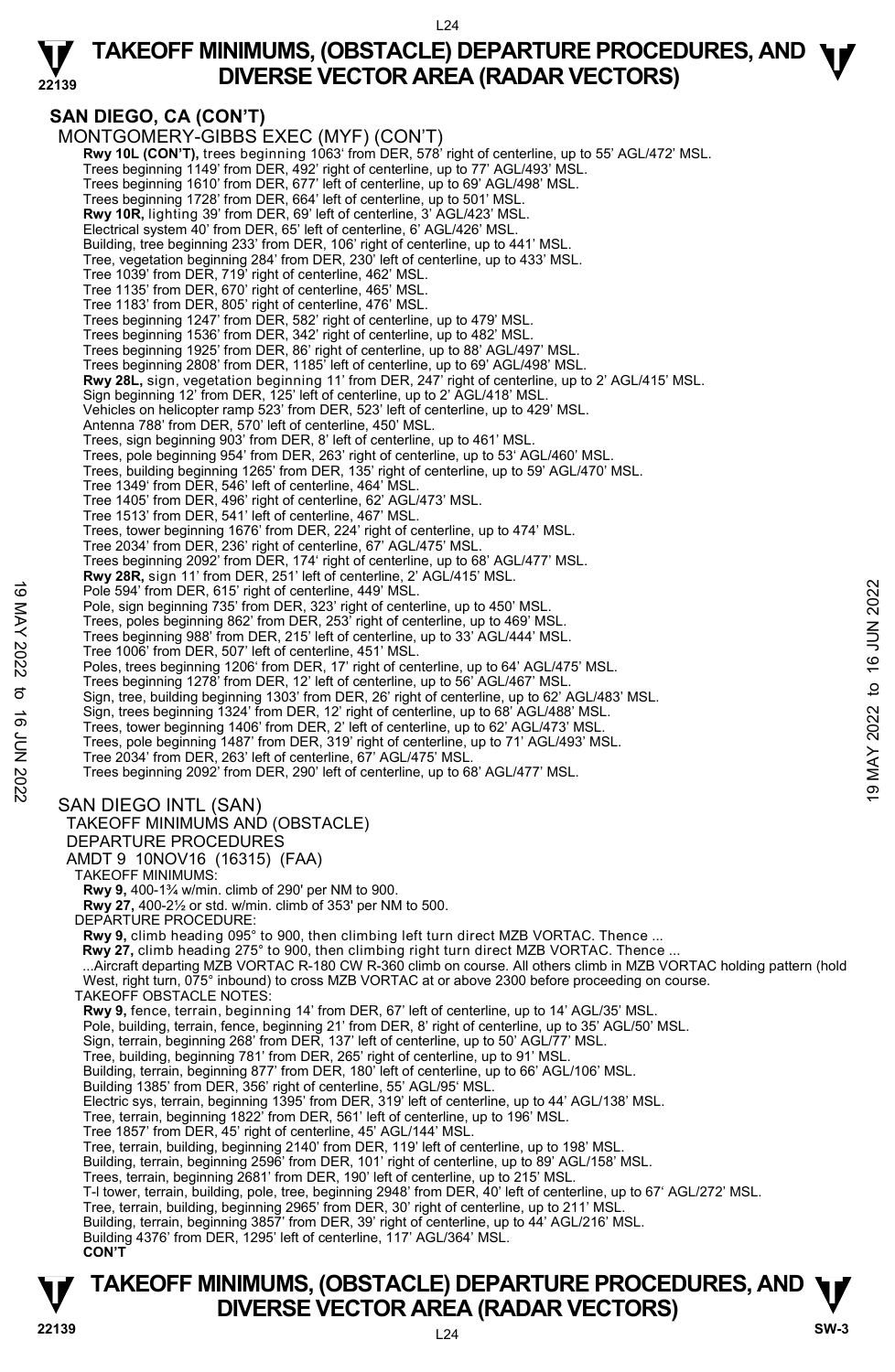## SAN DIEGO, CA (CON'T)

MONTGOMERY-GIBBS EXEC (MYF) (CON'T)

**Rwy 10L (CON'T),** trees beginning 1063' from DER, 578' right of centerline, up to 55' AGL/472' MSL.
Trees beginning 1149' from DER, 492' right of centerline, up to 77' AGL/493' MSL.
Trees beginning 1610' from DER, 677' left of centerline, up to 69' AGL/498' MSL.
Trees beginning 1728' from DER, 664' left of centerline, up to 501' MSL.
**Rwy 10R,** lighting 39' from DER, 69' left of centerline, 3' AGL/423' MSL.
Electrical system 40' from DER, 65' left of centerline, 6' AGL/426' MSL.
Building, tree beginning 233' from DER, 106' right of centerline, up to 441' MSL.
Tree, vegetation beginning 284' from DER, 230' left of centerline, up to 433' MSL.
Tree 1039' from DER, 719' right of centerline, 462' MSL.
Tree 1135' from DER, 670' right of centerline, 465' MSL.
Tree 1183' from DER, 805' right of centerline, 476' MSL.
Trees beginning 1247' from DER, 582' right of centerline, up to 479' MSL.
Trees beginning 1536' from DER, 342' right of centerline, up to 482' MSL.
Trees beginning 1925' from DER, 86' right of centerline, up to 88' AGL/497' MSL.
Trees beginning 2808' from DER, 1185' left of centerline, up to 69' AGL/498' MSL.
**Rwy 28L,** sign, vegetation beginning 11' from DER, 247' right of centerline, up to 2' AGL/415' MSL.
Sign beginning 12' from DER, 125' left of centerline, up to 2' AGL/418' MSL.
Vehicles on helicopter ramp 523' from DER, 523' left of centerline, up to 429' MSL.
Antenna 788' from DER, 570' left of centerline, 450' MSL.
Trees, sign beginning 903' from DER, 8' left of centerline, up to 461' MSL.
Trees, pole beginning 954' from DER, 263' right of centerline, up to 53' AGL/460' MSL.
Trees, building beginning 1265' from DER, 135' right of centerline, up to 59' AGL/470' MSL.
Tree 1349' from DER, 546' left of centerline, 464' MSL.
Tree 1405' from DER, 496' right of centerline, 62' AGL/473' MSL.
Tree 1513' from DER, 541' left of centerline, 467' MSL.
Trees, tower beginning 1676' from DER, 224' right of centerline, up to 474' MSL.
Tree 2034' from DER, 236' right of centerline, 67' AGL/475' MSL.
Trees beginning 2092' from DER, 174' right of centerline, up to 68' AGL/477' MSL.
**Rwy 28R,** sign 11' from DER, 251' left of centerline, 2' AGL/415' MSL.
Pole 594' from DER, 615' right of centerline, 449' MSL.
Pole, sign beginning 735' from DER, 323' right of centerline, up to 450' MSL.
Trees, poles beginning 862' from DER, 253' right of centerline, up to 469' MSL.
Trees beginning 988' from DER, 215' left of centerline, up to 33' AGL/444' MSL.
Tree 1006' from DER, 507' left of centerline, 451' MSL.
Poles, trees beginning 1206' from DER, 17' right of centerline, up to 64' AGL/475' MSL.
Trees beginning 1278' from DER, 12' left of centerline, up to 56' AGL/467' MSL.
Sign, tree, building beginning 1303' from DER, 26' right of centerline, up to 62' AGL/483' MSL.
Sign, trees beginning 1324' from DER, 12' right of centerline, up to 68' AGL/488' MSL.
Trees, tower beginning 1406' from DER, 2' left of centerline, up to 62' AGL/473' MSL.
Trees, pole beginning 1487' from DER, 319' right of centerline, up to 71' AGL/493' MSL.
Tree 2034' from DER, 263' left of centerline, 67' AGL/475' MSL.
Trees beginning 2092' from DER, 290' left of centerline, up to 68' AGL/477' MSL.

SAN DIEGO INTL (SAN)
TAKEOFF MINIMUMS AND (OBSTACLE) DEPARTURE PROCEDURES
AMDT 9 10NOV16 (16315) (FAA)

TAKEOFF MINIMUMS:
**Rwy 9,** 400-1¾ w/min. climb of 290' per NM to 900.
**Rwy 27,** 400-2½ or std. w/min. climb of 353' per NM to 500.

DEPARTURE PROCEDURE:
**Rwy 9,** climb heading 095° to 900, then climbing left turn direct MZB VORTAC. Thence ...
**Rwy 27,** climb heading 275° to 900, then climbing right turn direct MZB VORTAC. Thence ...
...Aircraft departing MZB VORTAC R-180 CW R-360 climb on course. All others climb in MZB VORTAC holding pattern (hold West, right turn, 075° inbound) to cross MZB VORTAC at or above 2300 before proceeding on course.

TAKEOFF OBSTACLE NOTES:
**Rwy 9,** fence, terrain, beginning 14' from DER, 67' left of centerline, up to 14' AGL/35' MSL.
Pole, building, terrain, fence, beginning 21' from DER, 8' right of centerline, up to 35' AGL/50' MSL.
Sign, terrain, beginning 268' from DER, 137' left of centerline, up to 50' AGL/77' MSL.
Tree, building, beginning 781' from DER, 265' right of centerline, up to 91' MSL.
Building, terrain, beginning 877' from DER, 180' left of centerline, up to 66' AGL/106' MSL.
Building 1385' from DER, 356' right of centerline, 55' AGL/95' MSL.
Electric sys, terrain, beginning 1395' from DER, 319' left of centerline, up to 44' AGL/138' MSL.
Tree, terrain, beginning 1822' from DER, 561' left of centerline, up to 196' MSL.
Tree 1857' from DER, 45' right of centerline, 45' AGL/144' MSL.
Tree, terrain, building, beginning 2140' from DER, 119' left of centerline, up to 198' MSL.
Building, terrain, beginning 2596' from DER, 101' right of centerline, up to 89' AGL/158' MSL.
Trees, terrain, beginning 2681' from DER, 190' left of centerline, up to 215' MSL.
T-l tower, terrain, building, pole, tree, beginning 2948' from DER, 40' left of centerline, up to 67' AGL/272' MSL.
Tree, terrain, building, beginning 2965' from DER, 30' right of centerline, up to 211' MSL.
Building, terrain, beginning 3857' from DER, 39' right of centerline, up to 44' AGL/216' MSL.
Building 4376' from DER, 1295' left of centerline, 117' AGL/364' MSL.
**CON'T**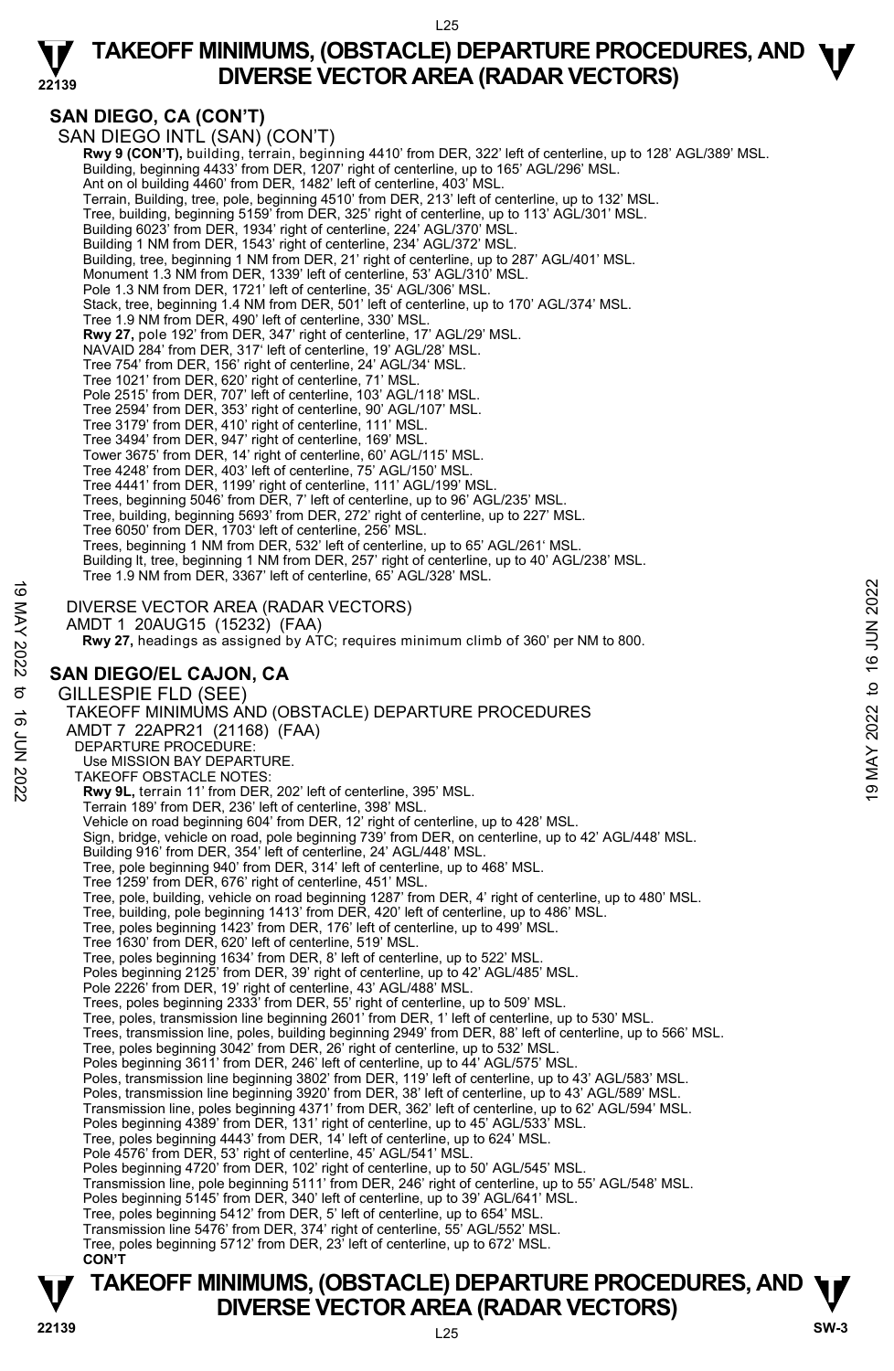## SAN DIEGO, CA (CON'T)

SAN DIEGO INTL (SAN) (CON'T)

**Rwy 9 (CON'T),** building, terrain, beginning 4410' from DER, 322' left of centerline, up to 128' AGL/389' MSL.
Building, beginning 4433' from DER, 1207' right of centerline, up to 165' AGL/296' MSL.
Ant on ol building 4460' from DER, 1482' left of centerline, 403' MSL.
Terrain, Building, tree, pole, beginning 4510' from DER, 213' left of centerline, up to 132' MSL.
Tree, building, beginning 5159' from DER, 325' right of centerline, up to 113' AGL/301' MSL.
Building 6023' from DER, 1934' right of centerline, 224' AGL/370' MSL.
Building 1 NM from DER, 1543' right of centerline, 234' AGL/372' MSL.
Building, tree, beginning 1 NM from DER, 21' right of centerline, up to 287' AGL/401' MSL.
Monument 1.3 NM from DER, 1339' left of centerline, 53' AGL/310' MSL.
Pole 1.3 NM from DER, 1721' left of centerline, 35' AGL/306' MSL.
Stack, tree, beginning 1.4 NM from DER, 501' left of centerline, up to 170' AGL/374' MSL.
Tree 1.9 NM from DER, 490' left of centerline, 330' MSL.
**Rwy 27,** pole 192' from DER, 347' right of centerline, 17' AGL/29' MSL.
NAVAID 284' from DER, 317' left of centerline, 19' AGL/28' MSL.
Tree 754' from DER, 156' right of centerline, 24' AGL/34' MSL.
Tree 1021' from DER, 620' right of centerline, 71' MSL.
Pole 2515' from DER, 707' left of centerline, 103' AGL/118' MSL.
Tree 2594' from DER, 353' right of centerline, 90' AGL/107' MSL.
Tree 3179' from DER, 410' right of centerline, 111' MSL.
Tree 3494' from DER, 947' right of centerline, 169' MSL.
Tower 3675' from DER, 14' right of centerline, 60' AGL/115' MSL.
Tree 4248' from DER, 403' left of centerline, 75' AGL/150' MSL.
Tree 4441' from DER, 1199' right of centerline, 111' AGL/199' MSL.
Trees, beginning 5046' from DER, 7' left of centerline, up to 96' AGL/235' MSL.
Tree, building, beginning 5693' from DER, 272' right of centerline, up to 227' MSL.
Tree 6050' from DER, 1703' left of centerline, 256' MSL.
Trees, beginning 1 NM from DER, 532' left of centerline, up to 65' AGL/261' MSL.
Building lt, tree, beginning 1 NM from DER, 257' right of centerline, up to 40' AGL/238' MSL.
Tree 1.9 NM from DER, 3367' left of centerline, 65' AGL/328' MSL.

DIVERSE VECTOR AREA (RADAR VECTORS)
AMDT 1 20AUG15 (15232) (FAA)
**Rwy 27,** headings as assigned by ATC; requires minimum climb of 360' per NM to 800.

## SAN DIEGO/EL CAJON, CA

GILLESPIE FLD (SEE)
TAKEOFF MINIMUMS AND (OBSTACLE) DEPARTURE PROCEDURES
AMDT 7 22APR21 (21168) (FAA)
DEPARTURE PROCEDURE:
Use MISSION BAY DEPARTURE.
TAKEOFF OBSTACLE NOTES:

**Rwy 9L,** terrain 11' from DER, 202' left of centerline, 395' MSL.
Terrain 189' from DER, 236' left of centerline, 398' MSL.
Vehicle on road beginning 604' from DER, 12' right of centerline, up to 428' MSL.
Sign, bridge, vehicle on road, pole beginning 739' from DER, on centerline, up to 42' AGL/448' MSL.
Building 916' from DER, 354' left of centerline, 24' AGL/448' MSL.
Tree, pole beginning 940' from DER, 314' left of centerline, up to 468' MSL.
Tree 1259' from DER, 676' right of centerline, 451' MSL.
Tree, pole, building, vehicle on road beginning 1287' from DER, 4' right of centerline, up to 480' MSL.
Tree, building, pole beginning 1413' from DER, 420' left of centerline, up to 486' MSL.
Tree, poles beginning 1423' from DER, 176' left of centerline, up to 499' MSL.
Tree 1630' from DER, 620' left of centerline, 519' MSL.
Tree, poles beginning 1634' from DER, 8' left of centerline, up to 522' MSL.
Poles beginning 2125' from DER, 39' right of centerline, up to 42' AGL/485' MSL.
Pole 2226' from DER, 19' right of centerline, 43' AGL/488' MSL.
Trees, poles beginning 2333' from DER, 55' right of centerline, up to 509' MSL.
Tree, poles, transmission line beginning 2601' from DER, 1' left of centerline, up to 530' MSL.
Trees, transmission line, poles, building beginning 2949' from DER, 88' left of centerline, up to 566' MSL.
Tree, poles beginning 3042' from DER, 26' right of centerline, up to 532' MSL.
Poles beginning 3611' from DER, 246' left of centerline, up to 44' AGL/575' MSL.
Poles, transmission line beginning 3802' from DER, 119' left of centerline, up to 43' AGL/583' MSL.
Poles, transmission line beginning 3920' from DER, 38' left of centerline, up to 43' AGL/589' MSL.
Transmission line, poles beginning 4371' from DER, 362' left of centerline, up to 62' AGL/594' MSL.
Poles beginning 4389' from DER, 131' right of centerline, up to 45' AGL/533' MSL.
Tree, poles beginning 4443' from DER, 14' left of centerline, up to 624' MSL.
Pole 4576' from DER, 53' right of centerline, 45' AGL/541' MSL.
Poles beginning 4720' from DER, 102' right of centerline, up to 50' AGL/545' MSL.
Transmission line, pole beginning 5111' from DER, 246' right of centerline, up to 55' AGL/548' MSL.
Poles beginning 5145' from DER, 340' left of centerline, up to 39' AGL/641' MSL.
Tree, poles beginning 5412' from DER, 5' left of centerline, up to 654' MSL.
Transmission line 5476' from DER, 374' right of centerline, 55' AGL/552' MSL.
Tree, poles beginning 5712' from DER, 23' left of centerline, up to 672' MSL.
**CON'T**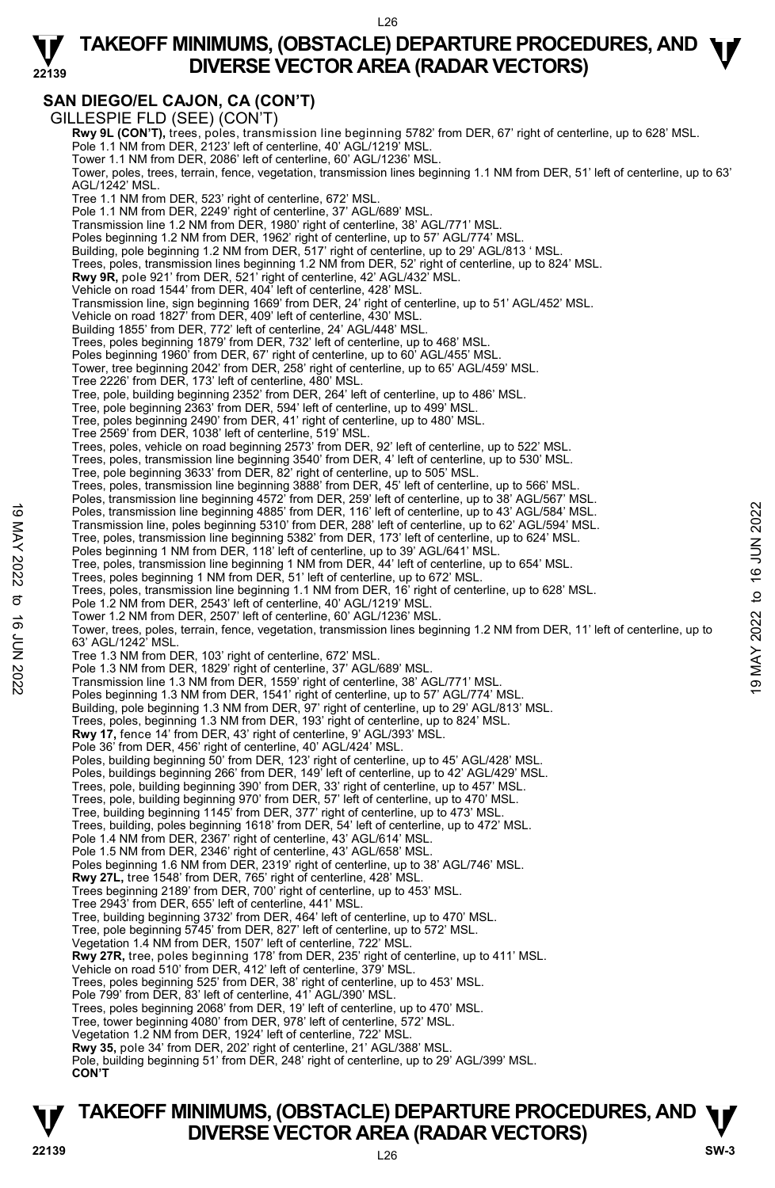## SAN DIEGO/EL CAJON, CA (CON'T)

GILLESPIE FLD (SEE) (CON'T)

**Rwy 9L (CON'T),** trees, poles, transmission line beginning 5782' from DER, 67' right of centerline, up to 628' MSL.
Pole 1.1 NM from DER, 2123' left of centerline, 40' AGL/1219' MSL.
Tower 1.1 NM from DER, 2086' left of centerline, 60' AGL/1236' MSL.
Tower, poles, trees, terrain, fence, vegetation, transmission lines beginning 1.1 NM from DER, 51' left of centerline, up to 63' AGL/1242' MSL.
Tree 1.1 NM from DER, 523' right of centerline, 672' MSL.
Pole 1.1 NM from DER, 2249' right of centerline, 37' AGL/689' MSL.
Transmission line 1.2 NM from DER, 1980' right of centerline, 38' AGL/771' MSL.
Poles beginning 1.2 NM from DER, 1962' right of centerline, up to 57' AGL/774' MSL.
Building, pole beginning 1.2 NM from DER, 517' right of centerline, up to 29' AGL/813 ' MSL.
Trees, poles, transmission lines beginning 1.2 NM from DER, 52' right of centerline, up to 824' MSL.
**Rwy 9R,** pole 921' from DER, 521' right of centerline, 42' AGL/432' MSL.
Vehicle on road 1544' from DER, 404' left of centerline, 428' MSL.
Transmission line, sign beginning 1669' from DER, 24' right of centerline, up to 51' AGL/452' MSL.
Vehicle on road 1827' from DER, 409' left of centerline, 430' MSL.
Building 1855' from DER, 772' left of centerline, 24' AGL/448' MSL.
Trees, poles beginning 1879' from DER, 732' left of centerline, up to 468' MSL.
Poles beginning 1960' from DER, 67' right of centerline, up to 60' AGL/455' MSL.
Tower, tree beginning 2042' from DER, 258' right of centerline, up to 65' AGL/459' MSL.
Tree 2226' from DER, 173' left of centerline, 480' MSL.
Tree, pole, building beginning 2352' from DER, 264' left of centerline, up to 486' MSL.
Tree, pole beginning 2363' from DER, 594' left of centerline, up to 499' MSL.
Tree, poles beginning 2490' from DER, 41' right of centerline, up to 480' MSL.
Tree 2569' from DER, 1038' left of centerline, 519' MSL.
Trees, poles, vehicle on road beginning 2573' from DER, 92' left of centerline, up to 522' MSL.
Trees, poles, transmission line beginning 3540' from DER, 4' left of centerline, up to 530' MSL.
Tree, pole beginning 3633' from DER, 82' right of centerline, up to 505' MSL.
Trees, poles, transmission line beginning 3888' from DER, 45' left of centerline, up to 566' MSL.
Poles, transmission line beginning 4572' from DER, 259' left of centerline, up to 38' AGL/567' MSL.
Poles, transmission line beginning 4885' from DER, 116' left of centerline, up to 43' AGL/584' MSL.
Transmission line, poles beginning 5310' from DER, 288' left of centerline, up to 62' AGL/594' MSL.
Tree, poles, transmission line beginning 5382' from DER, 173' left of centerline, up to 624' MSL.
Poles beginning 1 NM from DER, 118' left of centerline, up to 39' AGL/641' MSL.
Tree, poles, transmission line beginning 1 NM from DER, 44' left of centerline, up to 654' MSL.
Trees, poles beginning 1 NM from DER, 51' left of centerline, up to 672' MSL.
Trees, poles, transmission line beginning 1.1 NM from DER, 16' right of centerline, up to 628' MSL.
Pole 1.2 NM from DER, 2543' left of centerline, 40' AGL/1219' MSL.
Tower 1.2 NM from DER, 2507' left of centerline, 60' AGL/1236' MSL.
Tower, trees, poles, terrain, fence, vegetation, transmission lines beginning 1.2 NM from DER, 11' left of centerline, up to 63' AGL/1242' MSL.
Tree 1.3 NM from DER, 103' right of centerline, 672' MSL.
Pole 1.3 NM from DER, 1829' right of centerline, 37' AGL/689' MSL.
Transmission line 1.3 NM from DER, 1559' right of centerline, 38' AGL/771' MSL.
Poles beginning 1.3 NM from DER, 1541' right of centerline, up to 57' AGL/774' MSL.
Building, pole beginning 1.3 NM from DER, 97' right of centerline, up to 29' AGL/813' MSL.
Trees, poles, beginning 1.3 NM from DER, 193' right of centerline, up to 824' MSL.
**Rwy 17,** fence 14' from DER, 43' right of centerline, 9' AGL/393' MSL.
Pole 36' from DER, 456' right of centerline, 40' AGL/424' MSL.
Poles, building beginning 50' from DER, 123' right of centerline, up to 45' AGL/428' MSL.
Poles, buildings beginning 266' from DER, 149' left of centerline, up to 42' AGL/429' MSL.
Trees, pole, building beginning 390' from DER, 33' right of centerline, up to 457' MSL.
Trees, pole, building beginning 970' from DER, 57' left of centerline, up to 470' MSL.
Tree, building beginning 1145' from DER, 377' right of centerline, up to 473' MSL.
Trees, building, poles beginning 1618' from DER, 54' left of centerline, up to 472' MSL.
Pole 1.4 NM from DER, 2367' right of centerline, 43' AGL/614' MSL.
Pole 1.5 NM from DER, 2346' right of centerline, 43' AGL/658' MSL.
Poles beginning 1.6 NM from DER, 2319' right of centerline, up to 38' AGL/746' MSL.
**Rwy 27L,** tree 1548' from DER, 765' right of centerline, 428' MSL.
Trees beginning 2189' from DER, 700' right of centerline, up to 453' MSL.
Tree 2943' from DER, 655' left of centerline, 441' MSL.
Tree, building beginning 3732' from DER, 464' left of centerline, up to 470' MSL.
Tree, pole beginning 5745' from DER, 827' left of centerline, up to 572' MSL.
Vegetation 1.4 NM from DER, 1507' left of centerline, 722' MSL.
**Rwy 27R,** tree, poles beginning 178' from DER, 235' right of centerline, up to 411' MSL.
Vehicle on road 510' from DER, 412' left of centerline, 379' MSL.
Trees, poles beginning 525' from DER, 38' right of centerline, up to 453' MSL.
Pole 799' from DER, 83' left of centerline, 41' AGL/390' MSL.
Trees, poles beginning 2068' from DER, 19' left of centerline, up to 470' MSL.
Tree, tower beginning 4080' from DER, 978' left of centerline, 572' MSL.
Vegetation 1.2 NM from DER, 1924' left of centerline, 722' MSL.
**Rwy 35,** pole 34' from DER, 202' right of centerline, 21' AGL/388' MSL.
Pole, building beginning 51' from DER, 248' right of centerline, up to 29' AGL/399' MSL.
**CON'T**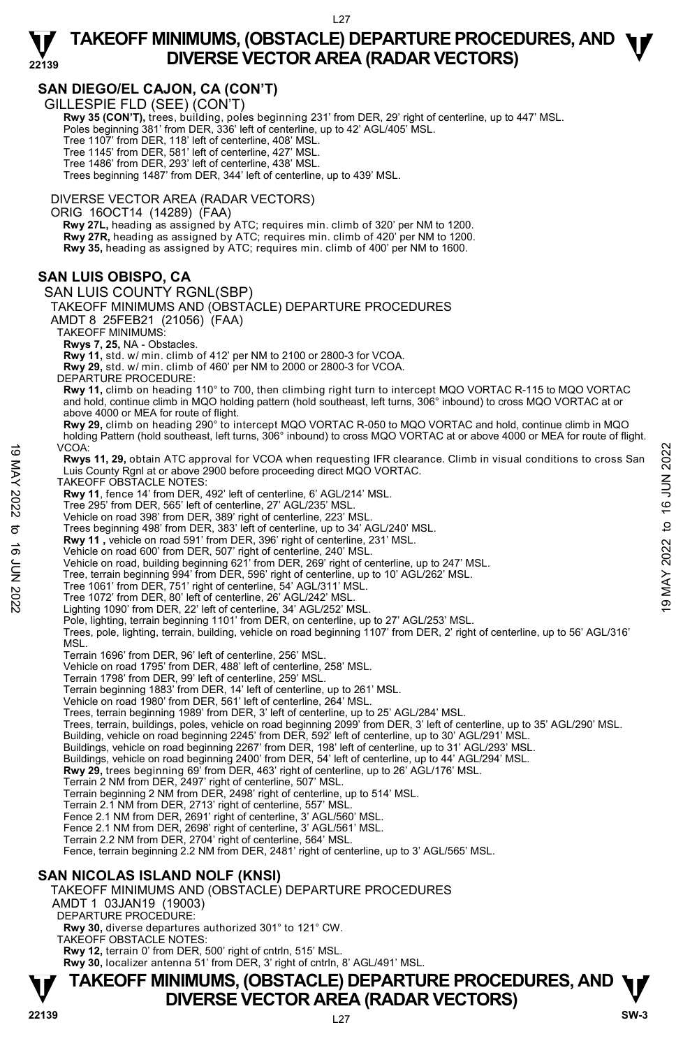## SAN DIEGO/EL CAJON, CA (CON'T)

GILLESPIE FLD (SEE) (CON'T)

**Rwy 35 (CON'T),** trees, building, poles beginning 231' from DER, 29' right of centerline, up to 447' MSL.
Poles beginning 381' from DER, 336' left of centerline, up to 42' AGL/405' MSL.
Tree 1107' from DER, 118' left of centerline, 408' MSL.
Tree 1145' from DER, 581' left of centerline, 427' MSL.
Tree 1486' from DER, 293' left of centerline, 438' MSL.
Trees beginning 1487' from DER, 344' left of centerline, up to 439' MSL.

DIVERSE VECTOR AREA (RADAR VECTORS)

ORIG 16OCT14 (14289) (FAA)

**Rwy 27L,** heading as assigned by ATC; requires min. climb of 320' per NM to 1200.
**Rwy 27R,** heading as assigned by ATC; requires min. climb of 420' per NM to 1200.
**Rwy 35,** heading as assigned by ATC; requires min. climb of 400' per NM to 1600.

## SAN LUIS OBISPO, CA

SAN LUIS COUNTY RGNL(SBP)

TAKEOFF MINIMUMS AND (OBSTACLE) DEPARTURE PROCEDURES

AMDT 8 25FEB21 (21056) (FAA)

TAKEOFF MINIMUMS:

**Rwys 7, 25,** NA - Obstacles.
**Rwy 11,** std. w/ min. climb of 412' per NM to 2100 or 2800-3 for VCOA.
**Rwy 29,** std. w/ min. climb of 460' per NM to 2000 or 2800-3 for VCOA.

DEPARTURE PROCEDURE:

**Rwy 11,** climb on heading 110° to 700, then climbing right turn to intercept MQO VORTAC R-115 to MQO VORTAC and hold, continue climb in MQO holding pattern (hold southeast, left turns, 306° inbound) to cross MQO VORTAC at or above 4000 or MEA for route of flight.
**Rwy 29,** climb on heading 290° to intercept MQO VORTAC R-050 to MQO VORTAC and hold, continue climb in MQO holding Pattern (hold southeast, left turns, 306° inbound) to cross MQO VORTAC at or above 4000 or MEA for route of flight.

VCOA:

**Rwys 11, 29,** obtain ATC approval for VCOA when requesting IFR clearance. Climb in visual conditions to cross San Luis County Rgnl at or above 2900 before proceeding direct MQO VORTAC.

TAKEOFF OBSTACLE NOTES:

**Rwy 11**, fence 14' from DER, 492' left of centerline, 6' AGL/214' MSL.
Tree 295' from DER, 565' left of centerline, 27' AGL/235' MSL.
Vehicle on road 398' from DER, 389' right of centerline, 223' MSL.
Trees beginning 498' from DER, 383' left of centerline, up to 34' AGL/240' MSL.
**Rwy 11 ,** vehicle on road 591' from DER, 396' right of centerline, 231' MSL.
Vehicle on road 600' from DER, 507' right of centerline, 240' MSL.
Vehicle on road, building beginning 621' from DER, 269' right of centerline, up to 247' MSL.
Tree, terrain beginning 994' from DER, 596' right of centerline, up to 10' AGL/262' MSL.
Tree 1061' from DER, 751' right of centerline, 54' AGL/311' MSL.
Tree 1072' from DER, 80' left of centerline, 26' AGL/242' MSL.
Lighting 1090' from DER, 22' left of centerline, 34' AGL/252' MSL.
Pole, lighting, terrain beginning 1101' from DER, on centerline, up to 27' AGL/253' MSL.
Trees, pole, lighting, terrain, building, vehicle on road beginning 1107' from DER, 2' right of centerline, up to 56' AGL/316' MSL.
Terrain 1696' from DER, 96' left of centerline, 256' MSL.
Vehicle on road 1795' from DER, 488' left of centerline, 258' MSL.
Terrain 1798' from DER, 99' left of centerline, 259' MSL.
Terrain beginning 1883' from DER, 14' left of centerline, up to 261' MSL.
Vehicle on road 1980' from DER, 561' left of centerline, 264' MSL.
Trees, terrain beginning 1989' from DER, 3' left of centerline, up to 25' AGL/284' MSL.
Trees, terrain, buildings, poles, vehicle on road beginning 2099' from DER, 3' left of centerline, up to 35' AGL/290' MSL.
Building, vehicle on road beginning 2245' from DER, 592' left of centerline, up to 30' AGL/291' MSL.
Buildings, vehicle on road beginning 2267' from DER, 198' left of centerline, up to 31' AGL/293' MSL.
Buildings, vehicle on road beginning 2400' from DER, 54' left of centerline, up to 44' AGL/294' MSL.
**Rwy 29,** trees beginning 69' from DER, 463' right of centerline, up to 26' AGL/176' MSL.
Terrain 2 NM from DER, 2497' right of centerline, 507' MSL.
Terrain beginning 2 NM from DER, 2498' right of centerline, up to 514' MSL.
Terrain 2.1 NM from DER, 2713' right of centerline, 557' MSL.
Fence 2.1 NM from DER, 2691' right of centerline, 3' AGL/560' MSL.
Fence 2.1 NM from DER, 2698' right of centerline, 3' AGL/561' MSL.
Terrain 2.2 NM from DER, 2704' right of centerline, 564' MSL.
Fence, terrain beginning 2.2 NM from DER, 2481' right of centerline, up to 3' AGL/565' MSL.

## SAN NICOLAS ISLAND NOLF (KNSI)

TAKEOFF MINIMUMS AND (OBSTACLE) DEPARTURE PROCEDURES

AMDT 1 03JAN19 (19003)

DEPARTURE PROCEDURE:

**Rwy 30,** diverse departures authorized 301° to 121° CW.

TAKEOFF OBSTACLE NOTES:

**Rwy 12,** terrain 0' from DER, 500' right of cntrln, 515' MSL.
**Rwy 30,** localizer antenna 51' from DER, 3' right of cntrln, 8' AGL/491' MSL.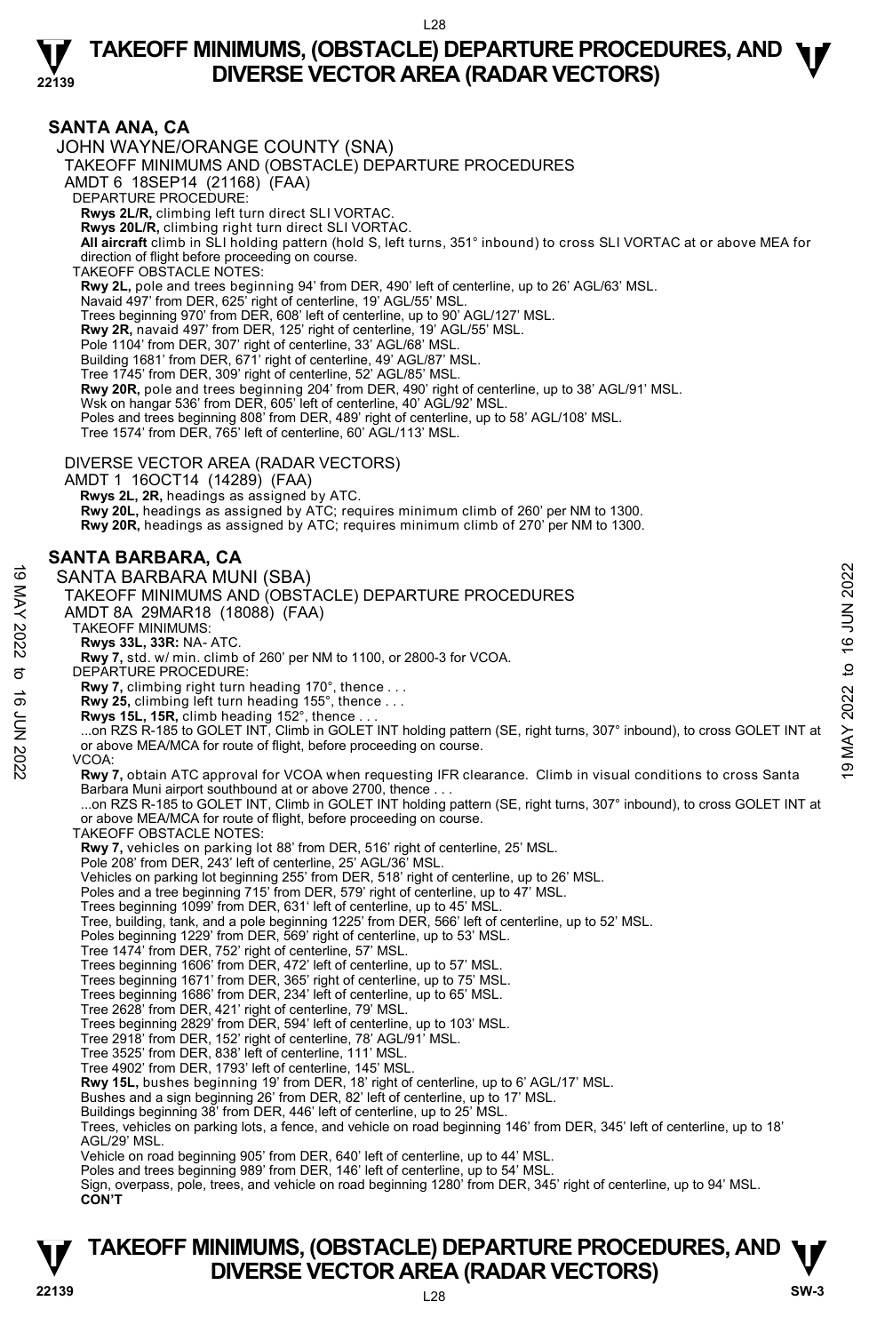## SANTA ANA, CA

JOHN WAYNE/ORANGE COUNTY (SNA)
TAKEOFF MINIMUMS AND (OBSTACLE) DEPARTURE PROCEDURES
AMDT 6 18SEP14 (21168) (FAA)
DEPARTURE PROCEDURE:
**Rwys 2L/R,** climbing left turn direct SLI VORTAC.
**Rwys 20L/R,** climbing right turn direct SLI VORTAC.
**All aircraft** climb in SLI holding pattern (hold S, left turns, 351° inbound) to cross SLI VORTAC at or above MEA for direction of flight before proceeding on course.
TAKEOFF OBSTACLE NOTES:
**Rwy 2L,** pole and trees beginning 94' from DER, 490' left of centerline, up to 26' AGL/63' MSL.
Navaid 497' from DER, 625' right of centerline, 19' AGL/55' MSL.
Trees beginning 970' from DER, 608' left of centerline, up to 90' AGL/127' MSL.
**Rwy 2R,** navaid 497' from DER, 125' right of centerline, 19' AGL/55' MSL.
Pole 1104' from DER, 307' right of centerline, 33' AGL/68' MSL.
Building 1681' from DER, 671' right of centerline, 49' AGL/87' MSL.
Tree 1745' from DER, 309' right of centerline, 52' AGL/85' MSL.
**Rwy 20R,** pole and trees beginning 204' from DER, 490' right of centerline, up to 38' AGL/91' MSL.
Wsk on hangar 536' from DER, 605' left of centerline, 40' AGL/92' MSL.
Poles and trees beginning 808' from DER, 489' right of centerline, up to 58' AGL/108' MSL.
Tree 1574' from DER, 765' left of centerline, 60' AGL/113' MSL.

DIVERSE VECTOR AREA (RADAR VECTORS)
AMDT 1 16OCT14 (14289) (FAA)
**Rwys 2L, 2R,** headings as assigned by ATC.
**Rwy 20L,** headings as assigned by ATC; requires minimum climb of 260' per NM to 1300.
**Rwy 20R,** headings as assigned by ATC; requires minimum climb of 270' per NM to 1300.

## SANTA BARBARA, CA

SANTA BARBARA MUNI (SBA)
TAKEOFF MINIMUMS AND (OBSTACLE) DEPARTURE PROCEDURES
AMDT 8A 29MAR18 (18088) (FAA)
TAKEOFF MINIMUMS:
**Rwys 33L, 33R:** NA- ATC.
**Rwy 7,** std. w/ min. climb of 260' per NM to 1100, or 2800-3 for VCOA.
DEPARTURE PROCEDURE:
**Rwy 7,** climbing right turn heading 170°, thence . . .
**Rwy 25,** climbing left turn heading 155°, thence . . .
**Rwys 15L, 15R,** climb heading 152°, thence . . .
...on RZS R-185 to GOLET INT, Climb in GOLET INT holding pattern (SE, right turns, 307° inbound), to cross GOLET INT at or above MEA/MCA for route of flight, before proceeding on course.
VCOA:
**Rwy 7,** obtain ATC approval for VCOA when requesting IFR clearance. Climb in visual conditions to cross Santa Barbara Muni airport southbound at or above 2700, thence . . .
...on RZS R-185 to GOLET INT, Climb in GOLET INT holding pattern (SE, right turns, 307° inbound), to cross GOLET INT at or above MEA/MCA for route of flight, before proceeding on course.
TAKEOFF OBSTACLE NOTES:
**Rwy 7,** vehicles on parking lot 88' from DER, 516' right of centerline, 25' MSL.
Pole 208' from DER, 243' left of centerline, 25' AGL/36' MSL.
Vehicles on parking lot beginning 255' from DER, 518' right of centerline, up to 26' MSL.
Poles and a tree beginning 715' from DER, 579' right of centerline, up to 47' MSL.
Trees beginning 1099' from DER, 631' left of centerline, up to 45' MSL.
Tree, building, tank, and a pole beginning 1225' from DER, 566' left of centerline, up to 52' MSL.
Poles beginning 1229' from DER, 569' right of centerline, up to 53' MSL.
Tree 1474' from DER, 752' right of centerline, 57' MSL.
Trees beginning 1606' from DER, 472' left of centerline, up to 57' MSL.
Trees beginning 1671' from DER, 365' right of centerline, up to 75' MSL.
Trees beginning 1686' from DER, 234' left of centerline, up to 65' MSL.
Tree 2628' from DER, 421' right of centerline, 79' MSL.
Trees beginning 2829' from DER, 594' left of centerline, up to 103' MSL.
Tree 2918' from DER, 152' right of centerline, 78' AGL/91' MSL.
Tree 3525' from DER, 838' left of centerline, 111' MSL.
Tree 4902' from DER, 1793' left of centerline, 145' MSL.
**Rwy 15L,** bushes beginning 19' from DER, 18' right of centerline, up to 6' AGL/17' MSL.
Bushes and a sign beginning 26' from DER, 82' left of centerline, up to 17' MSL.
Buildings beginning 38' from DER, 446' left of centerline, up to 25' MSL.
Trees, vehicles on parking lots, a fence, and vehicle on road beginning 146' from DER, 345' left of centerline, up to 18' AGL/29' MSL.
Vehicle on road beginning 905' from DER, 640' left of centerline, up to 44' MSL.
Poles and trees beginning 989' from DER, 146' left of centerline, up to 54' MSL.
Sign, overpass, pole, trees, and vehicle on road beginning 1280' from DER, 345' right of centerline, up to 94' MSL.
**CON'T**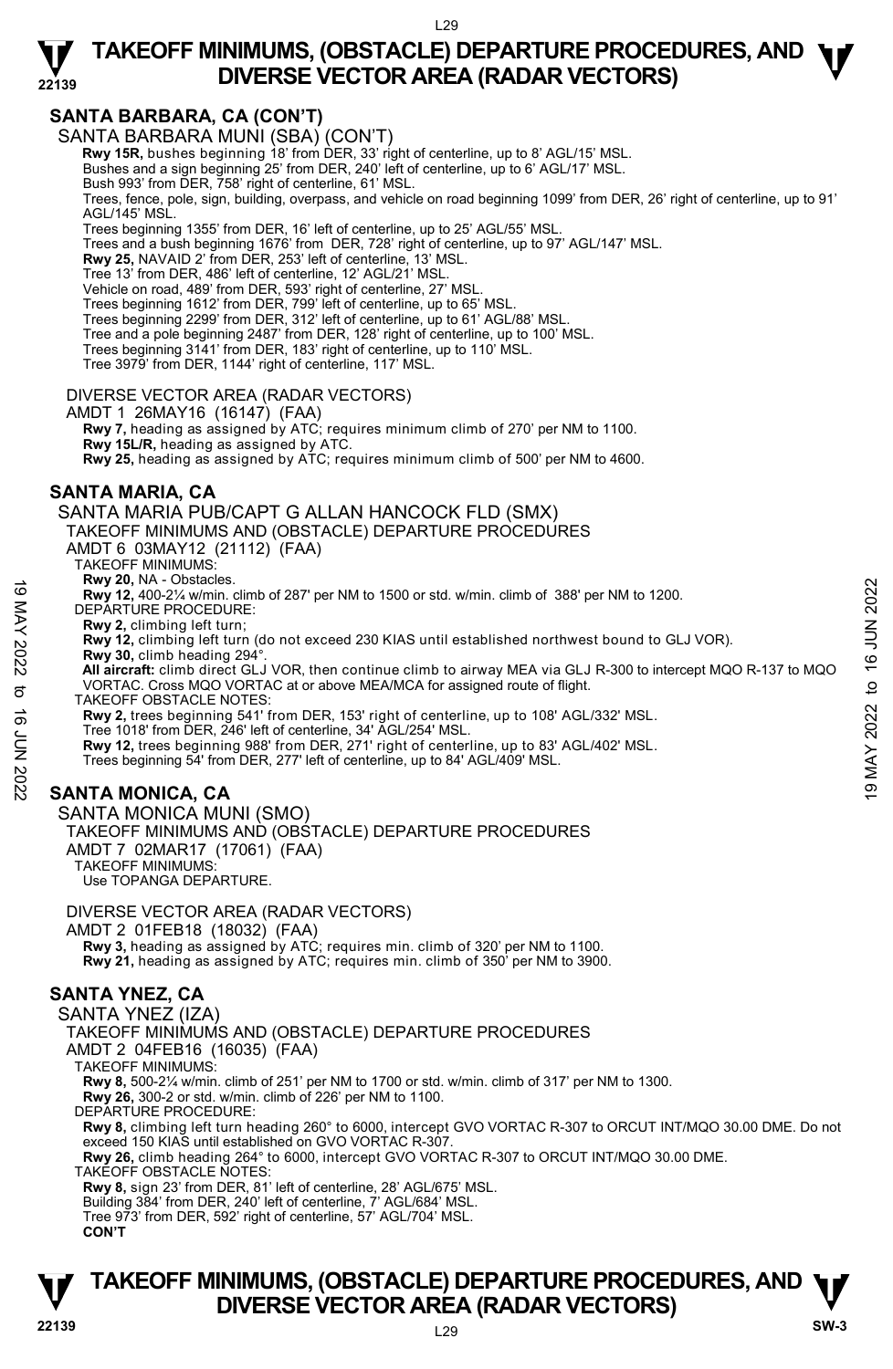## SANTA BARBARA, CA (CON'T)

SANTA BARBARA MUNI (SBA) (CON'T)

**Rwy 15R,** bushes beginning 18' from DER, 33' right of centerline, up to 8' AGL/15' MSL.
Bushes and a sign beginning 25' from DER, 240' left of centerline, up to 6' AGL/17' MSL.
Bush 993' from DER, 758' right of centerline, 61' MSL.
Trees, fence, pole, sign, building, overpass, and vehicle on road beginning 1099' from DER, 26' right of centerline, up to 91' AGL/145' MSL.
Trees beginning 1355' from DER, 16' left of centerline, up to 25' AGL/55' MSL.
Trees and a bush beginning 1676' from DER, 728' right of centerline, up to 97' AGL/147' MSL.
**Rwy 25,** NAVAID 2' from DER, 253' left of centerline, 13' MSL.
Tree 13' from DER, 486' left of centerline, 12' AGL/21' MSL.
Vehicle on road, 489' from DER, 593' right of centerline, 27' MSL.
Trees beginning 1612' from DER, 799' left of centerline, up to 65' MSL.
Trees beginning 2299' from DER, 312' left of centerline, up to 61' AGL/88' MSL.
Tree and a pole beginning 2487' from DER, 128' right of centerline, up to 100' MSL.
Trees beginning 3141' from DER, 183' right of centerline, up to 110' MSL.
Tree 3979' from DER, 1144' right of centerline, 117' MSL.

DIVERSE VECTOR AREA (RADAR VECTORS)
AMDT 1 26MAY16 (16147) (FAA)
**Rwy 7,** heading as assigned by ATC; requires minimum climb of 270' per NM to 1100.
**Rwy 15L/R,** heading as assigned by ATC.
**Rwy 25,** heading as assigned by ATC; requires minimum climb of 500' per NM to 4600.

## SANTA MARIA, CA

SANTA MARIA PUB/CAPT G ALLAN HANCOCK FLD (SMX)
TAKEOFF MINIMUMS AND (OBSTACLE) DEPARTURE PROCEDURES
AMDT 6 03MAY12 (21112) (FAA)
TAKEOFF MINIMUMS:
**Rwy 20,** NA - Obstacles.
**Rwy 12,** 400-2¼ w/min. climb of 287' per NM to 1500 or std. w/min. climb of 388' per NM to 1200.
DEPARTURE PROCEDURE:
**Rwy 2,** climbing left turn;
**Rwy 12,** climbing left turn (do not exceed 230 KIAS until established northwest bound to GLJ VOR).
**Rwy 30,** climb heading 294°.
**All aircraft:** climb direct GLJ VOR, then continue climb to airway MEA via GLJ R-300 to intercept MQO R-137 to MQO VORTAC. Cross MQO VORTAC at or above MEA/MCA for assigned route of flight.
TAKEOFF OBSTACLE NOTES:
**Rwy 2,** trees beginning 541' from DER, 153' right of centerline, up to 108' AGL/332' MSL.
Tree 1018' from DER, 246' left of centerline, 34' AGL/254' MSL.
**Rwy 12,** trees beginning 988' from DER, 271' right of centerline, up to 83' AGL/402' MSL.
Trees beginning 54' from DER, 277' left of centerline, up to 84' AGL/409' MSL.

## SANTA MONICA, CA

SANTA MONICA MUNI (SMO)
TAKEOFF MINIMUMS AND (OBSTACLE) DEPARTURE PROCEDURES
AMDT 7 02MAR17 (17061) (FAA)
TAKEOFF MINIMUMS:
Use TOPANGA DEPARTURE.

DIVERSE VECTOR AREA (RADAR VECTORS)
AMDT 2 01FEB18 (18032) (FAA)
**Rwy 3,** heading as assigned by ATC; requires min. climb of 320' per NM to 1100.
**Rwy 21,** heading as assigned by ATC; requires min. climb of 350' per NM to 3900.

## SANTA YNEZ, CA

SANTA YNEZ (IZA)
TAKEOFF MINIMUMS AND (OBSTACLE) DEPARTURE PROCEDURES
AMDT 2 04FEB16 (16035) (FAA)
TAKEOFF MINIMUMS:
**Rwy 8,** 500-2¼ w/min. climb of 251' per NM to 1700 or std. w/min. climb of 317' per NM to 1300.
**Rwy 26,** 300-2 or std. w/min. climb of 226' per NM to 1100.
DEPARTURE PROCEDURE:
**Rwy 8,** climbing left turn heading 260° to 6000, intercept GVO VORTAC R-307 to ORCUT INT/MQO 30.00 DME. Do not exceed 150 KIAS until established on GVO VORTAC R-307.
**Rwy 26,** climb heading 264° to 6000, intercept GVO VORTAC R-307 to ORCUT INT/MQO 30.00 DME.
TAKEOFF OBSTACLE NOTES:
**Rwy 8,** sign 23' from DER, 81' left of centerline, 28' AGL/675' MSL.
Building 384' from DER, 240' left of centerline, 7' AGL/684' MSL.
Tree 973' from DER, 592' right of centerline, 57' AGL/704' MSL.
**CON'T**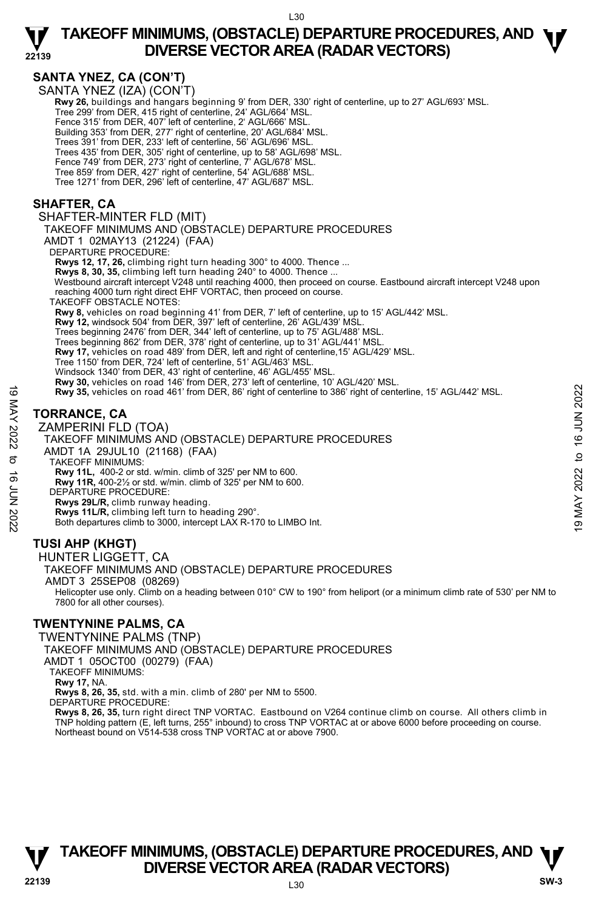## SANTA YNEZ, CA (CON'T)

SANTA YNEZ (IZA) (CON'T)

**Rwy 26,** buildings and hangars beginning 9' from DER, 330' right of centerline, up to 27' AGL/693' MSL.
Tree 299' from DER, 415 right of centerline, 24' AGL/664' MSL.
Fence 315' from DER, 407' left of centerline, 2' AGL/666' MSL.
Building 353' from DER, 277' right of centerline, 20' AGL/684' MSL.
Trees 391' from DER, 233' left of centerline, 56' AGL/696' MSL.
Trees 435' from DER, 305' right of centerline, up to 58' AGL/698' MSL.
Fence 749' from DER, 273' right of centerline, 7' AGL/678' MSL.
Tree 859' from DER, 427' right of centerline, 54' AGL/688' MSL.
Tree 1271' from DER, 296' left of centerline, 47' AGL/687' MSL.

## SHAFTER, CA

SHAFTER-MINTER FLD (MIT)
TAKEOFF MINIMUMS AND (OBSTACLE) DEPARTURE PROCEDURES
AMDT 1 02MAY13 (21224) (FAA)

DEPARTURE PROCEDURE:
**Rwys 12, 17, 26,** climbing right turn heading 300° to 4000. Thence ...
**Rwys 8, 30, 35,** climbing left turn heading 240° to 4000. Thence ...
Westbound aircraft intercept V248 until reaching 4000, then proceed on course. Eastbound aircraft intercept V248 upon reaching 4000 turn right direct EHF VORTAC, then proceed on course.

TAKEOFF OBSTACLE NOTES:
**Rwy 8,** vehicles on road beginning 41' from DER, 7' left of centerline, up to 15' AGL/442' MSL.
**Rwy 12,** windsock 504' from DER, 397' left of centerline, 26' AGL/439' MSL.
Trees beginning 2476' from DER, 344' left of centerline, up to 75' AGL/488' MSL.
Trees beginning 862' from DER, 378' right of centerline, up to 31' AGL/441' MSL.
**Rwy 17,** vehicles on road 489' from DER, left and right of centerline,15' AGL/429' MSL.
Tree 1150' from DER, 724' left of centerline, 51' AGL/463' MSL.
Windsock 1340' from DER, 43' right of centerline, 46' AGL/455' MSL.
**Rwy 30,** vehicles on road 146' from DER, 273' left of centerline, 10' AGL/420' MSL.
**Rwy 35,** vehicles on road 461' from DER, 86' right of centerline to 386' right of centerline, 15' AGL/442' MSL.

## TORRANCE, CA

ZAMPERINI FLD (TOA)
TAKEOFF MINIMUMS AND (OBSTACLE) DEPARTURE PROCEDURES
AMDT 1A 29JUL10 (21168) (FAA)

TAKEOFF MINIMUMS:
**Rwy 11L,** 400-2 or std. w/min. climb of 325' per NM to 600.
**Rwy 11R,** 400-2½ or std. w/min. climb of 325' per NM to 600.

DEPARTURE PROCEDURE:
**Rwys 29L/R,** climb runway heading.
**Rwys 11L/R,** climbing left turn to heading 290°.
Both departures climb to 3000, intercept LAX R-170 to LIMBO Int.

## TUSI AHP (KHGT)

HUNTER LIGGETT, CA
TAKEOFF MINIMUMS AND (OBSTACLE) DEPARTURE PROCEDURES
AMDT 3 25SEP08 (08269)

Helicopter use only. Climb on a heading between 010° CW to 190° from heliport (or a minimum climb rate of 530' per NM to 7800 for all other courses).

## TWENTYNINE PALMS, CA

TWENTYNINE PALMS (TNP)
TAKEOFF MINIMUMS AND (OBSTACLE) DEPARTURE PROCEDURES
AMDT 1 05OCT00 (00279) (FAA)

TAKEOFF MINIMUMS:
**Rwy 17,** NA.
**Rwys 8, 26, 35,** std. with a min. climb of 280' per NM to 5500.

DEPARTURE PROCEDURE:
**Rwys 8, 26, 35,** turn right direct TNP VORTAC. Eastbound on V264 continue climb on course. All others climb in TNP holding pattern (E, left turns, 255° inbound) to cross TNP VORTAC at or above 6000 before proceeding on course. Northeast bound on V514-538 cross TNP VORTAC at or above 7900.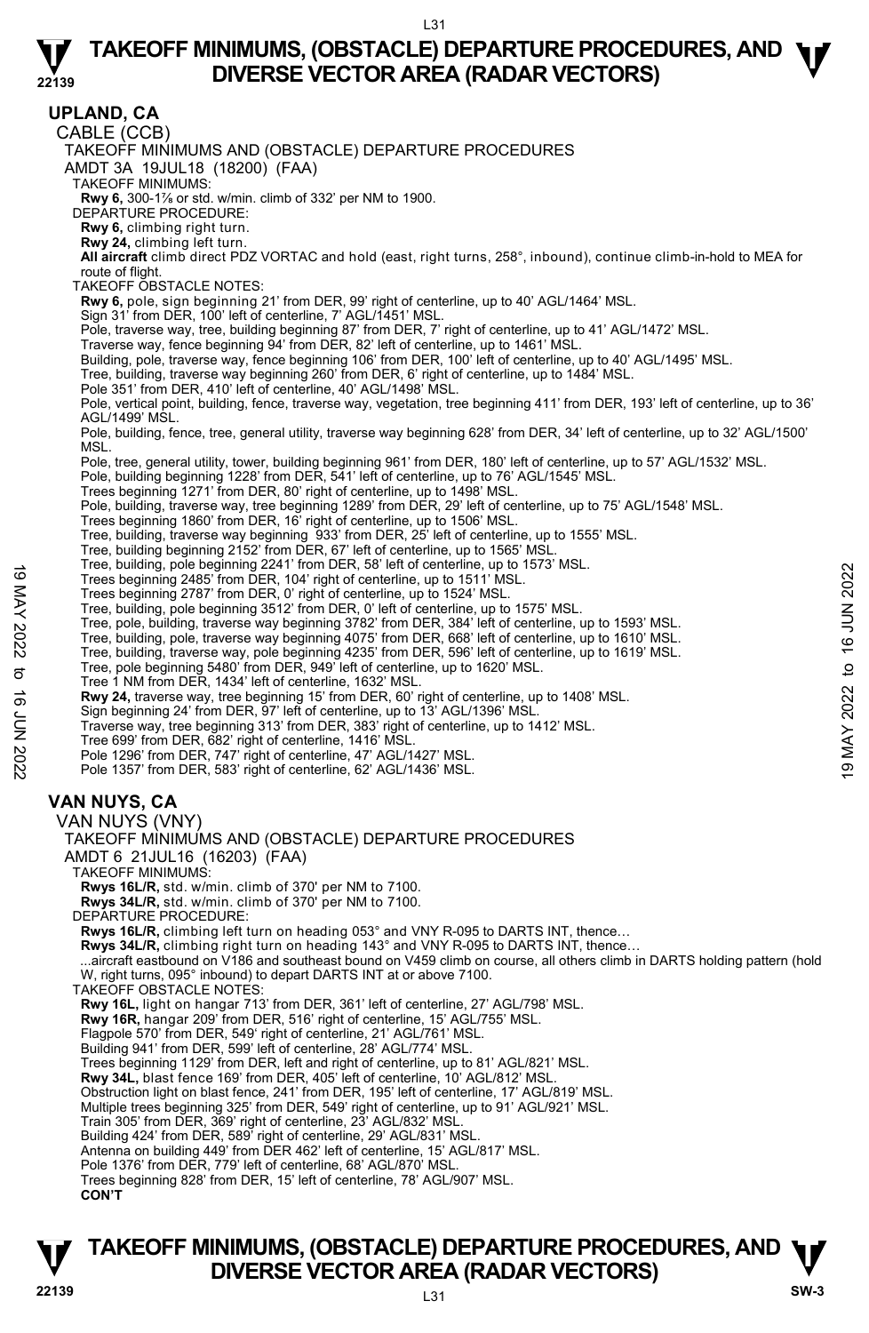## UPLAND, CA

CABLE (CCB)

TAKEOFF MINIMUMS AND (OBSTACLE) DEPARTURE PROCEDURES

AMDT 3A 19JUL18 (18200) (FAA)

TAKEOFF MINIMUMS:

**Rwy 6,** 300-1⅞ or std. w/min. climb of 332' per NM to 1900.

DEPARTURE PROCEDURE:

**Rwy 6,** climbing right turn.

**Rwy 24,** climbing left turn.

**All aircraft** climb direct PDZ VORTAC and hold (east, right turns, 258°, inbound), continue climb-in-hold to MEA for route of flight.

TAKEOFF OBSTACLE NOTES:

**Rwy 6,** pole, sign beginning 21' from DER, 99' right of centerline, up to 40' AGL/1464' MSL.
Sign 31' from DER, 100' left of centerline, 7' AGL/1451' MSL.
Pole, traverse way, tree, building beginning 87' from DER, 7' right of centerline, up to 41' AGL/1472' MSL.
Traverse way, fence beginning 94' from DER, 82' left of centerline, up to 1461' MSL.
Building, pole, traverse way, fence beginning 106' from DER, 100' left of centerline, up to 40' AGL/1495' MSL.
Tree, building, traverse way beginning 260' from DER, 6' right of centerline, up to 1484' MSL.
Pole 351' from DER, 410' left of centerline, 40' AGL/1498' MSL.
Pole, vertical point, building, fence, traverse way, vegetation, tree beginning 411' from DER, 193' left of centerline, up to 36' AGL/1499' MSL.
Pole, building, fence, tree, general utility, traverse way beginning 628' from DER, 34' left of centerline, up to 32' AGL/1500' MSL.
Pole, tree, general utility, tower, building beginning 961' from DER, 180' left of centerline, up to 57' AGL/1532' MSL.
Pole, building beginning 1228' from DER, 541' left of centerline, up to 76' AGL/1545' MSL.
Trees beginning 1271' from DER, 80' right of centerline, up to 1498' MSL.
Pole, building, traverse way, tree beginning 1289' from DER, 29' left of centerline, up to 75' AGL/1548' MSL.
Trees beginning 1860' from DER, 16' right of centerline, up to 1506' MSL.
Tree, building, traverse way beginning 933' from DER, 25' left of centerline, up to 1555' MSL.
Tree, building beginning 2152' from DER, 67' left of centerline, up to 1565' MSL.
Tree, building, pole beginning 2241' from DER, 58' left of centerline, up to 1573' MSL.
Trees beginning 2485' from DER, 104' right of centerline, up to 1511' MSL.
Trees beginning 2787' from DER, 0' right of centerline, up to 1524' MSL.
Tree, building, pole beginning 3512' from DER, 0' left of centerline, up to 1575' MSL.
Tree, pole, building, traverse way beginning 3782' from DER, 384' left of centerline, up to 1593' MSL.
Tree, building, pole, traverse way beginning 4075' from DER, 668' left of centerline, up to 1610' MSL.
Tree, building, traverse way, pole beginning 4235' from DER, 596' left of centerline, up to 1619' MSL.
Tree, pole beginning 5480' from DER, 949' left of centerline, up to 1620' MSL.
Tree 1 NM from DER, 1434' left of centerline, 1632' MSL.

**Rwy 24,** traverse way, tree beginning 15' from DER, 60' right of centerline, up to 1408' MSL.
Sign beginning 24' from DER, 97' left of centerline, up to 13' AGL/1396' MSL.
Traverse way, tree beginning 313' from DER, 383' right of centerline, up to 1412' MSL.
Tree 699' from DER, 682' right of centerline, 1416' MSL.
Pole 1296' from DER, 747' right of centerline, 47' AGL/1427' MSL.
Pole 1357' from DER, 583' right of centerline, 62' AGL/1436' MSL.

## VAN NUYS, CA

VAN NUYS (VNY)

TAKEOFF MINIMUMS AND (OBSTACLE) DEPARTURE PROCEDURES

AMDT 6 21JUL16 (16203) (FAA)

TAKEOFF MINIMUMS:

**Rwys 16L/R,** std. w/min. climb of 370' per NM to 7100.
**Rwys 34L/R,** std. w/min. climb of 370' per NM to 7100.

DEPARTURE PROCEDURE:

**Rwys 16L/R,** climbing left turn on heading 053° and VNY R-095 to DARTS INT, thence…
**Rwys 34L/R,** climbing right turn on heading 143° and VNY R-095 to DARTS INT, thence…
...aircraft eastbound on V186 and southeast bound on V459 climb on course, all others climb in DARTS holding pattern (hold W, right turns, 095° inbound) to depart DARTS INT at or above 7100.

TAKEOFF OBSTACLE NOTES:

**Rwy 16L,** light on hangar 713' from DER, 361' left of centerline, 27' AGL/798' MSL.

**Rwy 16R,** hangar 209' from DER, 516' right of centerline, 15' AGL/755' MSL.
Flagpole 570' from DER, 549' right of centerline, 21' AGL/761' MSL.
Building 941' from DER, 599' left of centerline, 28' AGL/774' MSL.
Trees beginning 1129' from DER, left and right of centerline, up to 81' AGL/821' MSL.

**Rwy 34L,** blast fence 169' from DER, 405' left of centerline, 10' AGL/812' MSL.
Obstruction light on blast fence, 241' from DER, 195' left of centerline, 17' AGL/819' MSL.
Multiple trees beginning 325' from DER, 549' right of centerline, up to 91' AGL/921' MSL.
Train 305' from DER, 369' right of centerline, 23' AGL/832' MSL.
Building 424' from DER, 589' right of centerline, 29' AGL/831' MSL.
Antenna on building 449' from DER 462' left of centerline, 15' AGL/817' MSL.
Pole 1376' from DER, 779' left of centerline, 68' AGL/870' MSL.
Trees beginning 828' from DER, 15' left of centerline, 78' AGL/907' MSL.

**CON'T**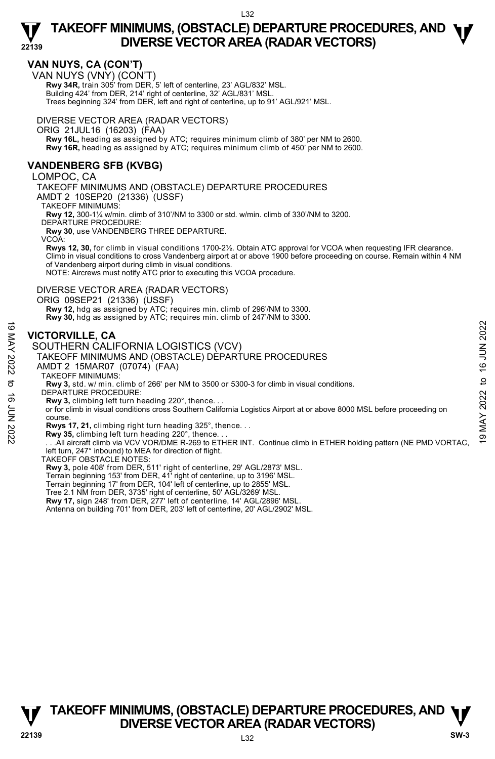## VAN NUYS, CA (CON'T)

VAN NUYS (VNY) (CON'T)

**Rwy 34R,** train 305' from DER, 5' left of centerline, 23' AGL/832' MSL.
Building 424' from DER, 214' right of centerline, 32' AGL/831' MSL.
Trees beginning 324' from DER, left and right of centerline, up to 91' AGL/921' MSL.

DIVERSE VECTOR AREA (RADAR VECTORS)
ORIG 21JUL16 (16203) (FAA)
**Rwy 16L,** heading as assigned by ATC; requires minimum climb of 380' per NM to 2600.
**Rwy 16R,** heading as assigned by ATC; requires minimum climb of 450' per NM to 2600.

## VANDENBERG SFB (KVBG)

LOMPOC, CA

TAKEOFF MINIMUMS AND (OBSTACLE) DEPARTURE PROCEDURES
AMDT 2 10SEP20 (21336) (USSF)
TAKEOFF MINIMUMS:
**Rwy 12,** 300-1¼ w/min. climb of 310'/NM to 3300 or std. w/min. climb of 330'/NM to 3200.
DEPARTURE PROCEDURE:
**Rwy 30**, use VANDENBERG THREE DEPARTURE.
VCOA:
**Rwys 12, 30,** for climb in visual conditions 1700-2½. Obtain ATC approval for VCOA when requesting IFR clearance. Climb in visual conditions to cross Vandenberg airport at or above 1900 before proceeding on course. Remain within 4 NM of Vandenberg airport during climb in visual conditions.
NOTE: Aircrews must notify ATC prior to executing this VCOA procedure.

DIVERSE VECTOR AREA (RADAR VECTORS)
ORIG 09SEP21 (21336) (USSF)
**Rwy 12,** hdg as assigned by ATC; requires min. climb of 296'/NM to 3300.
**Rwy 30,** hdg as assigned by ATC; requires min. climb of 247'/NM to 3300.

## VICTORVILLE, CA

SOUTHERN CALIFORNIA LOGISTICS (VCV)

TAKEOFF MINIMUMS AND (OBSTACLE) DEPARTURE PROCEDURES
AMDT 2 15MAR07 (07074) (FAA)
TAKEOFF MINIMUMS:
**Rwy 3,** std. w/ min. climb of 266' per NM to 3500 or 5300-3 for climb in visual conditions.
DEPARTURE PROCEDURE:
**Rwy 3,** climbing left turn heading 220°, thence. . .
or for climb in visual conditions cross Southern California Logistics Airport at or above 8000 MSL before proceeding on course.
**Rwys 17, 21,** climbing right turn heading 325°, thence. . .
**Rwy 35,** climbing left turn heading 220°, thence. . .
. . .All aircraft climb via VCV VOR/DME R-269 to ETHER INT. Continue climb in ETHER holding pattern (NE PMD VORTAC, left turn, 247° inbound) to MEA for direction of flight.
TAKEOFF OBSTACLE NOTES:
**Rwy 3,** pole 408' from DER, 511' right of centerline, 29' AGL/2873' MSL.
Terrain beginning 153' from DER, 41' right of centerline, up to 3196' MSL.
Terrain beginning 17' from DER, 104' left of centerline, up to 2855' MSL.
Tree 2.1 NM from DER, 3735' right of centerline, 50' AGL/3269' MSL.
**Rwy 17,** sign 248' from DER, 277' left of centerline, 14' AGL/2896' MSL.
Antenna on building 701' from DER, 203' left of centerline, 20' AGL/2902' MSL.